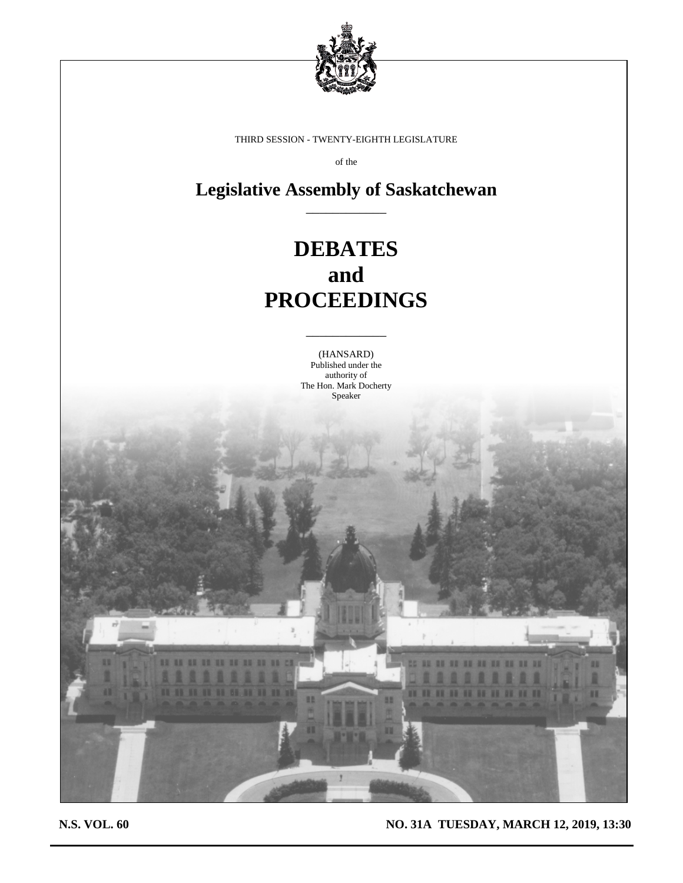THIRD SESSION - TWENTY-EIGHTH LEGISLATURE

of the

# Legislative Assembly of Saskatchewan

# DEBATES
# and
# PROCEEDINGS

(HANSARD)
Published under the
authority of
The Hon. Mark Docherty
Speaker

**N.S. VOL. 60** **NO. 31A TUESDAY, MARCH 12, 2019, 13:30**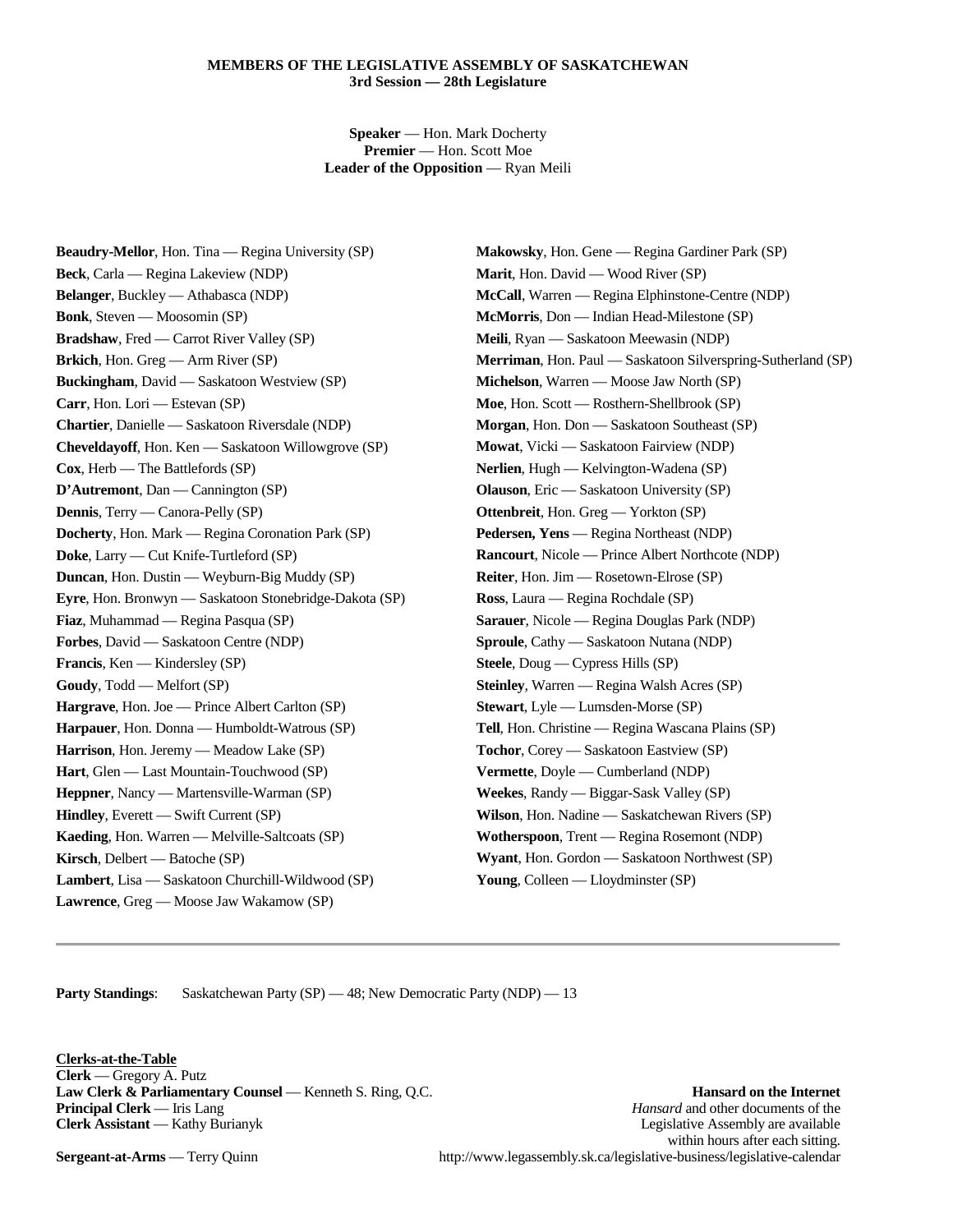## MEMBERS OF THE LEGISLATIVE ASSEMBLY OF SASKATCHEWAN
**3rd Session — 28th Legislature**

**Speaker** — Hon. Mark Docherty
**Premier** — Hon. Scott Moe
**Leader of the Opposition** — Ryan Meili

**Beaudry-Mellor**, Hon. Tina — Regina University (SP)
**Beck**, Carla — Regina Lakeview (NDP)
**Belanger**, Buckley — Athabasca (NDP)
**Bonk**, Steven — Moosomin (SP)
**Bradshaw**, Fred — Carrot River Valley (SP)
**Brkich**, Hon. Greg — Arm River (SP)
**Buckingham**, David — Saskatoon Westview (SP)
**Carr**, Hon. Lori — Estevan (SP)
**Chartier**, Danielle — Saskatoon Riversdale (NDP)
**Cheveldayoff**, Hon. Ken — Saskatoon Willowgrove (SP)
**Cox**, Herb — The Battlefords (SP)
**D'Autremont**, Dan — Cannington (SP)
**Dennis**, Terry — Canora-Pelly (SP)
**Docherty**, Hon. Mark — Regina Coronation Park (SP)
**Doke**, Larry — Cut Knife-Turtleford (SP)
**Duncan**, Hon. Dustin — Weyburn-Big Muddy (SP)
**Eyre**, Hon. Bronwyn — Saskatoon Stonebridge-Dakota (SP)
**Fiaz**, Muhammad — Regina Pasqua (SP)
**Forbes**, David — Saskatoon Centre (NDP)
**Francis**, Ken — Kindersley (SP)
**Goudy**, Todd — Melfort (SP)
**Hargrave**, Hon. Joe — Prince Albert Carlton (SP)
**Harpauer**, Hon. Donna — Humboldt-Watrous (SP)
**Harrison**, Hon. Jeremy — Meadow Lake (SP)
**Hart**, Glen — Last Mountain-Touchwood (SP)
**Heppner**, Nancy — Martensville-Warman (SP)
**Hindley**, Everett — Swift Current (SP)
**Kaeding**, Hon. Warren — Melville-Saltcoats (SP)
**Kirsch**, Delbert — Batoche (SP)
**Lambert**, Lisa — Saskatoon Churchill-Wildwood (SP)
**Lawrence**, Greg — Moose Jaw Wakamow (SP)
**Makowsky**, Hon. Gene — Regina Gardiner Park (SP)
**Marit**, Hon. David — Wood River (SP)
**McCall**, Warren — Regina Elphinstone-Centre (NDP)
**McMorris**, Don — Indian Head-Milestone (SP)
**Meili**, Ryan — Saskatoon Meewasin (NDP)
**Merriman**, Hon. Paul — Saskatoon Silverspring-Sutherland (SP)
**Michelson**, Warren — Moose Jaw North (SP)
**Moe**, Hon. Scott — Rosthern-Shellbrook (SP)
**Morgan**, Hon. Don — Saskatoon Southeast (SP)
**Mowat**, Vicki — Saskatoon Fairview (NDP)
**Nerlien**, Hugh — Kelvington-Wadena (SP)
**Olauson**, Eric — Saskatoon University (SP)
**Ottenbreit**, Hon. Greg — Yorkton (SP)
**Pedersen, Yens** — Regina Northeast (NDP)
**Rancourt**, Nicole — Prince Albert Northcote (NDP)
**Reiter**, Hon. Jim — Rosetown-Elrose (SP)
**Ross**, Laura — Regina Rochdale (SP)
**Sarauer**, Nicole — Regina Douglas Park (NDP)
**Sproule**, Cathy — Saskatoon Nutana (NDP)
**Steele**, Doug — Cypress Hills (SP)
**Steinley**, Warren — Regina Walsh Acres (SP)
**Stewart**, Lyle — Lumsden-Morse (SP)
**Tell**, Hon. Christine — Regina Wascana Plains (SP)
**Tochor**, Corey — Saskatoon Eastview (SP)
**Vermette**, Doyle — Cumberland (NDP)
**Weekes**, Randy — Biggar-Sask Valley (SP)
**Wilson**, Hon. Nadine — Saskatchewan Rivers (SP)
**Wotherspoon**, Trent — Regina Rosemont (NDP)
**Wyant**, Hon. Gordon — Saskatoon Northwest (SP)
**Young**, Colleen — Lloydminster (SP)

---

**Party Standings**: Saskatchewan Party (SP) — 48; New Democratic Party (NDP) — 13

**Clerks-at-the-Table**
**Clerk** — Gregory A. Putz
**Law Clerk & Parliamentary Counsel** — Kenneth S. Ring, Q.C.
**Principal Clerk** — Iris Lang
**Clerk Assistant** — Kathy Burianyk

**Sergeant-at-Arms** — Terry Quinn

**Hansard on the Internet**
*Hansard* and other documents of the Legislative Assembly are available within hours after each sitting.
http://www.legassembly.sk.ca/legislative-business/legislative-calendar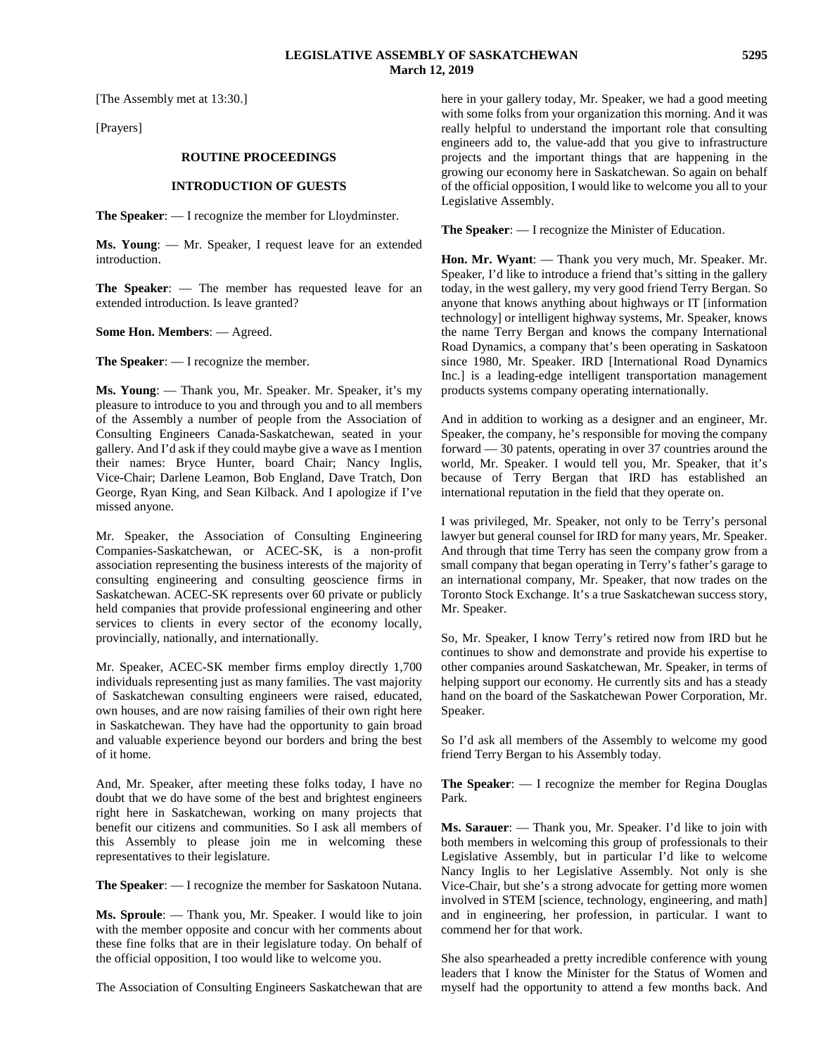[The Assembly met at 13:30.]

[Prayers]

## ROUTINE PROCEEDINGS

### INTRODUCTION OF GUESTS

**The Speaker**: — I recognize the member for Lloydminster.

**Ms. Young**: — Mr. Speaker, I request leave for an extended introduction.

**The Speaker**: — The member has requested leave for an extended introduction. Is leave granted?

**Some Hon. Members**: — Agreed.

**The Speaker**: — I recognize the member.

**Ms. Young**: — Thank you, Mr. Speaker. Mr. Speaker, it's my pleasure to introduce to you and through you and to all members of the Assembly a number of people from the Association of Consulting Engineers Canada-Saskatchewan, seated in your gallery. And I'd ask if they could maybe give a wave as I mention their names: Bryce Hunter, board Chair; Nancy Inglis, Vice-Chair; Darlene Leamon, Bob England, Dave Tratch, Don George, Ryan King, and Sean Kilback. And I apologize if I've missed anyone.

Mr. Speaker, the Association of Consulting Engineering Companies-Saskatchewan, or ACEC-SK, is a non-profit association representing the business interests of the majority of consulting engineering and consulting geoscience firms in Saskatchewan. ACEC-SK represents over 60 private or publicly held companies that provide professional engineering and other services to clients in every sector of the economy locally, provincially, nationally, and internationally.

Mr. Speaker, ACEC-SK member firms employ directly 1,700 individuals representing just as many families. The vast majority of Saskatchewan consulting engineers were raised, educated, own houses, and are now raising families of their own right here in Saskatchewan. They have had the opportunity to gain broad and valuable experience beyond our borders and bring the best of it home.

And, Mr. Speaker, after meeting these folks today, I have no doubt that we do have some of the best and brightest engineers right here in Saskatchewan, working on many projects that benefit our citizens and communities. So I ask all members of this Assembly to please join me in welcoming these representatives to their legislature.

**The Speaker**: — I recognize the member for Saskatoon Nutana.

**Ms. Sproule**: — Thank you, Mr. Speaker. I would like to join with the member opposite and concur with her comments about these fine folks that are in their legislature today. On behalf of the official opposition, I too would like to welcome you.

The Association of Consulting Engineers Saskatchewan that are here in your gallery today, Mr. Speaker, we had a good meeting with some folks from your organization this morning. And it was really helpful to understand the important role that consulting engineers add to, the value-add that you give to infrastructure projects and the important things that are happening in the growing our economy here in Saskatchewan. So again on behalf of the official opposition, I would like to welcome you all to your Legislative Assembly.

**The Speaker**: — I recognize the Minister of Education.

**Hon. Mr. Wyant**: — Thank you very much, Mr. Speaker. Mr. Speaker, I'd like to introduce a friend that's sitting in the gallery today, in the west gallery, my very good friend Terry Bergan. So anyone that knows anything about highways or IT [information technology] or intelligent highway systems, Mr. Speaker, knows the name Terry Bergan and knows the company International Road Dynamics, a company that's been operating in Saskatoon since 1980, Mr. Speaker. IRD [International Road Dynamics Inc.] is a leading-edge intelligent transportation management products systems company operating internationally.

And in addition to working as a designer and an engineer, Mr. Speaker, the company, he's responsible for moving the company forward — 30 patents, operating in over 37 countries around the world, Mr. Speaker. I would tell you, Mr. Speaker, that it's because of Terry Bergan that IRD has established an international reputation in the field that they operate on.

I was privileged, Mr. Speaker, not only to be Terry's personal lawyer but general counsel for IRD for many years, Mr. Speaker. And through that time Terry has seen the company grow from a small company that began operating in Terry's father's garage to an international company, Mr. Speaker, that now trades on the Toronto Stock Exchange. It's a true Saskatchewan success story, Mr. Speaker.

So, Mr. Speaker, I know Terry's retired now from IRD but he continues to show and demonstrate and provide his expertise to other companies around Saskatchewan, Mr. Speaker, in terms of helping support our economy. He currently sits and has a steady hand on the board of the Saskatchewan Power Corporation, Mr. Speaker.

So I'd ask all members of the Assembly to welcome my good friend Terry Bergan to his Assembly today.

**The Speaker**: — I recognize the member for Regina Douglas Park.

**Ms. Sarauer**: — Thank you, Mr. Speaker. I'd like to join with both members in welcoming this group of professionals to their Legislative Assembly, but in particular I'd like to welcome Nancy Inglis to her Legislative Assembly. Not only is she Vice-Chair, but she's a strong advocate for getting more women involved in STEM [science, technology, engineering, and math] and in engineering, her profession, in particular. I want to commend her for that work.

She also spearheaded a pretty incredible conference with young leaders that I know the Minister for the Status of Women and myself had the opportunity to attend a few months back. And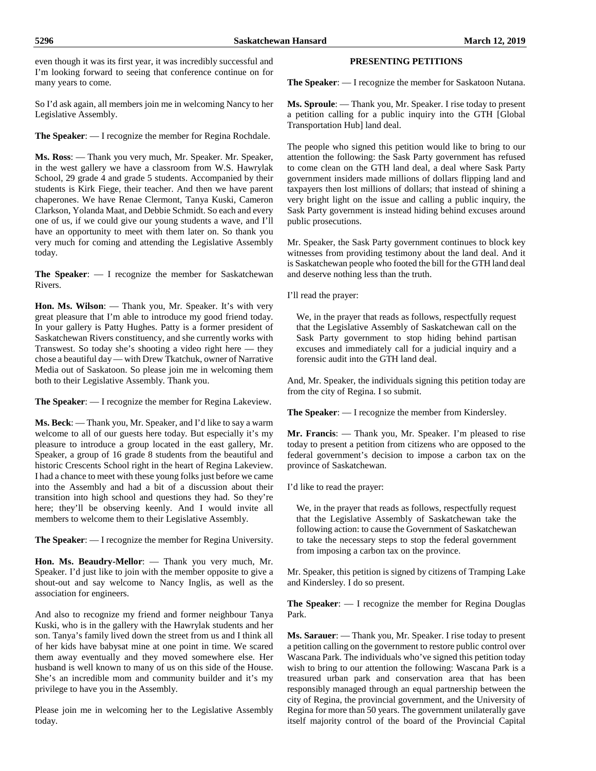even though it was its first year, it was incredibly successful and I'm looking forward to seeing that conference continue on for many years to come.

So I'd ask again, all members join me in welcoming Nancy to her Legislative Assembly.

**The Speaker**: — I recognize the member for Regina Rochdale.

**Ms. Ross**: — Thank you very much, Mr. Speaker. Mr. Speaker, in the west gallery we have a classroom from W.S. Hawrylak School, 29 grade 4 and grade 5 students. Accompanied by their students is Kirk Fiege, their teacher. And then we have parent chaperones. We have Renae Clermont, Tanya Kuski, Cameron Clarkson, Yolanda Maat, and Debbie Schmidt. So each and every one of us, if we could give our young students a wave, and I'll have an opportunity to meet with them later on. So thank you very much for coming and attending the Legislative Assembly today.

**The Speaker**: — I recognize the member for Saskatchewan Rivers.

**Hon. Ms. Wilson**: — Thank you, Mr. Speaker. It's with very great pleasure that I'm able to introduce my good friend today. In your gallery is Patty Hughes. Patty is a former president of Saskatchewan Rivers constituency, and she currently works with Transwest. So today she's shooting a video right here — they chose a beautiful day — with Drew Tkatchuk, owner of Narrative Media out of Saskatoon. So please join me in welcoming them both to their Legislative Assembly. Thank you.

**The Speaker**: — I recognize the member for Regina Lakeview.

**Ms. Beck**: — Thank you, Mr. Speaker, and I'd like to say a warm welcome to all of our guests here today. But especially it's my pleasure to introduce a group located in the east gallery, Mr. Speaker, a group of 16 grade 8 students from the beautiful and historic Crescents School right in the heart of Regina Lakeview. I had a chance to meet with these young folks just before we came into the Assembly and had a bit of a discussion about their transition into high school and questions they had. So they're here; they'll be observing keenly. And I would invite all members to welcome them to their Legislative Assembly.

**The Speaker**: — I recognize the member for Regina University.

**Hon. Ms. Beaudry-Mellor**: — Thank you very much, Mr. Speaker. I'd just like to join with the member opposite to give a shout-out and say welcome to Nancy Inglis, as well as the association for engineers.

And also to recognize my friend and former neighbour Tanya Kuski, who is in the gallery with the Hawrylak students and her son. Tanya's family lived down the street from us and I think all of her kids have babysat mine at one point in time. We scared them away eventually and they moved somewhere else. Her husband is well known to many of us on this side of the House. She's an incredible mom and community builder and it's my privilege to have you in the Assembly.

Please join me in welcoming her to the Legislative Assembly today.

## PRESENTING PETITIONS

**The Speaker**: — I recognize the member for Saskatoon Nutana.

**Ms. Sproule**: — Thank you, Mr. Speaker. I rise today to present a petition calling for a public inquiry into the GTH [Global Transportation Hub] land deal.

The people who signed this petition would like to bring to our attention the following: the Sask Party government has refused to come clean on the GTH land deal, a deal where Sask Party government insiders made millions of dollars flipping land and taxpayers then lost millions of dollars; that instead of shining a very bright light on the issue and calling a public inquiry, the Sask Party government is instead hiding behind excuses around public prosecutions.

Mr. Speaker, the Sask Party government continues to block key witnesses from providing testimony about the land deal. And it is Saskatchewan people who footed the bill for the GTH land deal and deserve nothing less than the truth.

I'll read the prayer:

> We, in the prayer that reads as follows, respectfully request that the Legislative Assembly of Saskatchewan call on the Sask Party government to stop hiding behind partisan excuses and immediately call for a judicial inquiry and a forensic audit into the GTH land deal.

And, Mr. Speaker, the individuals signing this petition today are from the city of Regina. I so submit.

**The Speaker**: — I recognize the member from Kindersley.

**Mr. Francis**: — Thank you, Mr. Speaker. I'm pleased to rise today to present a petition from citizens who are opposed to the federal government's decision to impose a carbon tax on the province of Saskatchewan.

I'd like to read the prayer:

> We, in the prayer that reads as follows, respectfully request that the Legislative Assembly of Saskatchewan take the following action: to cause the Government of Saskatchewan to take the necessary steps to stop the federal government from imposing a carbon tax on the province.

Mr. Speaker, this petition is signed by citizens of Tramping Lake and Kindersley. I do so present.

**The Speaker**: — I recognize the member for Regina Douglas Park.

**Ms. Sarauer**: — Thank you, Mr. Speaker. I rise today to present a petition calling on the government to restore public control over Wascana Park. The individuals who've signed this petition today wish to bring to our attention the following: Wascana Park is a treasured urban park and conservation area that has been responsibly managed through an equal partnership between the city of Regina, the provincial government, and the University of Regina for more than 50 years. The government unilaterally gave itself majority control of the board of the Provincial Capital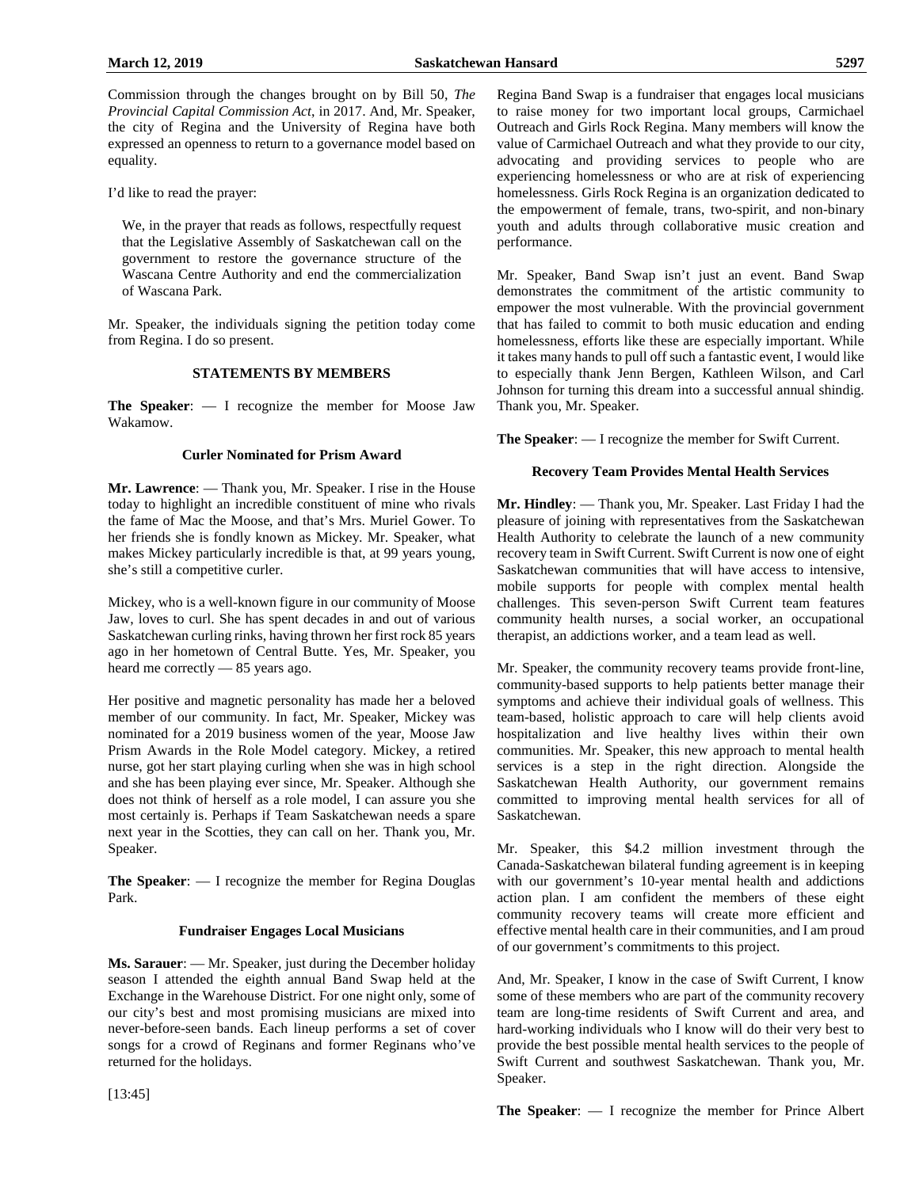Commission through the changes brought on by Bill 50, *The Provincial Capital Commission Act*, in 2017. And, Mr. Speaker, the city of Regina and the University of Regina have both expressed an openness to return to a governance model based on equality.

I'd like to read the prayer:

> We, in the prayer that reads as follows, respectfully request that the Legislative Assembly of Saskatchewan call on the government to restore the governance structure of the Wascana Centre Authority and end the commercialization of Wascana Park.

Mr. Speaker, the individuals signing the petition today come from Regina. I do so present.

## STATEMENTS BY MEMBERS

**The Speaker**: — I recognize the member for Moose Jaw Wakamow.

### Curler Nominated for Prism Award

**Mr. Lawrence**: — Thank you, Mr. Speaker. I rise in the House today to highlight an incredible constituent of mine who rivals the fame of Mac the Moose, and that's Mrs. Muriel Gower. To her friends she is fondly known as Mickey. Mr. Speaker, what makes Mickey particularly incredible is that, at 99 years young, she's still a competitive curler.

Mickey, who is a well-known figure in our community of Moose Jaw, loves to curl. She has spent decades in and out of various Saskatchewan curling rinks, having thrown her first rock 85 years ago in her hometown of Central Butte. Yes, Mr. Speaker, you heard me correctly — 85 years ago.

Her positive and magnetic personality has made her a beloved member of our community. In fact, Mr. Speaker, Mickey was nominated for a 2019 business women of the year, Moose Jaw Prism Awards in the Role Model category. Mickey, a retired nurse, got her start playing curling when she was in high school and she has been playing ever since, Mr. Speaker. Although she does not think of herself as a role model, I can assure you she most certainly is. Perhaps if Team Saskatchewan needs a spare next year in the Scotties, they can call on her. Thank you, Mr. Speaker.

**The Speaker**: — I recognize the member for Regina Douglas Park.

### Fundraiser Engages Local Musicians

**Ms. Sarauer**: — Mr. Speaker, just during the December holiday season I attended the eighth annual Band Swap held at the Exchange in the Warehouse District. For one night only, some of our city's best and most promising musicians are mixed into never-before-seen bands. Each lineup performs a set of cover songs for a crowd of Reginans and former Reginans who've returned for the holidays.

[13:45]

Regina Band Swap is a fundraiser that engages local musicians to raise money for two important local groups, Carmichael Outreach and Girls Rock Regina. Many members will know the value of Carmichael Outreach and what they provide to our city, advocating and providing services to people who are experiencing homelessness or who are at risk of experiencing homelessness. Girls Rock Regina is an organization dedicated to the empowerment of female, trans, two-spirit, and non-binary youth and adults through collaborative music creation and performance.

Mr. Speaker, Band Swap isn't just an event. Band Swap demonstrates the commitment of the artistic community to empower the most vulnerable. With the provincial government that has failed to commit to both music education and ending homelessness, efforts like these are especially important. While it takes many hands to pull off such a fantastic event, I would like to especially thank Jenn Bergen, Kathleen Wilson, and Carl Johnson for turning this dream into a successful annual shindig. Thank you, Mr. Speaker.

**The Speaker**: — I recognize the member for Swift Current.

### Recovery Team Provides Mental Health Services

**Mr. Hindley**: — Thank you, Mr. Speaker. Last Friday I had the pleasure of joining with representatives from the Saskatchewan Health Authority to celebrate the launch of a new community recovery team in Swift Current. Swift Current is now one of eight Saskatchewan communities that will have access to intensive, mobile supports for people with complex mental health challenges. This seven-person Swift Current team features community health nurses, a social worker, an occupational therapist, an addictions worker, and a team lead as well.

Mr. Speaker, the community recovery teams provide front-line, community-based supports to help patients better manage their symptoms and achieve their individual goals of wellness. This team-based, holistic approach to care will help clients avoid hospitalization and live healthy lives within their own communities. Mr. Speaker, this new approach to mental health services is a step in the right direction. Alongside the Saskatchewan Health Authority, our government remains committed to improving mental health services for all of Saskatchewan.

Mr. Speaker, this $4.2 million investment through the Canada-Saskatchewan bilateral funding agreement is in keeping with our government's 10-year mental health and addictions action plan. I am confident the members of these eight community recovery teams will create more efficient and effective mental health care in their communities, and I am proud of our government's commitments to this project.

And, Mr. Speaker, I know in the case of Swift Current, I know some of these members who are part of the community recovery team are long-time residents of Swift Current and area, and hard-working individuals who I know will do their very best to provide the best possible mental health services to the people of Swift Current and southwest Saskatchewan. Thank you, Mr. Speaker.

**The Speaker**: — I recognize the member for Prince Albert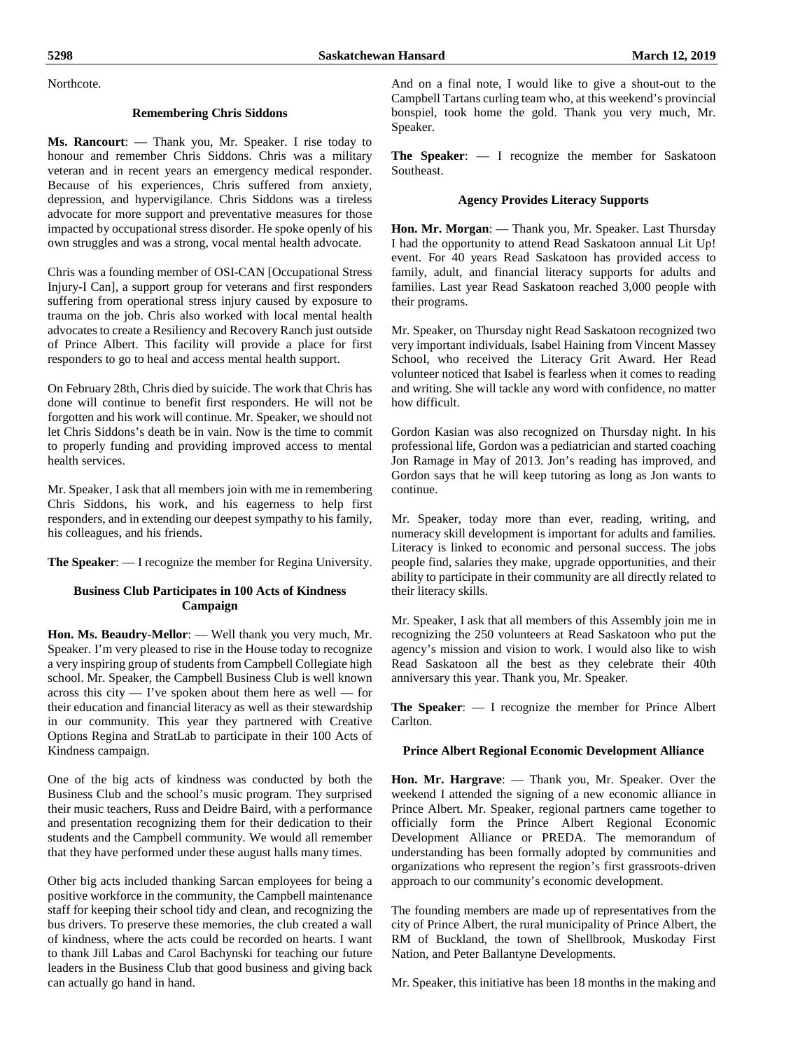Northcote.

### Remembering Chris Siddons

**Ms. Rancourt**: — Thank you, Mr. Speaker. I rise today to honour and remember Chris Siddons. Chris was a military veteran and in recent years an emergency medical responder. Because of his experiences, Chris suffered from anxiety, depression, and hypervigilance. Chris Siddons was a tireless advocate for more support and preventative measures for those impacted by occupational stress disorder. He spoke openly of his own struggles and was a strong, vocal mental health advocate.

Chris was a founding member of OSI-CAN [Occupational Stress Injury-I Can], a support group for veterans and first responders suffering from operational stress injury caused by exposure to trauma on the job. Chris also worked with local mental health advocates to create a Resiliency and Recovery Ranch just outside of Prince Albert. This facility will provide a place for first responders to go to heal and access mental health support.

On February 28th, Chris died by suicide. The work that Chris has done will continue to benefit first responders. He will not be forgotten and his work will continue. Mr. Speaker, we should not let Chris Siddons's death be in vain. Now is the time to commit to properly funding and providing improved access to mental health services.

Mr. Speaker, I ask that all members join with me in remembering Chris Siddons, his work, and his eagerness to help first responders, and in extending our deepest sympathy to his family, his colleagues, and his friends.

**The Speaker**: — I recognize the member for Regina University.

### Business Club Participates in 100 Acts of Kindness Campaign

**Hon. Ms. Beaudry-Mellor**: — Well thank you very much, Mr. Speaker. I'm very pleased to rise in the House today to recognize a very inspiring group of students from Campbell Collegiate high school. Mr. Speaker, the Campbell Business Club is well known across this city — I've spoken about them here as well — for their education and financial literacy as well as their stewardship in our community. This year they partnered with Creative Options Regina and StratLab to participate in their 100 Acts of Kindness campaign.

One of the big acts of kindness was conducted by both the Business Club and the school's music program. They surprised their music teachers, Russ and Deidre Baird, with a performance and presentation recognizing them for their dedication to their students and the Campbell community. We would all remember that they have performed under these august halls many times.

Other big acts included thanking Sarcan employees for being a positive workforce in the community, the Campbell maintenance staff for keeping their school tidy and clean, and recognizing the bus drivers. To preserve these memories, the club created a wall of kindness, where the acts could be recorded on hearts. I want to thank Jill Labas and Carol Bachynski for teaching our future leaders in the Business Club that good business and giving back can actually go hand in hand.

And on a final note, I would like to give a shout-out to the Campbell Tartans curling team who, at this weekend's provincial bonspiel, took home the gold. Thank you very much, Mr. Speaker.

**The Speaker**: — I recognize the member for Saskatoon Southeast.

### Agency Provides Literacy Supports

**Hon. Mr. Morgan**: — Thank you, Mr. Speaker. Last Thursday I had the opportunity to attend Read Saskatoon annual Lit Up! event. For 40 years Read Saskatoon has provided access to family, adult, and financial literacy supports for adults and families. Last year Read Saskatoon reached 3,000 people with their programs.

Mr. Speaker, on Thursday night Read Saskatoon recognized two very important individuals, Isabel Haining from Vincent Massey School, who received the Literacy Grit Award. Her Read volunteer noticed that Isabel is fearless when it comes to reading and writing. She will tackle any word with confidence, no matter how difficult.

Gordon Kasian was also recognized on Thursday night. In his professional life, Gordon was a pediatrician and started coaching Jon Ramage in May of 2013. Jon's reading has improved, and Gordon says that he will keep tutoring as long as Jon wants to continue.

Mr. Speaker, today more than ever, reading, writing, and numeracy skill development is important for adults and families. Literacy is linked to economic and personal success. The jobs people find, salaries they make, upgrade opportunities, and their ability to participate in their community are all directly related to their literacy skills.

Mr. Speaker, I ask that all members of this Assembly join me in recognizing the 250 volunteers at Read Saskatoon who put the agency's mission and vision to work. I would also like to wish Read Saskatoon all the best as they celebrate their 40th anniversary this year. Thank you, Mr. Speaker.

**The Speaker**: — I recognize the member for Prince Albert Carlton.

### Prince Albert Regional Economic Development Alliance

**Hon. Mr. Hargrave**: — Thank you, Mr. Speaker. Over the weekend I attended the signing of a new economic alliance in Prince Albert. Mr. Speaker, regional partners came together to officially form the Prince Albert Regional Economic Development Alliance or PREDA. The memorandum of understanding has been formally adopted by communities and organizations who represent the region's first grassroots-driven approach to our community's economic development.

The founding members are made up of representatives from the city of Prince Albert, the rural municipality of Prince Albert, the RM of Buckland, the town of Shellbrook, Muskoday First Nation, and Peter Ballantyne Developments.

Mr. Speaker, this initiative has been 18 months in the making and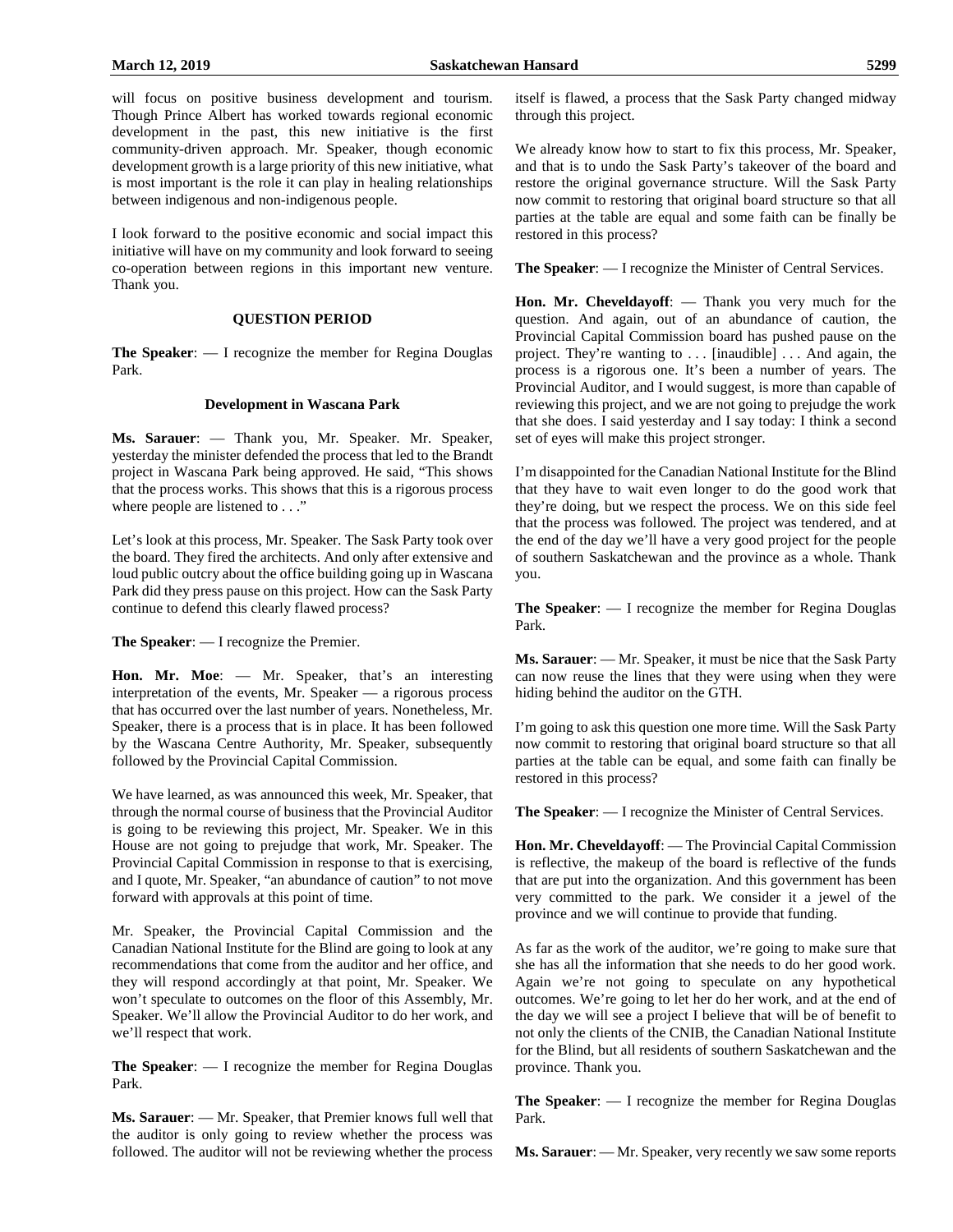will focus on positive business development and tourism. Though Prince Albert has worked towards regional economic development in the past, this new initiative is the first community-driven approach. Mr. Speaker, though economic development growth is a large priority of this new initiative, what is most important is the role it can play in healing relationships between indigenous and non-indigenous people.

I look forward to the positive economic and social impact this initiative will have on my community and look forward to seeing co-operation between regions in this important new venture. Thank you.

## QUESTION PERIOD

**The Speaker**: — I recognize the member for Regina Douglas Park.

### Development in Wascana Park

**Ms. Sarauer**: — Thank you, Mr. Speaker. Mr. Speaker, yesterday the minister defended the process that led to the Brandt project in Wascana Park being approved. He said, "This shows that the process works. This shows that this is a rigorous process where people are listened to . . ."

Let's look at this process, Mr. Speaker. The Sask Party took over the board. They fired the architects. And only after extensive and loud public outcry about the office building going up in Wascana Park did they press pause on this project. How can the Sask Party continue to defend this clearly flawed process?

**The Speaker**: — I recognize the Premier.

**Hon. Mr. Moe**: — Mr. Speaker, that's an interesting interpretation of the events, Mr. Speaker — a rigorous process that has occurred over the last number of years. Nonetheless, Mr. Speaker, there is a process that is in place. It has been followed by the Wascana Centre Authority, Mr. Speaker, subsequently followed by the Provincial Capital Commission.

We have learned, as was announced this week, Mr. Speaker, that through the normal course of business that the Provincial Auditor is going to be reviewing this project, Mr. Speaker. We in this House are not going to prejudge that work, Mr. Speaker. The Provincial Capital Commission in response to that is exercising, and I quote, Mr. Speaker, "an abundance of caution" to not move forward with approvals at this point of time.

Mr. Speaker, the Provincial Capital Commission and the Canadian National Institute for the Blind are going to look at any recommendations that come from the auditor and her office, and they will respond accordingly at that point, Mr. Speaker. We won't speculate to outcomes on the floor of this Assembly, Mr. Speaker. We'll allow the Provincial Auditor to do her work, and we'll respect that work.

**The Speaker**: — I recognize the member for Regina Douglas Park.

**Ms. Sarauer**: — Mr. Speaker, that Premier knows full well that the auditor is only going to review whether the process was followed. The auditor will not be reviewing whether the process itself is flawed, a process that the Sask Party changed midway through this project.

We already know how to start to fix this process, Mr. Speaker, and that is to undo the Sask Party's takeover of the board and restore the original governance structure. Will the Sask Party now commit to restoring that original board structure so that all parties at the table are equal and some faith can be finally be restored in this process?

**The Speaker**: — I recognize the Minister of Central Services.

**Hon. Mr. Cheveldayoff**: — Thank you very much for the question. And again, out of an abundance of caution, the Provincial Capital Commission board has pushed pause on the project. They're wanting to . . . [inaudible] . . . And again, the process is a rigorous one. It's been a number of years. The Provincial Auditor, and I would suggest, is more than capable of reviewing this project, and we are not going to prejudge the work that she does. I said yesterday and I say today: I think a second set of eyes will make this project stronger.

I'm disappointed for the Canadian National Institute for the Blind that they have to wait even longer to do the good work that they're doing, but we respect the process. We on this side feel that the process was followed. The project was tendered, and at the end of the day we'll have a very good project for the people of southern Saskatchewan and the province as a whole. Thank you.

**The Speaker**: — I recognize the member for Regina Douglas Park.

**Ms. Sarauer**: — Mr. Speaker, it must be nice that the Sask Party can now reuse the lines that they were using when they were hiding behind the auditor on the GTH.

I'm going to ask this question one more time. Will the Sask Party now commit to restoring that original board structure so that all parties at the table can be equal, and some faith can finally be restored in this process?

**The Speaker**: — I recognize the Minister of Central Services.

**Hon. Mr. Cheveldayoff**: — The Provincial Capital Commission is reflective, the makeup of the board is reflective of the funds that are put into the organization. And this government has been very committed to the park. We consider it a jewel of the province and we will continue to provide that funding.

As far as the work of the auditor, we're going to make sure that she has all the information that she needs to do her good work. Again we're not going to speculate on any hypothetical outcomes. We're going to let her do her work, and at the end of the day we will see a project I believe that will be of benefit to not only the clients of the CNIB, the Canadian National Institute for the Blind, but all residents of southern Saskatchewan and the province. Thank you.

**The Speaker**: — I recognize the member for Regina Douglas Park.

**Ms. Sarauer**: — Mr. Speaker, very recently we saw some reports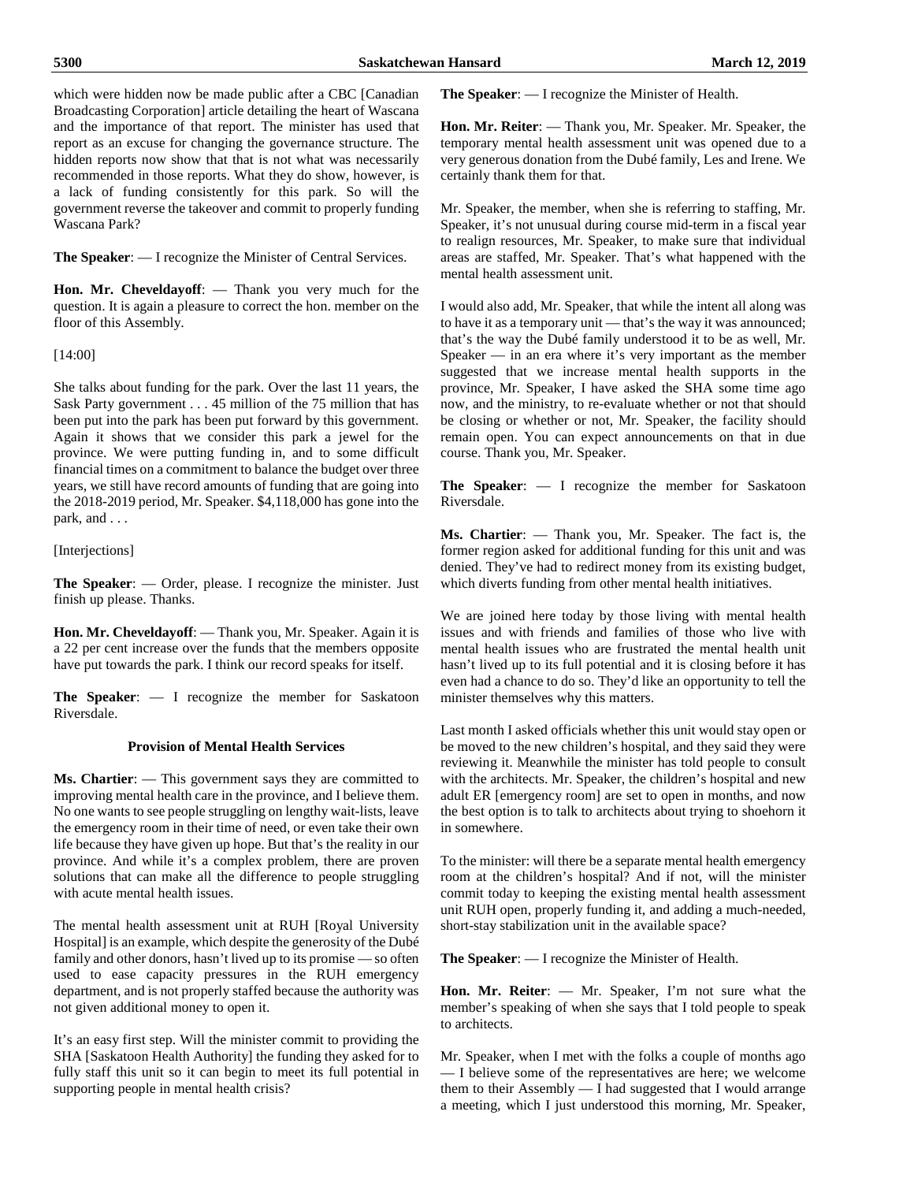which were hidden now be made public after a CBC [Canadian Broadcasting Corporation] article detailing the heart of Wascana and the importance of that report. The minister has used that report as an excuse for changing the governance structure. The hidden reports now show that that is not what was necessarily recommended in those reports. What they do show, however, is a lack of funding consistently for this park. So will the government reverse the takeover and commit to properly funding Wascana Park?

**The Speaker**: — I recognize the Minister of Central Services.

**Hon. Mr. Cheveldayoff**: — Thank you very much for the question. It is again a pleasure to correct the hon. member on the floor of this Assembly.

[14:00]

She talks about funding for the park. Over the last 11 years, the Sask Party government . . . 45 million of the 75 million that has been put into the park has been put forward by this government. Again it shows that we consider this park a jewel for the province. We were putting funding in, and to some difficult financial times on a commitment to balance the budget over three years, we still have record amounts of funding that are going into the 2018-2019 period, Mr. Speaker. $4,118,000 has gone into the park, and . . .

[Interjections]

**The Speaker**: — Order, please. I recognize the minister. Just finish up please. Thanks.

**Hon. Mr. Cheveldayoff**: — Thank you, Mr. Speaker. Again it is a 22 per cent increase over the funds that the members opposite have put towards the park. I think our record speaks for itself.

**The Speaker**: — I recognize the member for Saskatoon Riversdale.

### Provision of Mental Health Services

**Ms. Chartier**: — This government says they are committed to improving mental health care in the province, and I believe them. No one wants to see people struggling on lengthy wait-lists, leave the emergency room in their time of need, or even take their own life because they have given up hope. But that's the reality in our province. And while it's a complex problem, there are proven solutions that can make all the difference to people struggling with acute mental health issues.

The mental health assessment unit at RUH [Royal University Hospital] is an example, which despite the generosity of the Dubé family and other donors, hasn't lived up to its promise — so often used to ease capacity pressures in the RUH emergency department, and is not properly staffed because the authority was not given additional money to open it.

It's an easy first step. Will the minister commit to providing the SHA [Saskatoon Health Authority] the funding they asked for to fully staff this unit so it can begin to meet its full potential in supporting people in mental health crisis?

**The Speaker**: — I recognize the Minister of Health.

**Hon. Mr. Reiter**: — Thank you, Mr. Speaker. Mr. Speaker, the temporary mental health assessment unit was opened due to a very generous donation from the Dubé family, Les and Irene. We certainly thank them for that.

Mr. Speaker, the member, when she is referring to staffing, Mr. Speaker, it's not unusual during course mid-term in a fiscal year to realign resources, Mr. Speaker, to make sure that individual areas are staffed, Mr. Speaker. That's what happened with the mental health assessment unit.

I would also add, Mr. Speaker, that while the intent all along was to have it as a temporary unit — that's the way it was announced; that's the way the Dubé family understood it to be as well, Mr. Speaker — in an era where it's very important as the member suggested that we increase mental health supports in the province, Mr. Speaker, I have asked the SHA some time ago now, and the ministry, to re-evaluate whether or not that should be closing or whether or not, Mr. Speaker, the facility should remain open. You can expect announcements on that in due course. Thank you, Mr. Speaker.

**The Speaker**: — I recognize the member for Saskatoon Riversdale.

**Ms. Chartier**: — Thank you, Mr. Speaker. The fact is, the former region asked for additional funding for this unit and was denied. They've had to redirect money from its existing budget, which diverts funding from other mental health initiatives.

We are joined here today by those living with mental health issues and with friends and families of those who live with mental health issues who are frustrated the mental health unit hasn't lived up to its full potential and it is closing before it has even had a chance to do so. They'd like an opportunity to tell the minister themselves why this matters.

Last month I asked officials whether this unit would stay open or be moved to the new children's hospital, and they said they were reviewing it. Meanwhile the minister has told people to consult with the architects. Mr. Speaker, the children's hospital and new adult ER [emergency room] are set to open in months, and now the best option is to talk to architects about trying to shoehorn it in somewhere.

To the minister: will there be a separate mental health emergency room at the children's hospital? And if not, will the minister commit today to keeping the existing mental health assessment unit RUH open, properly funding it, and adding a much-needed, short-stay stabilization unit in the available space?

**The Speaker**: — I recognize the Minister of Health.

**Hon. Mr. Reiter**: — Mr. Speaker, I'm not sure what the member's speaking of when she says that I told people to speak to architects.

Mr. Speaker, when I met with the folks a couple of months ago — I believe some of the representatives are here; we welcome them to their Assembly — I had suggested that I would arrange a meeting, which I just understood this morning, Mr. Speaker,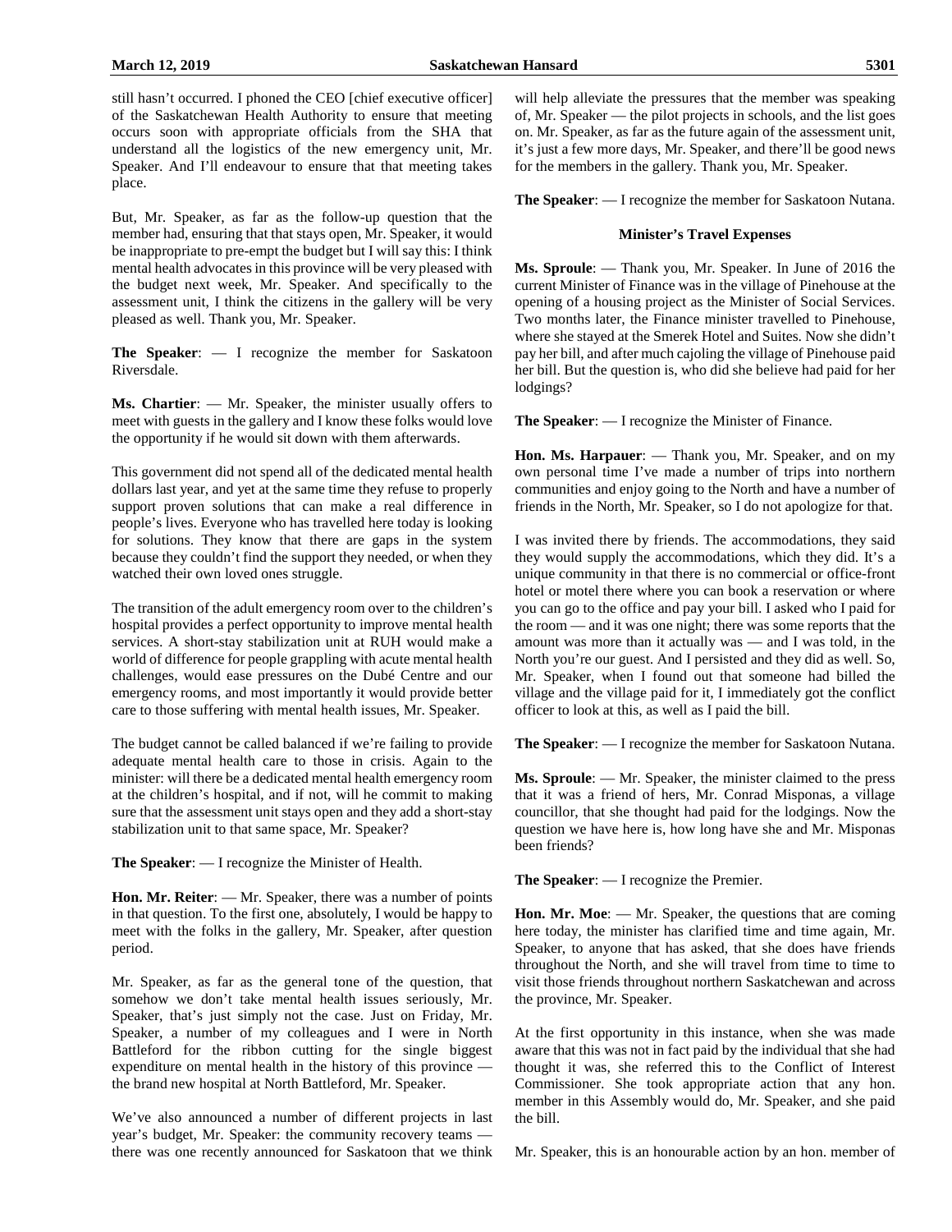still hasn't occurred. I phoned the CEO [chief executive officer] of the Saskatchewan Health Authority to ensure that meeting occurs soon with appropriate officials from the SHA that understand all the logistics of the new emergency unit, Mr. Speaker. And I'll endeavour to ensure that that meeting takes place.

But, Mr. Speaker, as far as the follow-up question that the member had, ensuring that that stays open, Mr. Speaker, it would be inappropriate to pre-empt the budget but I will say this: I think mental health advocates in this province will be very pleased with the budget next week, Mr. Speaker. And specifically to the assessment unit, I think the citizens in the gallery will be very pleased as well. Thank you, Mr. Speaker.

**The Speaker**: — I recognize the member for Saskatoon Riversdale.

**Ms. Chartier**: — Mr. Speaker, the minister usually offers to meet with guests in the gallery and I know these folks would love the opportunity if he would sit down with them afterwards.

This government did not spend all of the dedicated mental health dollars last year, and yet at the same time they refuse to properly support proven solutions that can make a real difference in people's lives. Everyone who has travelled here today is looking for solutions. They know that there are gaps in the system because they couldn't find the support they needed, or when they watched their own loved ones struggle.

The transition of the adult emergency room over to the children's hospital provides a perfect opportunity to improve mental health services. A short-stay stabilization unit at RUH would make a world of difference for people grappling with acute mental health challenges, would ease pressures on the Dubé Centre and our emergency rooms, and most importantly it would provide better care to those suffering with mental health issues, Mr. Speaker.

The budget cannot be called balanced if we're failing to provide adequate mental health care to those in crisis. Again to the minister: will there be a dedicated mental health emergency room at the children's hospital, and if not, will he commit to making sure that the assessment unit stays open and they add a short-stay stabilization unit to that same space, Mr. Speaker?

**The Speaker**: — I recognize the Minister of Health.

**Hon. Mr. Reiter**: — Mr. Speaker, there was a number of points in that question. To the first one, absolutely, I would be happy to meet with the folks in the gallery, Mr. Speaker, after question period.

Mr. Speaker, as far as the general tone of the question, that somehow we don't take mental health issues seriously, Mr. Speaker, that's just simply not the case. Just on Friday, Mr. Speaker, a number of my colleagues and I were in North Battleford for the ribbon cutting for the single biggest expenditure on mental health in the history of this province — the brand new hospital at North Battleford, Mr. Speaker.

We've also announced a number of different projects in last year's budget, Mr. Speaker: the community recovery teams — there was one recently announced for Saskatoon that we think will help alleviate the pressures that the member was speaking of, Mr. Speaker — the pilot projects in schools, and the list goes on. Mr. Speaker, as far as the future again of the assessment unit, it's just a few more days, Mr. Speaker, and there'll be good news for the members in the gallery. Thank you, Mr. Speaker.

**The Speaker**: — I recognize the member for Saskatoon Nutana.

### Minister's Travel Expenses

**Ms. Sproule**: — Thank you, Mr. Speaker. In June of 2016 the current Minister of Finance was in the village of Pinehouse at the opening of a housing project as the Minister of Social Services. Two months later, the Finance minister travelled to Pinehouse, where she stayed at the Smerek Hotel and Suites. Now she didn't pay her bill, and after much cajoling the village of Pinehouse paid her bill. But the question is, who did she believe had paid for her lodgings?

**The Speaker**: — I recognize the Minister of Finance.

**Hon. Ms. Harpauer**: — Thank you, Mr. Speaker, and on my own personal time I've made a number of trips into northern communities and enjoy going to the North and have a number of friends in the North, Mr. Speaker, so I do not apologize for that.

I was invited there by friends. The accommodations, they said they would supply the accommodations, which they did. It's a unique community in that there is no commercial or office-front hotel or motel there where you can book a reservation or where you can go to the office and pay your bill. I asked who I paid for the room — and it was one night; there was some reports that the amount was more than it actually was — and I was told, in the North you're our guest. And I persisted and they did as well. So, Mr. Speaker, when I found out that someone had billed the village and the village paid for it, I immediately got the conflict officer to look at this, as well as I paid the bill.

**The Speaker**: — I recognize the member for Saskatoon Nutana.

**Ms. Sproule**: — Mr. Speaker, the minister claimed to the press that it was a friend of hers, Mr. Conrad Misponas, a village councillor, that she thought had paid for the lodgings. Now the question we have here is, how long have she and Mr. Misponas been friends?

**The Speaker**: — I recognize the Premier.

**Hon. Mr. Moe**: — Mr. Speaker, the questions that are coming here today, the minister has clarified time and time again, Mr. Speaker, to anyone that has asked, that she does have friends throughout the North, and she will travel from time to time to visit those friends throughout northern Saskatchewan and across the province, Mr. Speaker.

At the first opportunity in this instance, when she was made aware that this was not in fact paid by the individual that she had thought it was, she referred this to the Conflict of Interest Commissioner. She took appropriate action that any hon. member in this Assembly would do, Mr. Speaker, and she paid the bill.

Mr. Speaker, this is an honourable action by an hon. member of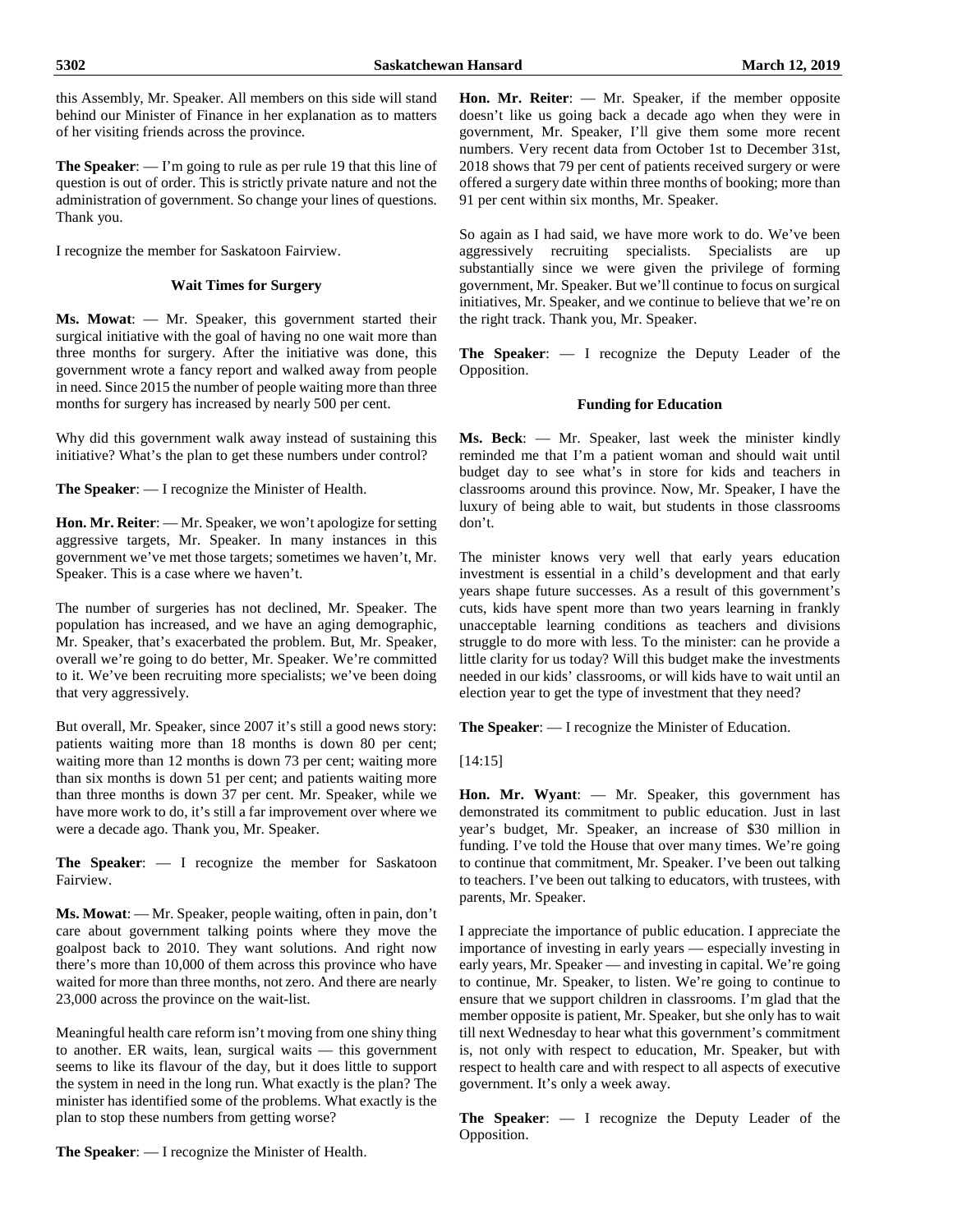this Assembly, Mr. Speaker. All members on this side will stand behind our Minister of Finance in her explanation as to matters of her visiting friends across the province.

**The Speaker**: — I'm going to rule as per rule 19 that this line of question is out of order. This is strictly private nature and not the administration of government. So change your lines of questions. Thank you.

I recognize the member for Saskatoon Fairview.

### Wait Times for Surgery

**Ms. Mowat**: — Mr. Speaker, this government started their surgical initiative with the goal of having no one wait more than three months for surgery. After the initiative was done, this government wrote a fancy report and walked away from people in need. Since 2015 the number of people waiting more than three months for surgery has increased by nearly 500 per cent.

Why did this government walk away instead of sustaining this initiative? What's the plan to get these numbers under control?

**The Speaker**: — I recognize the Minister of Health.

**Hon. Mr. Reiter**: — Mr. Speaker, we won't apologize for setting aggressive targets, Mr. Speaker. In many instances in this government we've met those targets; sometimes we haven't, Mr. Speaker. This is a case where we haven't.

The number of surgeries has not declined, Mr. Speaker. The population has increased, and we have an aging demographic, Mr. Speaker, that's exacerbated the problem. But, Mr. Speaker, overall we're going to do better, Mr. Speaker. We're committed to it. We've been recruiting more specialists; we've been doing that very aggressively.

But overall, Mr. Speaker, since 2007 it's still a good news story: patients waiting more than 18 months is down 80 per cent; waiting more than 12 months is down 73 per cent; waiting more than six months is down 51 per cent; and patients waiting more than three months is down 37 per cent. Mr. Speaker, while we have more work to do, it's still a far improvement over where we were a decade ago. Thank you, Mr. Speaker.

**The Speaker**: — I recognize the member for Saskatoon Fairview.

**Ms. Mowat**: — Mr. Speaker, people waiting, often in pain, don't care about government talking points where they move the goalpost back to 2010. They want solutions. And right now there's more than 10,000 of them across this province who have waited for more than three months, not zero. And there are nearly 23,000 across the province on the wait-list.

Meaningful health care reform isn't moving from one shiny thing to another. ER waits, lean, surgical waits — this government seems to like its flavour of the day, but it does little to support the system in need in the long run. What exactly is the plan? The minister has identified some of the problems. What exactly is the plan to stop these numbers from getting worse?

**The Speaker**: — I recognize the Minister of Health.

**Hon. Mr. Reiter**: — Mr. Speaker, if the member opposite doesn't like us going back a decade ago when they were in government, Mr. Speaker, I'll give them some more recent numbers. Very recent data from October 1st to December 31st, 2018 shows that 79 per cent of patients received surgery or were offered a surgery date within three months of booking; more than 91 per cent within six months, Mr. Speaker.

So again as I had said, we have more work to do. We've been aggressively recruiting specialists. Specialists are up substantially since we were given the privilege of forming government, Mr. Speaker. But we'll continue to focus on surgical initiatives, Mr. Speaker, and we continue to believe that we're on the right track. Thank you, Mr. Speaker.

**The Speaker**: — I recognize the Deputy Leader of the Opposition.

### Funding for Education

**Ms. Beck**: — Mr. Speaker, last week the minister kindly reminded me that I'm a patient woman and should wait until budget day to see what's in store for kids and teachers in classrooms around this province. Now, Mr. Speaker, I have the luxury of being able to wait, but students in those classrooms don't.

The minister knows very well that early years education investment is essential in a child's development and that early years shape future successes. As a result of this government's cuts, kids have spent more than two years learning in frankly unacceptable learning conditions as teachers and divisions struggle to do more with less. To the minister: can he provide a little clarity for us today? Will this budget make the investments needed in our kids' classrooms, or will kids have to wait until an election year to get the type of investment that they need?

**The Speaker**: — I recognize the Minister of Education.

[14:15]

**Hon. Mr. Wyant**: — Mr. Speaker, this government has demonstrated its commitment to public education. Just in last year's budget, Mr. Speaker, an increase of $30 million in funding. I've told the House that over many times. We're going to continue that commitment, Mr. Speaker. I've been out talking to teachers. I've been out talking to educators, with trustees, with parents, Mr. Speaker.

I appreciate the importance of public education. I appreciate the importance of investing in early years — especially investing in early years, Mr. Speaker — and investing in capital. We're going to continue, Mr. Speaker, to listen. We're going to continue to ensure that we support children in classrooms. I'm glad that the member opposite is patient, Mr. Speaker, but she only has to wait till next Wednesday to hear what this government's commitment is, not only with respect to education, Mr. Speaker, but with respect to health care and with respect to all aspects of executive government. It's only a week away.

**The Speaker**: — I recognize the Deputy Leader of the Opposition.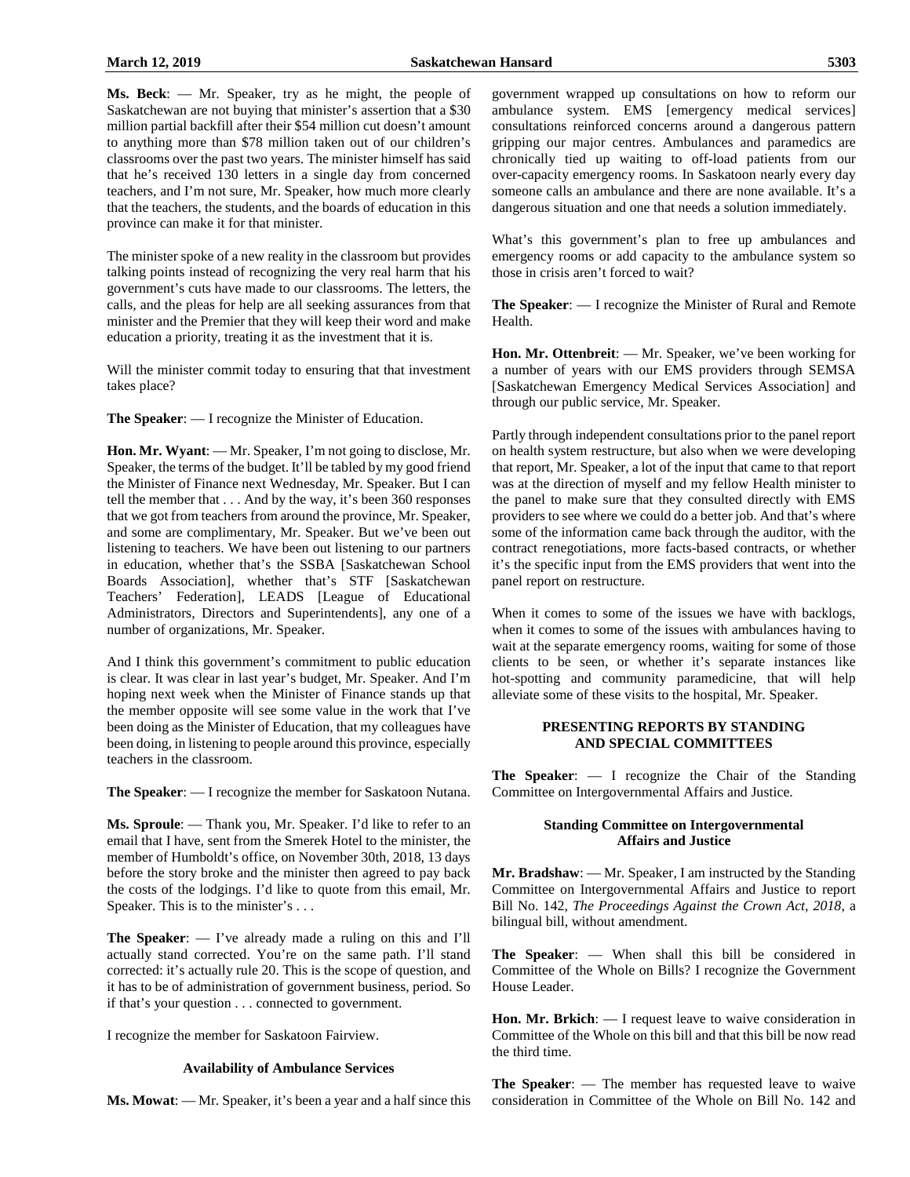**Ms. Beck**: — Mr. Speaker, try as he might, the people of Saskatchewan are not buying that minister's assertion that a $30 million partial backfill after their $54 million cut doesn't amount to anything more than $78 million taken out of our children's classrooms over the past two years. The minister himself has said that he's received 130 letters in a single day from concerned teachers, and I'm not sure, Mr. Speaker, how much more clearly that the teachers, the students, and the boards of education in this province can make it for that minister.

The minister spoke of a new reality in the classroom but provides talking points instead of recognizing the very real harm that his government's cuts have made to our classrooms. The letters, the calls, and the pleas for help are all seeking assurances from that minister and the Premier that they will keep their word and make education a priority, treating it as the investment that it is.

Will the minister commit today to ensuring that that investment takes place?

**The Speaker**: — I recognize the Minister of Education.

**Hon. Mr. Wyant**: — Mr. Speaker, I'm not going to disclose, Mr. Speaker, the terms of the budget. It'll be tabled by my good friend the Minister of Finance next Wednesday, Mr. Speaker. But I can tell the member that . . . And by the way, it's been 360 responses that we got from teachers from around the province, Mr. Speaker, and some are complimentary, Mr. Speaker. But we've been out listening to teachers. We have been out listening to our partners in education, whether that's the SSBA [Saskatchewan School Boards Association], whether that's STF [Saskatchewan Teachers' Federation], LEADS [League of Educational Administrators, Directors and Superintendents], any one of a number of organizations, Mr. Speaker.

And I think this government's commitment to public education is clear. It was clear in last year's budget, Mr. Speaker. And I'm hoping next week when the Minister of Finance stands up that the member opposite will see some value in the work that I've been doing as the Minister of Education, that my colleagues have been doing, in listening to people around this province, especially teachers in the classroom.

**The Speaker**: — I recognize the member for Saskatoon Nutana.

**Ms. Sproule**: — Thank you, Mr. Speaker. I'd like to refer to an email that I have, sent from the Smerek Hotel to the minister, the member of Humboldt's office, on November 30th, 2018, 13 days before the story broke and the minister then agreed to pay back the costs of the lodgings. I'd like to quote from this email, Mr. Speaker. This is to the minister's . . .

**The Speaker**: — I've already made a ruling on this and I'll actually stand corrected. You're on the same path. I'll stand corrected: it's actually rule 20. This is the scope of question, and it has to be of administration of government business, period. So if that's your question . . . connected to government.

I recognize the member for Saskatoon Fairview.

### Availability of Ambulance Services

**Ms. Mowat**: — Mr. Speaker, it's been a year and a half since this government wrapped up consultations on how to reform our ambulance system. EMS [emergency medical services] consultations reinforced concerns around a dangerous pattern gripping our major centres. Ambulances and paramedics are chronically tied up waiting to off-load patients from our over-capacity emergency rooms. In Saskatoon nearly every day someone calls an ambulance and there are none available. It's a dangerous situation and one that needs a solution immediately.

What's this government's plan to free up ambulances and emergency rooms or add capacity to the ambulance system so those in crisis aren't forced to wait?

**The Speaker**: — I recognize the Minister of Rural and Remote Health.

**Hon. Mr. Ottenbreit**: — Mr. Speaker, we've been working for a number of years with our EMS providers through SEMSA [Saskatchewan Emergency Medical Services Association] and through our public service, Mr. Speaker.

Partly through independent consultations prior to the panel report on health system restructure, but also when we were developing that report, Mr. Speaker, a lot of the input that came to that report was at the direction of myself and my fellow Health minister to the panel to make sure that they consulted directly with EMS providers to see where we could do a better job. And that's where some of the information came back through the auditor, with the contract renegotiations, more facts-based contracts, or whether it's the specific input from the EMS providers that went into the panel report on restructure.

When it comes to some of the issues we have with backlogs, when it comes to some of the issues with ambulances having to wait at the separate emergency rooms, waiting for some of those clients to be seen, or whether it's separate instances like hot-spotting and community paramedicine, that will help alleviate some of these visits to the hospital, Mr. Speaker.

## PRESENTING REPORTS BY STANDING AND SPECIAL COMMITTEES

**The Speaker**: — I recognize the Chair of the Standing Committee on Intergovernmental Affairs and Justice.

### Standing Committee on Intergovernmental Affairs and Justice

**Mr. Bradshaw**: — Mr. Speaker, I am instructed by the Standing Committee on Intergovernmental Affairs and Justice to report Bill No. 142, *The Proceedings Against the Crown Act, 2018*, a bilingual bill, without amendment.

**The Speaker**: — When shall this bill be considered in Committee of the Whole on Bills? I recognize the Government House Leader.

**Hon. Mr. Brkich**: — I request leave to waive consideration in Committee of the Whole on this bill and that this bill be now read the third time.

**The Speaker**: — The member has requested leave to waive consideration in Committee of the Whole on Bill No. 142 and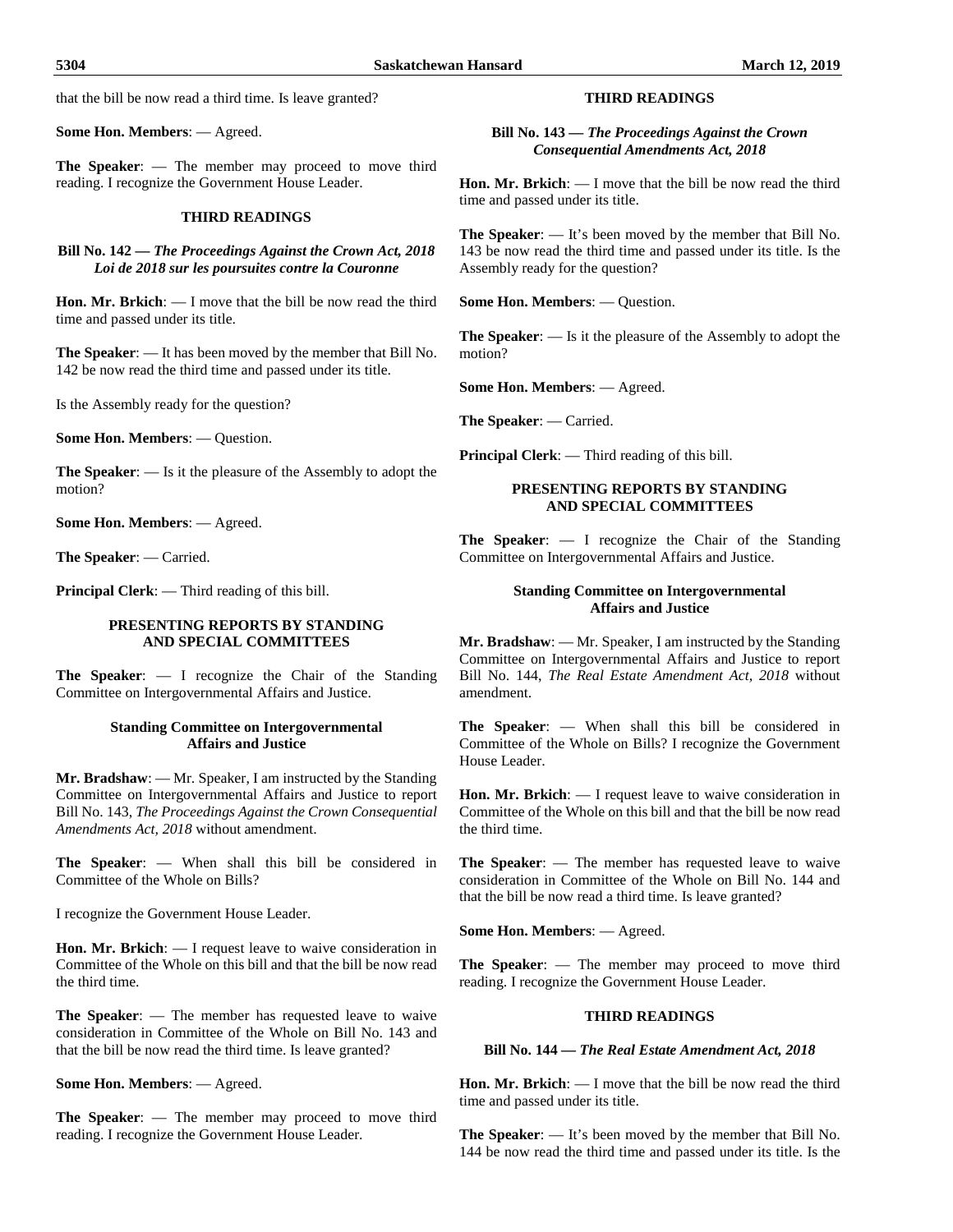that the bill be now read a third time. Is leave granted?

**Some Hon. Members**: — Agreed.

**The Speaker**: — The member may proceed to move third reading. I recognize the Government House Leader.

## THIRD READINGS

### Bill No. 142 — *The Proceedings Against the Crown Act, 2018* *Loi de 2018 sur les poursuites contre la Couronne*

**Hon. Mr. Brkich**: — I move that the bill be now read the third time and passed under its title.

**The Speaker**: — It has been moved by the member that Bill No. 142 be now read the third time and passed under its title.

Is the Assembly ready for the question?

**Some Hon. Members**: — Question.

**The Speaker**: — Is it the pleasure of the Assembly to adopt the motion?

**Some Hon. Members**: — Agreed.

**The Speaker**: — Carried.

**Principal Clerk**: — Third reading of this bill.

## PRESENTING REPORTS BY STANDING AND SPECIAL COMMITTEES

**The Speaker**: — I recognize the Chair of the Standing Committee on Intergovernmental Affairs and Justice.

### Standing Committee on Intergovernmental Affairs and Justice

**Mr. Bradshaw**: — Mr. Speaker, I am instructed by the Standing Committee on Intergovernmental Affairs and Justice to report Bill No. 143, *The Proceedings Against the Crown Consequential Amendments Act, 2018* without amendment.

**The Speaker**: — When shall this bill be considered in Committee of the Whole on Bills?

I recognize the Government House Leader.

**Hon. Mr. Brkich**: — I request leave to waive consideration in Committee of the Whole on this bill and that the bill be now read the third time.

**The Speaker**: — The member has requested leave to waive consideration in Committee of the Whole on Bill No. 143 and that the bill be now read the third time. Is leave granted?

**Some Hon. Members**: — Agreed.

**The Speaker**: — The member may proceed to move third reading. I recognize the Government House Leader.

## THIRD READINGS

### Bill No. 143 — *The Proceedings Against the Crown Consequential Amendments Act, 2018*

**Hon. Mr. Brkich**: — I move that the bill be now read the third time and passed under its title.

**The Speaker**: — It's been moved by the member that Bill No. 143 be now read the third time and passed under its title. Is the Assembly ready for the question?

**Some Hon. Members**: — Question.

**The Speaker**: — Is it the pleasure of the Assembly to adopt the motion?

**Some Hon. Members**: — Agreed.

**The Speaker**: — Carried.

**Principal Clerk**: — Third reading of this bill.

## PRESENTING REPORTS BY STANDING AND SPECIAL COMMITTEES

**The Speaker**: — I recognize the Chair of the Standing Committee on Intergovernmental Affairs and Justice.

### Standing Committee on Intergovernmental Affairs and Justice

**Mr. Bradshaw**: — Mr. Speaker, I am instructed by the Standing Committee on Intergovernmental Affairs and Justice to report Bill No. 144, *The Real Estate Amendment Act, 2018* without amendment.

**The Speaker**: — When shall this bill be considered in Committee of the Whole on Bills? I recognize the Government House Leader.

**Hon. Mr. Brkich**: — I request leave to waive consideration in Committee of the Whole on this bill and that the bill be now read the third time.

**The Speaker**: — The member has requested leave to waive consideration in Committee of the Whole on Bill No. 144 and that the bill be now read a third time. Is leave granted?

**Some Hon. Members**: — Agreed.

**The Speaker**: — The member may proceed to move third reading. I recognize the Government House Leader.

## THIRD READINGS

### Bill No. 144 — *The Real Estate Amendment Act, 2018*

**Hon. Mr. Brkich**: — I move that the bill be now read the third time and passed under its title.

**The Speaker**: — It's been moved by the member that Bill No. 144 be now read the third time and passed under its title. Is the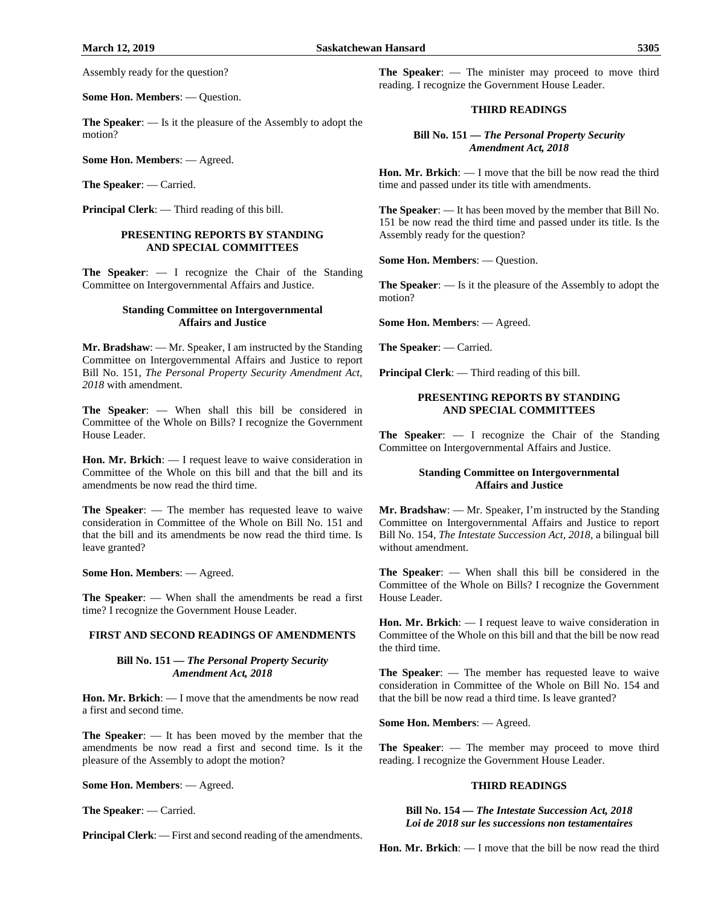Assembly ready for the question?

**Some Hon. Members**: — Question.

**The Speaker**: — Is it the pleasure of the Assembly to adopt the motion?

**Some Hon. Members**: — Agreed.

**The Speaker**: — Carried.

**Principal Clerk**: — Third reading of this bill.

## PRESENTING REPORTS BY STANDING AND SPECIAL COMMITTEES

**The Speaker**: — I recognize the Chair of the Standing Committee on Intergovernmental Affairs and Justice.

### Standing Committee on Intergovernmental Affairs and Justice

**Mr. Bradshaw**: — Mr. Speaker, I am instructed by the Standing Committee on Intergovernmental Affairs and Justice to report Bill No. 151, *The Personal Property Security Amendment Act, 2018* with amendment.

**The Speaker**: — When shall this bill be considered in Committee of the Whole on Bills? I recognize the Government House Leader.

**Hon. Mr. Brkich**: — I request leave to waive consideration in Committee of the Whole on this bill and that the bill and its amendments be now read the third time.

**The Speaker**: — The member has requested leave to waive consideration in Committee of the Whole on Bill No. 151 and that the bill and its amendments be now read the third time. Is leave granted?

**Some Hon. Members**: — Agreed.

**The Speaker**: — When shall the amendments be read a first time? I recognize the Government House Leader.

## FIRST AND SECOND READINGS OF AMENDMENTS

### Bill No. 151 — *The Personal Property Security Amendment Act, 2018*

**Hon. Mr. Brkich**: — I move that the amendments be now read a first and second time.

**The Speaker**: — It has been moved by the member that the amendments be now read a first and second time. Is it the pleasure of the Assembly to adopt the motion?

**Some Hon. Members**: — Agreed.

**The Speaker**: — Carried.

**Principal Clerk**: — First and second reading of the amendments.

**The Speaker**: — The minister may proceed to move third reading. I recognize the Government House Leader.

## THIRD READINGS

### Bill No. 151 — *The Personal Property Security Amendment Act, 2018*

**Hon. Mr. Brkich**: — I move that the bill be now read the third time and passed under its title with amendments.

**The Speaker**: — It has been moved by the member that Bill No. 151 be now read the third time and passed under its title. Is the Assembly ready for the question?

**Some Hon. Members**: — Question.

**The Speaker**: — Is it the pleasure of the Assembly to adopt the motion?

**Some Hon. Members**: — Agreed.

**The Speaker**: — Carried.

**Principal Clerk**: — Third reading of this bill.

## PRESENTING REPORTS BY STANDING AND SPECIAL COMMITTEES

**The Speaker**: — I recognize the Chair of the Standing Committee on Intergovernmental Affairs and Justice.

### Standing Committee on Intergovernmental Affairs and Justice

**Mr. Bradshaw**: — Mr. Speaker, I'm instructed by the Standing Committee on Intergovernmental Affairs and Justice to report Bill No. 154, *The Intestate Succession Act, 2018*, a bilingual bill without amendment.

**The Speaker**: — When shall this bill be considered in the Committee of the Whole on Bills? I recognize the Government House Leader.

**Hon. Mr. Brkich**: — I request leave to waive consideration in Committee of the Whole on this bill and that the bill be now read the third time.

**The Speaker**: — The member has requested leave to waive consideration in Committee of the Whole on Bill No. 154 and that the bill be now read a third time. Is leave granted?

**Some Hon. Members**: — Agreed.

**The Speaker**: — The member may proceed to move third reading. I recognize the Government House Leader.

## THIRD READINGS

### Bill No. 154 — *The Intestate Succession Act, 2018* *Loi de 2018 sur les successions non testamentaires*

**Hon. Mr. Brkich**: — I move that the bill be now read the third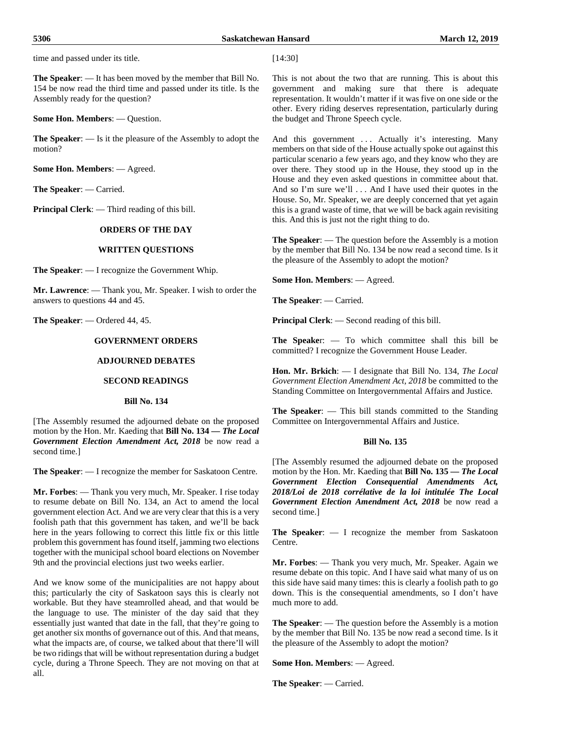time and passed under its title.

**The Speaker**: — It has been moved by the member that Bill No. 154 be now read the third time and passed under its title. Is the Assembly ready for the question?

**Some Hon. Members**: — Question.

**The Speaker**: — Is it the pleasure of the Assembly to adopt the motion?

**Some Hon. Members**: — Agreed.

**The Speaker**: — Carried.

**Principal Clerk**: — Third reading of this bill.

## ORDERS OF THE DAY

## WRITTEN QUESTIONS

**The Speaker**: — I recognize the Government Whip.

**Mr. Lawrence**: — Thank you, Mr. Speaker. I wish to order the answers to questions 44 and 45.

**The Speaker**: — Ordered 44, 45.

## GOVERNMENT ORDERS

## ADJOURNED DEBATES

## SECOND READINGS

### Bill No. 134

[The Assembly resumed the adjourned debate on the proposed motion by the Hon. Mr. Kaeding that **Bill No. 134 — *The Local Government Election Amendment Act, 2018*** be now read a second time.]

**The Speaker**: — I recognize the member for Saskatoon Centre.

**Mr. Forbes**: — Thank you very much, Mr. Speaker. I rise today to resume debate on Bill No. 134, an Act to amend the local government election Act. And we are very clear that this is a very foolish path that this government has taken, and we'll be back here in the years following to correct this little fix or this little problem this government has found itself, jamming two elections together with the municipal school board elections on November 9th and the provincial elections just two weeks earlier.

And we know some of the municipalities are not happy about this; particularly the city of Saskatoon says this is clearly not workable. But they have steamrolled ahead, and that would be the language to use. The minister of the day said that they essentially just wanted that date in the fall, that they're going to get another six months of governance out of this. And that means, what the impacts are, of course, we talked about that there'll will be two ridings that will be without representation during a budget cycle, during a Throne Speech. They are not moving on that at all.

[14:30]

This is not about the two that are running. This is about this government and making sure that there is adequate representation. It wouldn't matter if it was five on one side or the other. Every riding deserves representation, particularly during the budget and Throne Speech cycle.

And this government . . . Actually it's interesting. Many members on that side of the House actually spoke out against this particular scenario a few years ago, and they know who they are over there. They stood up in the House, they stood up in the House and they even asked questions in committee about that. And so I'm sure we'll . . . And I have used their quotes in the House. So, Mr. Speaker, we are deeply concerned that yet again this is a grand waste of time, that we will be back again revisiting this. And this is just not the right thing to do.

**The Speaker**: — The question before the Assembly is a motion by the member that Bill No. 134 be now read a second time. Is it the pleasure of the Assembly to adopt the motion?

**Some Hon. Members**: — Agreed.

**The Speaker**: — Carried.

**Principal Clerk**: — Second reading of this bill.

**The Speaker**: — To which committee shall this bill be committed? I recognize the Government House Leader.

**Hon. Mr. Brkich**: — I designate that Bill No. 134, *The Local Government Election Amendment Act, 2018* be committed to the Standing Committee on Intergovernmental Affairs and Justice.

**The Speaker**: — This bill stands committed to the Standing Committee on Intergovernmental Affairs and Justice.

### Bill No. 135

[The Assembly resumed the adjourned debate on the proposed motion by the Hon. Mr. Kaeding that **Bill No. 135 — *The Local Government Election Consequential Amendments Act, 2018/Loi de 2018 corrélative de la loi intitulée The Local Government Election Amendment Act, 2018*** be now read a second time.]

**The Speaker**: — I recognize the member from Saskatoon Centre.

**Mr. Forbes**: — Thank you very much, Mr. Speaker. Again we resume debate on this topic. And I have said what many of us on this side have said many times: this is clearly a foolish path to go down. This is the consequential amendments, so I don't have much more to add.

**The Speaker**: — The question before the Assembly is a motion by the member that Bill No. 135 be now read a second time. Is it the pleasure of the Assembly to adopt the motion?

**Some Hon. Members**: — Agreed.

**The Speaker**: — Carried.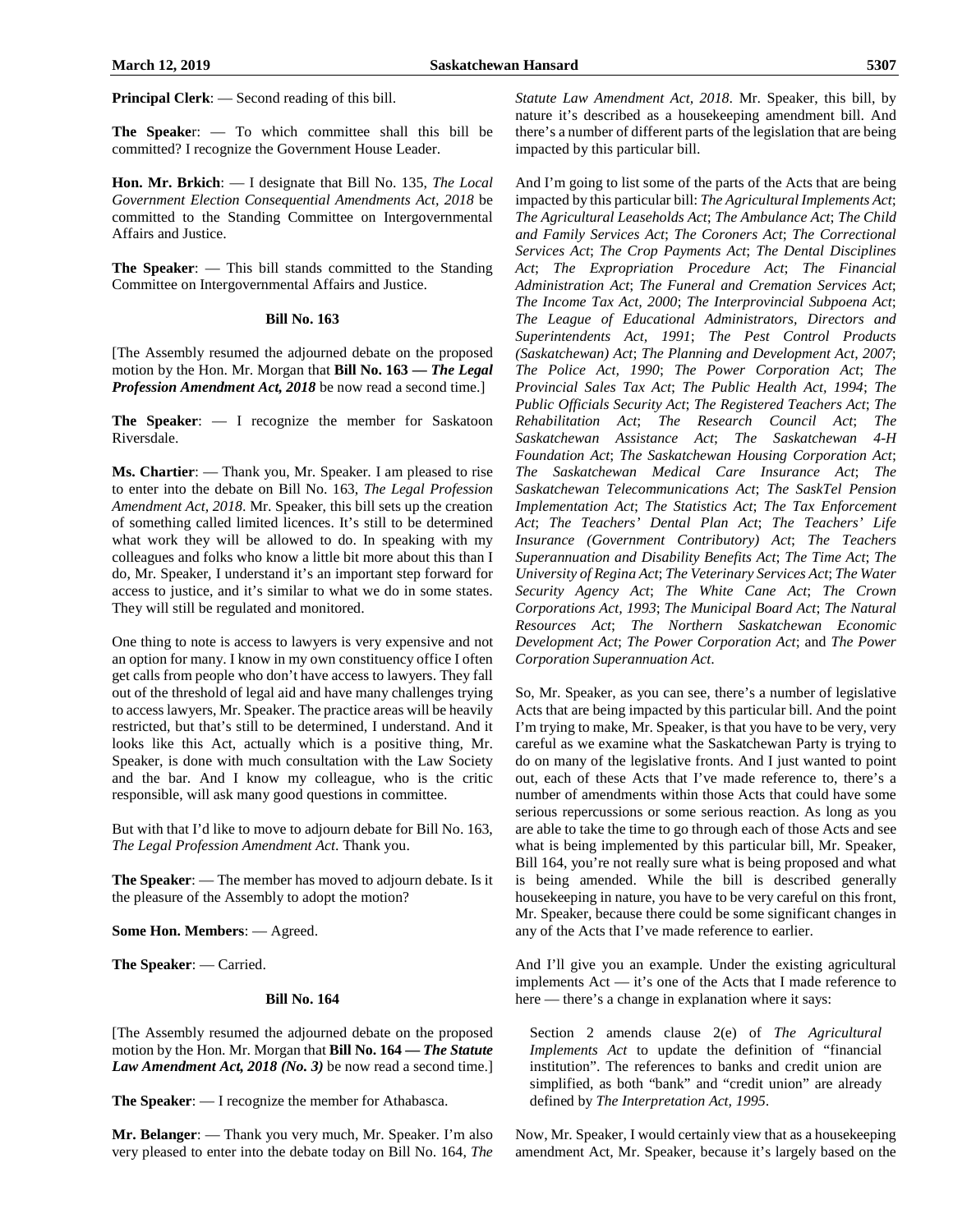**Principal Clerk**: — Second reading of this bill.

**The Speaker**: — To which committee shall this bill be committed? I recognize the Government House Leader.

**Hon. Mr. Brkich**: — I designate that Bill No. 135, *The Local Government Election Consequential Amendments Act, 2018* be committed to the Standing Committee on Intergovernmental Affairs and Justice.

**The Speaker**: — This bill stands committed to the Standing Committee on Intergovernmental Affairs and Justice.

### Bill No. 163

[The Assembly resumed the adjourned debate on the proposed motion by the Hon. Mr. Morgan that **Bill No. 163 — *The Legal Profession Amendment Act, 2018*** be now read a second time.]

**The Speaker**: — I recognize the member for Saskatoon Riversdale.

**Ms. Chartier**: — Thank you, Mr. Speaker. I am pleased to rise to enter into the debate on Bill No. 163, *The Legal Profession Amendment Act, 2018*. Mr. Speaker, this bill sets up the creation of something called limited licences. It's still to be determined what work they will be allowed to do. In speaking with my colleagues and folks who know a little bit more about this than I do, Mr. Speaker, I understand it's an important step forward for access to justice, and it's similar to what we do in some states. They will still be regulated and monitored.

One thing to note is access to lawyers is very expensive and not an option for many. I know in my own constituency office I often get calls from people who don't have access to lawyers. They fall out of the threshold of legal aid and have many challenges trying to access lawyers, Mr. Speaker. The practice areas will be heavily restricted, but that's still to be determined, I understand. And it looks like this Act, actually which is a positive thing, Mr. Speaker, is done with much consultation with the Law Society and the bar. And I know my colleague, who is the critic responsible, will ask many good questions in committee.

But with that I'd like to move to adjourn debate for Bill No. 163, *The Legal Profession Amendment Act*. Thank you.

**The Speaker**: — The member has moved to adjourn debate. Is it the pleasure of the Assembly to adopt the motion?

**Some Hon. Members**: — Agreed.

**The Speaker**: — Carried.

### Bill No. 164

[The Assembly resumed the adjourned debate on the proposed motion by the Hon. Mr. Morgan that **Bill No. 164 — *The Statute Law Amendment Act, 2018 (No. 3)*** be now read a second time.]

**The Speaker**: — I recognize the member for Athabasca.

**Mr. Belanger**: — Thank you very much, Mr. Speaker. I'm also very pleased to enter into the debate today on Bill No. 164, *The Statute Law Amendment Act, 2018*. Mr. Speaker, this bill, by nature it's described as a housekeeping amendment bill. And there's a number of different parts of the legislation that are being impacted by this particular bill.

And I'm going to list some of the parts of the Acts that are being impacted by this particular bill: *The Agricultural Implements Act*; *The Agricultural Leaseholds Act*; *The Ambulance Act*; *The Child and Family Services Act*; *The Coroners Act*; *The Correctional Services Act*; *The Crop Payments Act*; *The Dental Disciplines Act*; *The Expropriation Procedure Act*; *The Financial Administration Act*; *The Funeral and Cremation Services Act*; *The Income Tax Act, 2000*; *The Interprovincial Subpoena Act*; *The League of Educational Administrators, Directors and Superintendents Act, 1991*; *The Pest Control Products (Saskatchewan) Act*; *The Planning and Development Act, 2007*; *The Police Act, 1990*; *The Power Corporation Act*; *The Provincial Sales Tax Act*; *The Public Health Act, 1994*; *The Public Officials Security Act*; *The Registered Teachers Act*; *The Rehabilitation Act*; *The Research Council Act*; *The Saskatchewan Assistance Act*; *The Saskatchewan 4-H Foundation Act*; *The Saskatchewan Housing Corporation Act*; *The Saskatchewan Medical Care Insurance Act*; *The Saskatchewan Telecommunications Act*; *The SaskTel Pension Implementation Act*; *The Statistics Act*; *The Tax Enforcement Act*; *The Teachers' Dental Plan Act*; *The Teachers' Life Insurance (Government Contributory) Act*; *The Teachers Superannuation and Disability Benefits Act*; *The Time Act*; *The University of Regina Act*; *The Veterinary Services Act*; *The Water Security Agency Act*; *The White Cane Act*; *The Crown Corporations Act, 1993*; *The Municipal Board Act*; *The Natural Resources Act*; *The Northern Saskatchewan Economic Development Act*; *The Power Corporation Act*; and *The Power Corporation Superannuation Act*.

So, Mr. Speaker, as you can see, there's a number of legislative Acts that are being impacted by this particular bill. And the point I'm trying to make, Mr. Speaker, is that you have to be very, very careful as we examine what the Saskatchewan Party is trying to do on many of the legislative fronts. And I just wanted to point out, each of these Acts that I've made reference to, there's a number of amendments within those Acts that could have some serious repercussions or some serious reaction. As long as you are able to take the time to go through each of those Acts and see what is being implemented by this particular bill, Mr. Speaker, Bill 164, you're not really sure what is being proposed and what is being amended. While the bill is described generally housekeeping in nature, you have to be very careful on this front, Mr. Speaker, because there could be some significant changes in any of the Acts that I've made reference to earlier.

And I'll give you an example. Under the existing agricultural implements Act — it's one of the Acts that I made reference to here — there's a change in explanation where it says:

> Section 2 amends clause 2(e) of *The Agricultural Implements Act* to update the definition of "financial institution". The references to banks and credit union are simplified, as both "bank" and "credit union" are already defined by *The Interpretation Act, 1995*.

Now, Mr. Speaker, I would certainly view that as a housekeeping amendment Act, Mr. Speaker, because it's largely based on the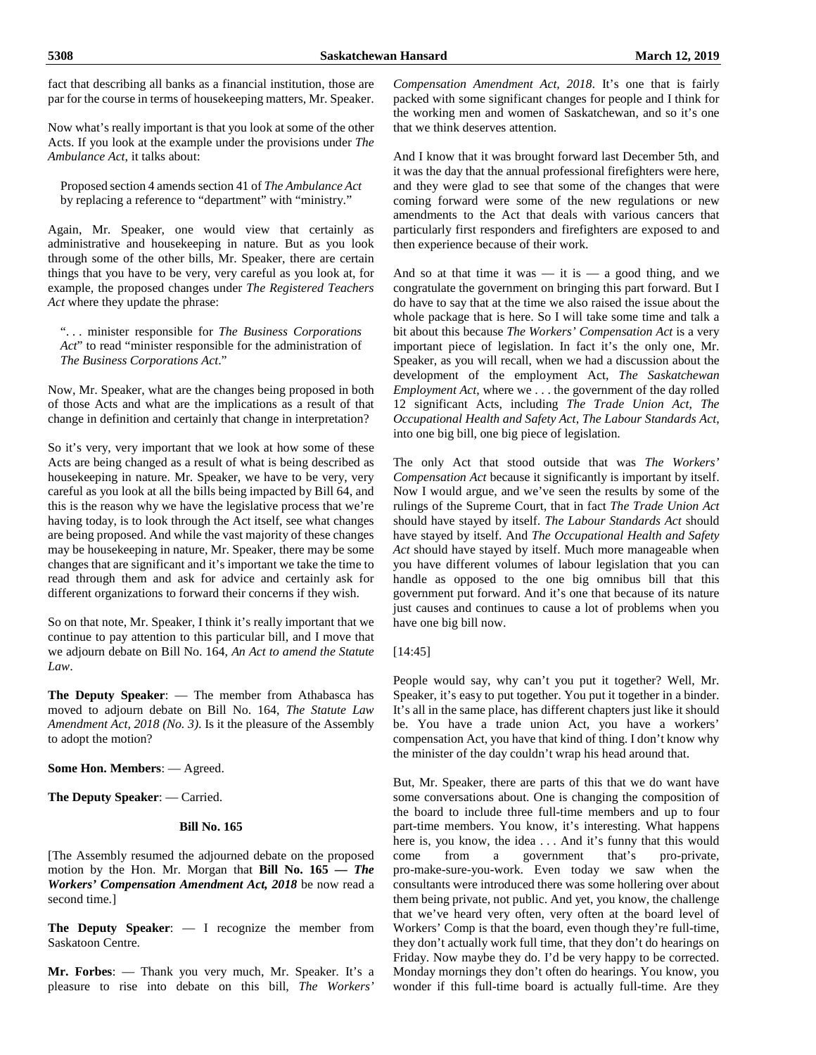fact that describing all banks as a financial institution, those are par for the course in terms of housekeeping matters, Mr. Speaker.

Now what's really important is that you look at some of the other Acts. If you look at the example under the provisions under *The Ambulance Act*, it talks about:

> Proposed section 4 amends section 41 of *The Ambulance Act* by replacing a reference to "department" with "ministry."

Again, Mr. Speaker, one would view that certainly as administrative and housekeeping in nature. But as you look through some of the other bills, Mr. Speaker, there are certain things that you have to be very, very careful as you look at, for example, the proposed changes under *The Registered Teachers Act* where they update the phrase:

> ". . . minister responsible for *The Business Corporations Act*" to read "minister responsible for the administration of *The Business Corporations Act*."

Now, Mr. Speaker, what are the changes being proposed in both of those Acts and what are the implications as a result of that change in definition and certainly that change in interpretation?

So it's very, very important that we look at how some of these Acts are being changed as a result of what is being described as housekeeping in nature. Mr. Speaker, we have to be very, very careful as you look at all the bills being impacted by Bill 64, and this is the reason why we have the legislative process that we're having today, is to look through the Act itself, see what changes are being proposed. And while the vast majority of these changes may be housekeeping in nature, Mr. Speaker, there may be some changes that are significant and it's important we take the time to read through them and ask for advice and certainly ask for different organizations to forward their concerns if they wish.

So on that note, Mr. Speaker, I think it's really important that we continue to pay attention to this particular bill, and I move that we adjourn debate on Bill No. 164, *An Act to amend the Statute Law*.

**The Deputy Speaker**: — The member from Athabasca has moved to adjourn debate on Bill No. 164, *The Statute Law Amendment Act, 2018 (No. 3)*. Is it the pleasure of the Assembly to adopt the motion?

**Some Hon. Members**: — Agreed.

**The Deputy Speaker**: — Carried.

### Bill No. 165

[The Assembly resumed the adjourned debate on the proposed motion by the Hon. Mr. Morgan that **Bill No. 165 — *The Workers' Compensation Amendment Act, 2018*** be now read a second time.]

**The Deputy Speaker**: — I recognize the member from Saskatoon Centre.

**Mr. Forbes**: — Thank you very much, Mr. Speaker. It's a pleasure to rise into debate on this bill, *The Workers' Compensation Amendment Act, 2018*. It's one that is fairly packed with some significant changes for people and I think for the working men and women of Saskatchewan, and so it's one that we think deserves attention.

And I know that it was brought forward last December 5th, and it was the day that the annual professional firefighters were here, and they were glad to see that some of the changes that were coming forward were some of the new regulations or new amendments to the Act that deals with various cancers that particularly first responders and firefighters are exposed to and then experience because of their work.

And so at that time it was — it is — a good thing, and we congratulate the government on bringing this part forward. But I do have to say that at the time we also raised the issue about the whole package that is here. So I will take some time and talk a bit about this because *The Workers' Compensation Act* is a very important piece of legislation. In fact it's the only one, Mr. Speaker, as you will recall, when we had a discussion about the development of the employment Act, *The Saskatchewan Employment Act*, where we . . . the government of the day rolled 12 significant Acts, including *The Trade Union Act*, *The Occupational Health and Safety Act*, *The Labour Standards Act*, into one big bill, one big piece of legislation.

The only Act that stood outside that was *The Workers' Compensation Act* because it significantly is important by itself. Now I would argue, and we've seen the results by some of the rulings of the Supreme Court, that in fact *The Trade Union Act* should have stayed by itself. *The Labour Standards Act* should have stayed by itself. And *The Occupational Health and Safety Act* should have stayed by itself. Much more manageable when you have different volumes of labour legislation that you can handle as opposed to the one big omnibus bill that this government put forward. And it's one that because of its nature just causes and continues to cause a lot of problems when you have one big bill now.

[14:45]

People would say, why can't you put it together? Well, Mr. Speaker, it's easy to put together. You put it together in a binder. It's all in the same place, has different chapters just like it should be. You have a trade union Act, you have a workers' compensation Act, you have that kind of thing. I don't know why the minister of the day couldn't wrap his head around that.

But, Mr. Speaker, there are parts of this that we do want have some conversations about. One is changing the composition of the board to include three full-time members and up to four part-time members. You know, it's interesting. What happens here is, you know, the idea . . . And it's funny that this would come from a government that's pro-private, pro-make-sure-you-work. Even today we saw when the consultants were introduced there was some hollering over about them being private, not public. And yet, you know, the challenge that we've heard very often, very often at the board level of Workers' Comp is that the board, even though they're full-time, they don't actually work full time, that they don't do hearings on Friday. Now maybe they do. I'd be very happy to be corrected. Monday mornings they don't often do hearings. You know, you wonder if this full-time board is actually full-time. Are they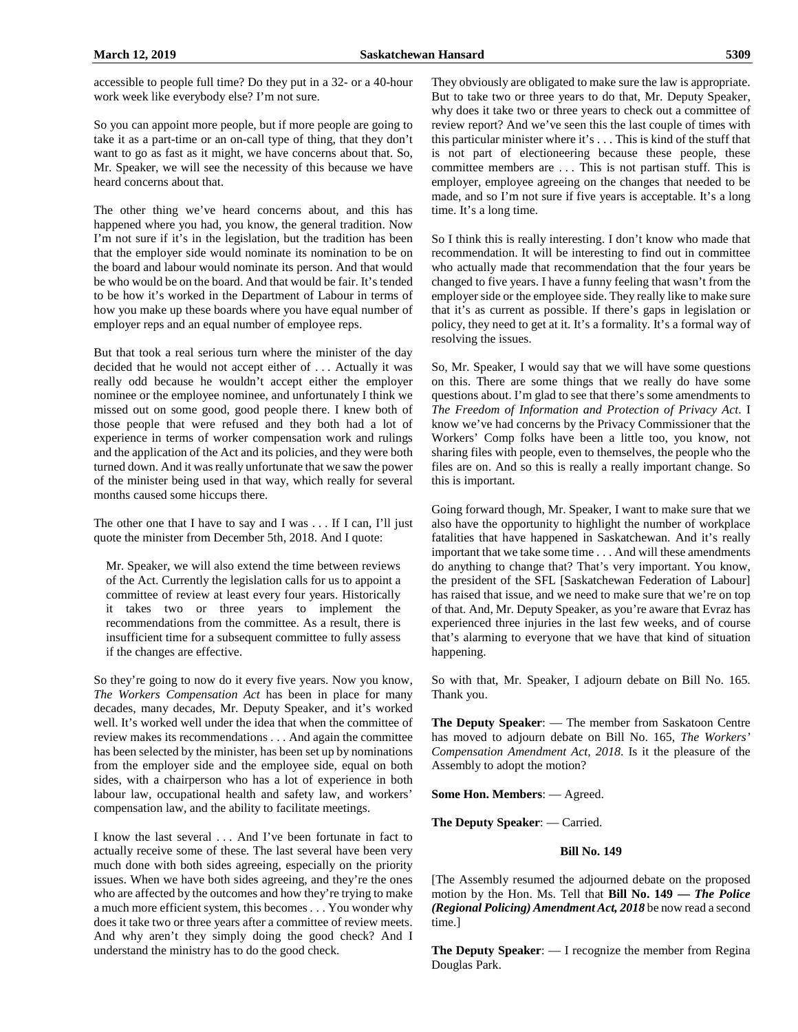accessible to people full time? Do they put in a 32- or a 40-hour work week like everybody else? I'm not sure.

So you can appoint more people, but if more people are going to take it as a part-time or an on-call type of thing, that they don't want to go as fast as it might, we have concerns about that. So, Mr. Speaker, we will see the necessity of this because we have heard concerns about that.

The other thing we've heard concerns about, and this has happened where you had, you know, the general tradition. Now I'm not sure if it's in the legislation, but the tradition has been that the employer side would nominate its nomination to be on the board and labour would nominate its person. And that would be who would be on the board. And that would be fair. It's tended to be how it's worked in the Department of Labour in terms of how you make up these boards where you have equal number of employer reps and an equal number of employee reps.

But that took a real serious turn where the minister of the day decided that he would not accept either of . . . Actually it was really odd because he wouldn't accept either the employer nominee or the employee nominee, and unfortunately I think we missed out on some good, good people there. I knew both of those people that were refused and they both had a lot of experience in terms of worker compensation work and rulings and the application of the Act and its policies, and they were both turned down. And it was really unfortunate that we saw the power of the minister being used in that way, which really for several months caused some hiccups there.

The other one that I have to say and I was . . . If I can, I'll just quote the minister from December 5th, 2018. And I quote:

> Mr. Speaker, we will also extend the time between reviews of the Act. Currently the legislation calls for us to appoint a committee of review at least every four years. Historically it takes two or three years to implement the recommendations from the committee. As a result, there is insufficient time for a subsequent committee to fully assess if the changes are effective.

So they're going to now do it every five years. Now you know, *The Workers Compensation Act* has been in place for many decades, many decades, Mr. Deputy Speaker, and it's worked well. It's worked well under the idea that when the committee of review makes its recommendations . . . And again the committee has been selected by the minister, has been set up by nominations from the employer side and the employee side, equal on both sides, with a chairperson who has a lot of experience in both labour law, occupational health and safety law, and workers' compensation law, and the ability to facilitate meetings.

I know the last several . . . And I've been fortunate in fact to actually receive some of these. The last several have been very much done with both sides agreeing, especially on the priority issues. When we have both sides agreeing, and they're the ones who are affected by the outcomes and how they're trying to make a much more efficient system, this becomes . . . You wonder why does it take two or three years after a committee of review meets. And why aren't they simply doing the good check? And I understand the ministry has to do the good check.

They obviously are obligated to make sure the law is appropriate. But to take two or three years to do that, Mr. Deputy Speaker, why does it take two or three years to check out a committee of review report? And we've seen this the last couple of times with this particular minister where it's . . . This is kind of the stuff that is not part of electioneering because these people, these committee members are . . . This is not partisan stuff. This is employer, employee agreeing on the changes that needed to be made, and so I'm not sure if five years is acceptable. It's a long time. It's a long time.

So I think this is really interesting. I don't know who made that recommendation. It will be interesting to find out in committee who actually made that recommendation that the four years be changed to five years. I have a funny feeling that wasn't from the employer side or the employee side. They really like to make sure that it's as current as possible. If there's gaps in legislation or policy, they need to get at it. It's a formality. It's a formal way of resolving the issues.

So, Mr. Speaker, I would say that we will have some questions on this. There are some things that we really do have some questions about. I'm glad to see that there's some amendments to *The Freedom of Information and Protection of Privacy Act*. I know we've had concerns by the Privacy Commissioner that the Workers' Comp folks have been a little too, you know, not sharing files with people, even to themselves, the people who the files are on. And so this is really a really important change. So this is important.

Going forward though, Mr. Speaker, I want to make sure that we also have the opportunity to highlight the number of workplace fatalities that have happened in Saskatchewan. And it's really important that we take some time . . . And will these amendments do anything to change that? That's very important. You know, the president of the SFL [Saskatchewan Federation of Labour] has raised that issue, and we need to make sure that we're on top of that. And, Mr. Deputy Speaker, as you're aware that Evraz has experienced three injuries in the last few weeks, and of course that's alarming to everyone that we have that kind of situation happening.

So with that, Mr. Speaker, I adjourn debate on Bill No. 165. Thank you.

**The Deputy Speaker**: — The member from Saskatoon Centre has moved to adjourn debate on Bill No. 165, *The Workers' Compensation Amendment Act, 2018*. Is it the pleasure of the Assembly to adopt the motion?

**Some Hon. Members**: — Agreed.

**The Deputy Speaker**: — Carried.

### Bill No. 149

[The Assembly resumed the adjourned debate on the proposed motion by the Hon. Ms. Tell that **Bill No. 149 — *The Police (Regional Policing) Amendment Act, 2018*** be now read a second time.]

**The Deputy Speaker**: — I recognize the member from Regina Douglas Park.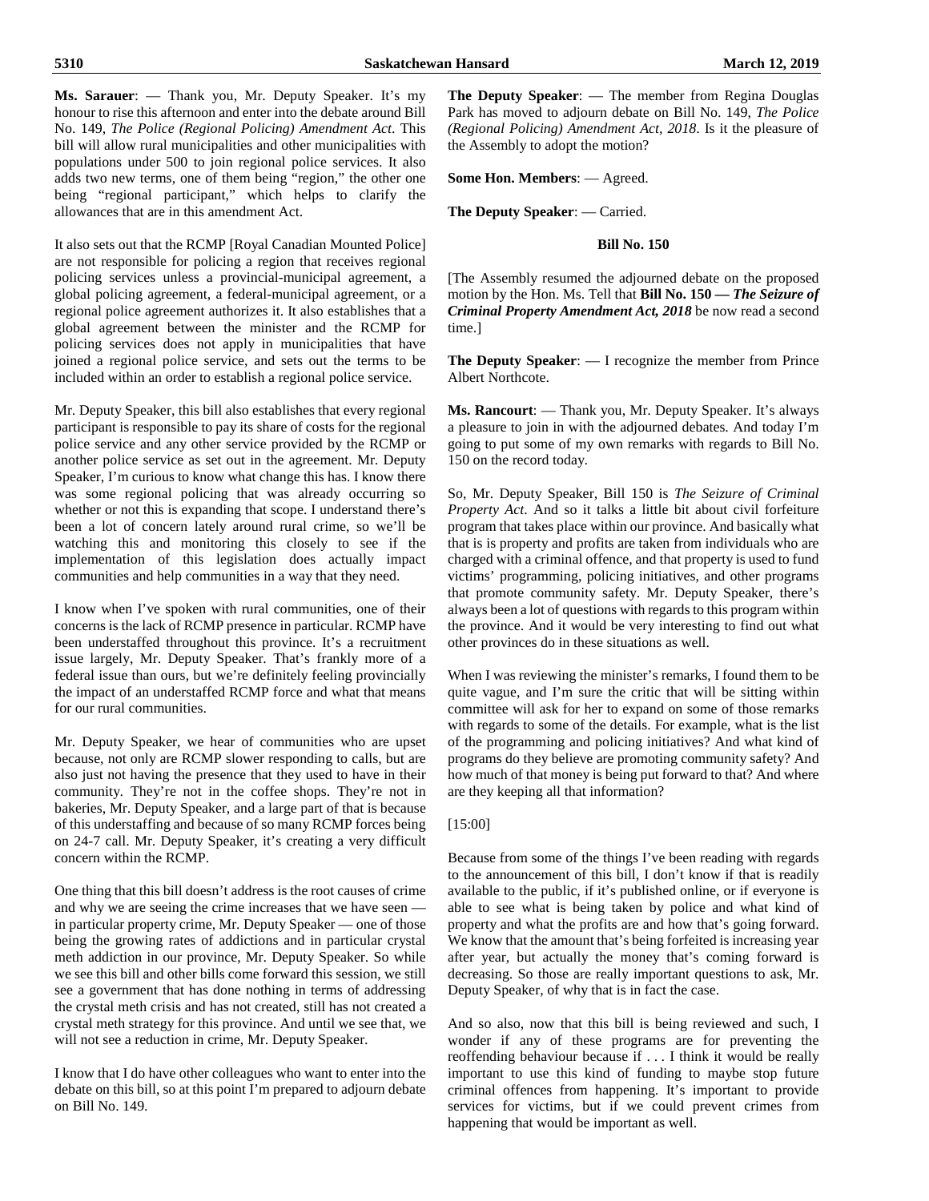**Ms. Sarauer**: — Thank you, Mr. Deputy Speaker. It's my honour to rise this afternoon and enter into the debate around Bill No. 149, *The Police (Regional Policing) Amendment Act*. This bill will allow rural municipalities and other municipalities with populations under 500 to join regional police services. It also adds two new terms, one of them being "region," the other one being "regional participant," which helps to clarify the allowances that are in this amendment Act.

It also sets out that the RCMP [Royal Canadian Mounted Police] are not responsible for policing a region that receives regional policing services unless a provincial-municipal agreement, a global policing agreement, a federal-municipal agreement, or a regional police agreement authorizes it. It also establishes that a global agreement between the minister and the RCMP for policing services does not apply in municipalities that have joined a regional police service, and sets out the terms to be included within an order to establish a regional police service.

Mr. Deputy Speaker, this bill also establishes that every regional participant is responsible to pay its share of costs for the regional police service and any other service provided by the RCMP or another police service as set out in the agreement. Mr. Deputy Speaker, I'm curious to know what change this has. I know there was some regional policing that was already occurring so whether or not this is expanding that scope. I understand there's been a lot of concern lately around rural crime, so we'll be watching this and monitoring this closely to see if the implementation of this legislation does actually impact communities and help communities in a way that they need.

I know when I've spoken with rural communities, one of their concerns is the lack of RCMP presence in particular. RCMP have been understaffed throughout this province. It's a recruitment issue largely, Mr. Deputy Speaker. That's frankly more of a federal issue than ours, but we're definitely feeling provincially the impact of an understaffed RCMP force and what that means for our rural communities.

Mr. Deputy Speaker, we hear of communities who are upset because, not only are RCMP slower responding to calls, but are also just not having the presence that they used to have in their community. They're not in the coffee shops. They're not in bakeries, Mr. Deputy Speaker, and a large part of that is because of this understaffing and because of so many RCMP forces being on 24-7 call. Mr. Deputy Speaker, it's creating a very difficult concern within the RCMP.

One thing that this bill doesn't address is the root causes of crime and why we are seeing the crime increases that we have seen — in particular property crime, Mr. Deputy Speaker — one of those being the growing rates of addictions and in particular crystal meth addiction in our province, Mr. Deputy Speaker. So while we see this bill and other bills come forward this session, we still see a government that has done nothing in terms of addressing the crystal meth crisis and has not created, still has not created a crystal meth strategy for this province. And until we see that, we will not see a reduction in crime, Mr. Deputy Speaker.

I know that I do have other colleagues who want to enter into the debate on this bill, so at this point I'm prepared to adjourn debate on Bill No. 149.

**The Deputy Speaker**: — The member from Regina Douglas Park has moved to adjourn debate on Bill No. 149, *The Police (Regional Policing) Amendment Act, 2018*. Is it the pleasure of the Assembly to adopt the motion?

**Some Hon. Members**: — Agreed.

**The Deputy Speaker**: — Carried.

### Bill No. 150

[The Assembly resumed the adjourned debate on the proposed motion by the Hon. Ms. Tell that **Bill No. 150 — *The Seizure of Criminal Property Amendment Act, 2018*** be now read a second time.]

**The Deputy Speaker**: — I recognize the member from Prince Albert Northcote.

**Ms. Rancourt**: — Thank you, Mr. Deputy Speaker. It's always a pleasure to join in with the adjourned debates. And today I'm going to put some of my own remarks with regards to Bill No. 150 on the record today.

So, Mr. Deputy Speaker, Bill 150 is *The Seizure of Criminal Property Act*. And so it talks a little bit about civil forfeiture program that takes place within our province. And basically what that is is property and profits are taken from individuals who are charged with a criminal offence, and that property is used to fund victims' programming, policing initiatives, and other programs that promote community safety. Mr. Deputy Speaker, there's always been a lot of questions with regards to this program within the province. And it would be very interesting to find out what other provinces do in these situations as well.

When I was reviewing the minister's remarks, I found them to be quite vague, and I'm sure the critic that will be sitting within committee will ask for her to expand on some of those remarks with regards to some of the details. For example, what is the list of the programming and policing initiatives? And what kind of programs do they believe are promoting community safety? And how much of that money is being put forward to that? And where are they keeping all that information?

[15:00]

Because from some of the things I've been reading with regards to the announcement of this bill, I don't know if that is readily available to the public, if it's published online, or if everyone is able to see what is being taken by police and what kind of property and what the profits are and how that's going forward. We know that the amount that's being forfeited is increasing year after year, but actually the money that's coming forward is decreasing. So those are really important questions to ask, Mr. Deputy Speaker, of why that is in fact the case.

And so also, now that this bill is being reviewed and such, I wonder if any of these programs are for preventing the reoffending behaviour because if . . . I think it would be really important to use this kind of funding to maybe stop future criminal offences from happening. It's important to provide services for victims, but if we could prevent crimes from happening that would be important as well.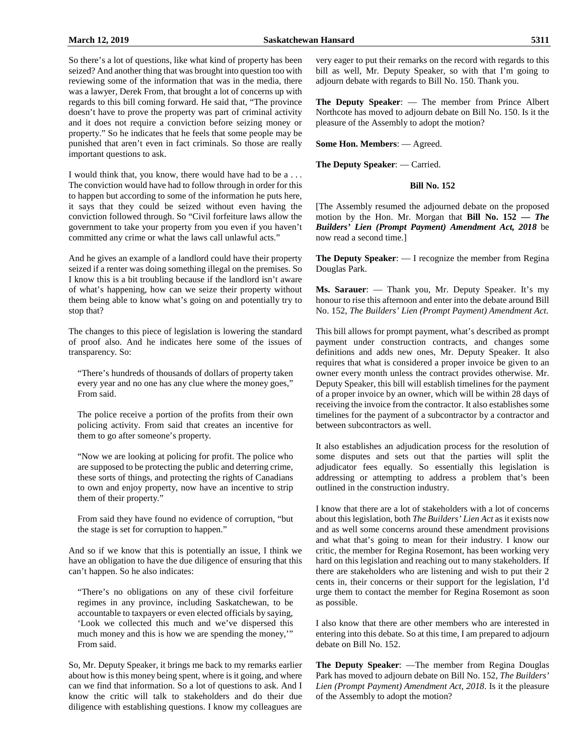So there's a lot of questions, like what kind of property has been seized? And another thing that was brought into question too with reviewing some of the information that was in the media, there was a lawyer, Derek From, that brought a lot of concerns up with regards to this bill coming forward. He said that, "The province doesn't have to prove the property was part of criminal activity and it does not require a conviction before seizing money or property." So he indicates that he feels that some people may be punished that aren't even in fact criminals. So those are really important questions to ask.

I would think that, you know, there would have had to be a . . . The conviction would have had to follow through in order for this to happen but according to some of the information he puts here, it says that they could be seized without even having the conviction followed through. So "Civil forfeiture laws allow the government to take your property from you even if you haven't committed any crime or what the laws call unlawful acts."

And he gives an example of a landlord could have their property seized if a renter was doing something illegal on the premises. So I know this is a bit troubling because if the landlord isn't aware of what's happening, how can we seize their property without them being able to know what's going on and potentially try to stop that?

The changes to this piece of legislation is lowering the standard of proof also. And he indicates here some of the issues of transparency. So:

> "There's hundreds of thousands of dollars of property taken every year and no one has any clue where the money goes," From said.
>
> The police receive a portion of the profits from their own policing activity. From said that creates an incentive for them to go after someone's property.
>
> "Now we are looking at policing for profit. The police who are supposed to be protecting the public and deterring crime, these sorts of things, and protecting the rights of Canadians to own and enjoy property, now have an incentive to strip them of their property."
>
> From said they have found no evidence of corruption, "but the stage is set for corruption to happen."

And so if we know that this is potentially an issue, I think we have an obligation to have the due diligence of ensuring that this can't happen. So he also indicates:

> "There's no obligations on any of these civil forfeiture regimes in any province, including Saskatchewan, to be accountable to taxpayers or even elected officials by saying, 'Look we collected this much and we've dispersed this much money and this is how we are spending the money,'" From said.

So, Mr. Deputy Speaker, it brings me back to my remarks earlier about how is this money being spent, where is it going, and where can we find that information. So a lot of questions to ask. And I know the critic will talk to stakeholders and do their due diligence with establishing questions. I know my colleagues are very eager to put their remarks on the record with regards to this bill as well, Mr. Deputy Speaker, so with that I'm going to adjourn debate with regards to Bill No. 150. Thank you.

**The Deputy Speaker**: — The member from Prince Albert Northcote has moved to adjourn debate on Bill No. 150. Is it the pleasure of the Assembly to adopt the motion?

**Some Hon. Members**: — Agreed.

**The Deputy Speaker**: — Carried.

## Bill No. 152

[The Assembly resumed the adjourned debate on the proposed motion by the Hon. Mr. Morgan that **Bill No. 152 — *The Builders' Lien (Prompt Payment) Amendment Act, 2018*** be now read a second time.]

**The Deputy Speaker**: — I recognize the member from Regina Douglas Park.

**Ms. Sarauer**: — Thank you, Mr. Deputy Speaker. It's my honour to rise this afternoon and enter into the debate around Bill No. 152, *The Builders' Lien (Prompt Payment) Amendment Act*.

This bill allows for prompt payment, what's described as prompt payment under construction contracts, and changes some definitions and adds new ones, Mr. Deputy Speaker. It also requires that what is considered a proper invoice be given to an owner every month unless the contract provides otherwise. Mr. Deputy Speaker, this bill will establish timelines for the payment of a proper invoice by an owner, which will be within 28 days of receiving the invoice from the contractor. It also establishes some timelines for the payment of a subcontractor by a contractor and between subcontractors as well.

It also establishes an adjudication process for the resolution of some disputes and sets out that the parties will split the adjudicator fees equally. So essentially this legislation is addressing or attempting to address a problem that's been outlined in the construction industry.

I know that there are a lot of stakeholders with a lot of concerns about this legislation, both *The Builders' Lien Act* as it exists now and as well some concerns around these amendment provisions and what that's going to mean for their industry. I know our critic, the member for Regina Rosemont, has been working very hard on this legislation and reaching out to many stakeholders. If there are stakeholders who are listening and wish to put their 2 cents in, their concerns or their support for the legislation, I'd urge them to contact the member for Regina Rosemont as soon as possible.

I also know that there are other members who are interested in entering into this debate. So at this time, I am prepared to adjourn debate on Bill No. 152.

**The Deputy Speaker**: —The member from Regina Douglas Park has moved to adjourn debate on Bill No. 152, *The Builders' Lien (Prompt Payment) Amendment Act, 2018*. Is it the pleasure of the Assembly to adopt the motion?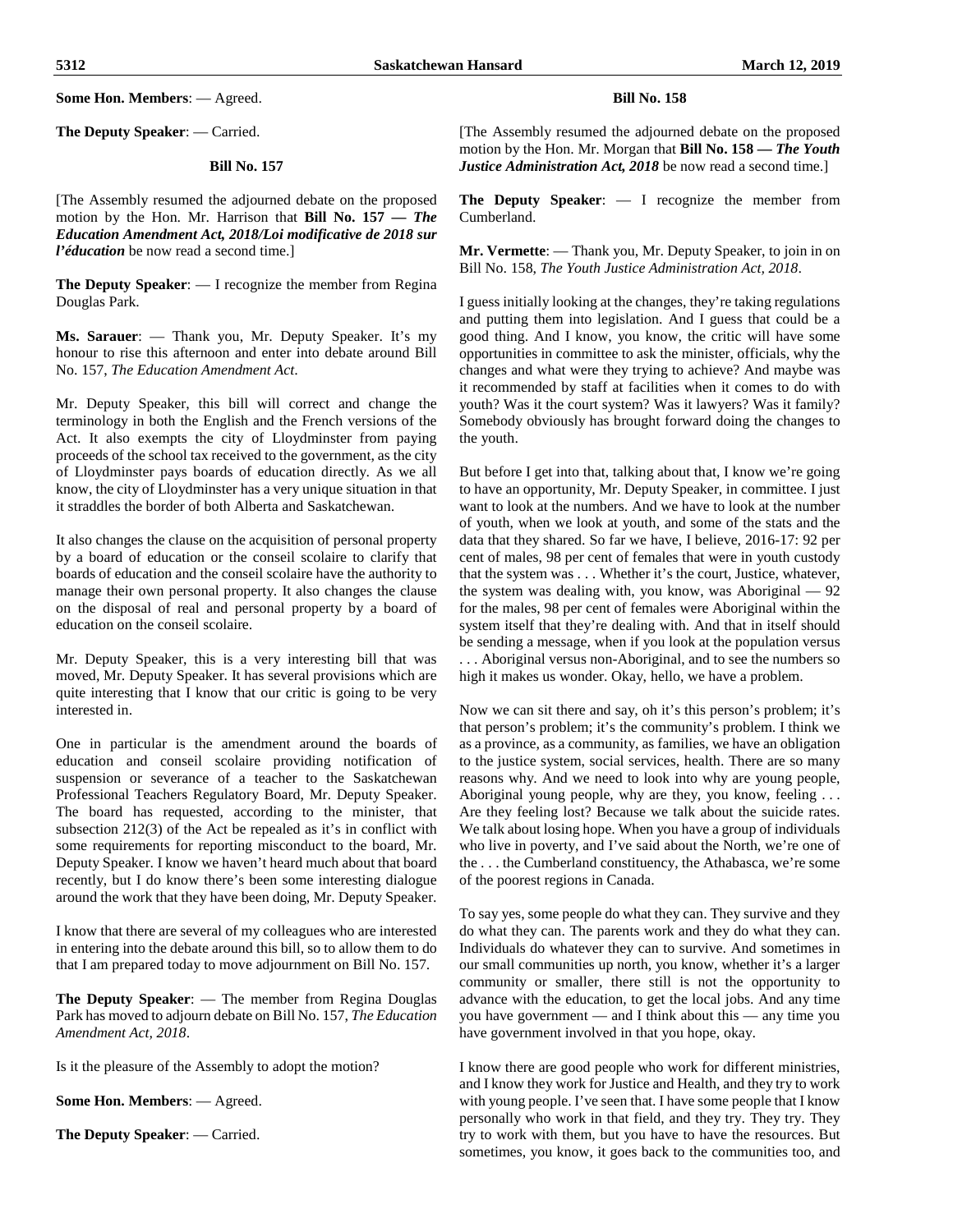**Some Hon. Members**: — Agreed.

**The Deputy Speaker**: — Carried.

### Bill No. 157

[The Assembly resumed the adjourned debate on the proposed motion by the Hon. Mr. Harrison that **Bill No. 157 — *The Education Amendment Act, 2018/Loi modificative de 2018 sur l'éducation*** be now read a second time.]

**The Deputy Speaker**: — I recognize the member from Regina Douglas Park.

**Ms. Sarauer**: — Thank you, Mr. Deputy Speaker. It's my honour to rise this afternoon and enter into debate around Bill No. 157, *The Education Amendment Act*.

Mr. Deputy Speaker, this bill will correct and change the terminology in both the English and the French versions of the Act. It also exempts the city of Lloydminster from paying proceeds of the school tax received to the government, as the city of Lloydminster pays boards of education directly. As we all know, the city of Lloydminster has a very unique situation in that it straddles the border of both Alberta and Saskatchewan.

It also changes the clause on the acquisition of personal property by a board of education or the conseil scolaire to clarify that boards of education and the conseil scolaire have the authority to manage their own personal property. It also changes the clause on the disposal of real and personal property by a board of education on the conseil scolaire.

Mr. Deputy Speaker, this is a very interesting bill that was moved, Mr. Deputy Speaker. It has several provisions which are quite interesting that I know that our critic is going to be very interested in.

One in particular is the amendment around the boards of education and conseil scolaire providing notification of suspension or severance of a teacher to the Saskatchewan Professional Teachers Regulatory Board, Mr. Deputy Speaker. The board has requested, according to the minister, that subsection 212(3) of the Act be repealed as it's in conflict with some requirements for reporting misconduct to the board, Mr. Deputy Speaker. I know we haven't heard much about that board recently, but I do know there's been some interesting dialogue around the work that they have been doing, Mr. Deputy Speaker.

I know that there are several of my colleagues who are interested in entering into the debate around this bill, so to allow them to do that I am prepared today to move adjournment on Bill No. 157.

**The Deputy Speaker**: — The member from Regina Douglas Park has moved to adjourn debate on Bill No. 157, *The Education Amendment Act, 2018*.

Is it the pleasure of the Assembly to adopt the motion?

**Some Hon. Members**: — Agreed.

**The Deputy Speaker**: — Carried.

### Bill No. 158

[The Assembly resumed the adjourned debate on the proposed motion by the Hon. Mr. Morgan that **Bill No. 158 — *The Youth Justice Administration Act, 2018*** be now read a second time.]

**The Deputy Speaker**: — I recognize the member from Cumberland.

**Mr. Vermette**: — Thank you, Mr. Deputy Speaker, to join in on Bill No. 158, *The Youth Justice Administration Act, 2018*.

I guess initially looking at the changes, they're taking regulations and putting them into legislation. And I guess that could be a good thing. And I know, you know, the critic will have some opportunities in committee to ask the minister, officials, why the changes and what were they trying to achieve? And maybe was it recommended by staff at facilities when it comes to do with youth? Was it the court system? Was it lawyers? Was it family? Somebody obviously has brought forward doing the changes to the youth.

But before I get into that, talking about that, I know we're going to have an opportunity, Mr. Deputy Speaker, in committee. I just want to look at the numbers. And we have to look at the number of youth, when we look at youth, and some of the stats and the data that they shared. So far we have, I believe, 2016-17: 92 per cent of males, 98 per cent of females that were in youth custody that the system was . . . Whether it's the court, Justice, whatever, the system was dealing with, you know, was Aboriginal — 92 for the males, 98 per cent of females were Aboriginal within the system itself that they're dealing with. And that in itself should be sending a message, when if you look at the population versus . . . Aboriginal versus non-Aboriginal, and to see the numbers so high it makes us wonder. Okay, hello, we have a problem.

Now we can sit there and say, oh it's this person's problem; it's that person's problem; it's the community's problem. I think we as a province, as a community, as families, we have an obligation to the justice system, social services, health. There are so many reasons why. And we need to look into why are young people, Aboriginal young people, why are they, you know, feeling . . . Are they feeling lost? Because we talk about the suicide rates. We talk about losing hope. When you have a group of individuals who live in poverty, and I've said about the North, we're one of the . . . the Cumberland constituency, the Athabasca, we're some of the poorest regions in Canada.

To say yes, some people do what they can. They survive and they do what they can. The parents work and they do what they can. Individuals do whatever they can to survive. And sometimes in our small communities up north, you know, whether it's a larger community or smaller, there still is not the opportunity to advance with the education, to get the local jobs. And any time you have government — and I think about this — any time you have government involved in that you hope, okay.

I know there are good people who work for different ministries, and I know they work for Justice and Health, and they try to work with young people. I've seen that. I have some people that I know personally who work in that field, and they try. They try. They try to work with them, but you have to have the resources. But sometimes, you know, it goes back to the communities too, and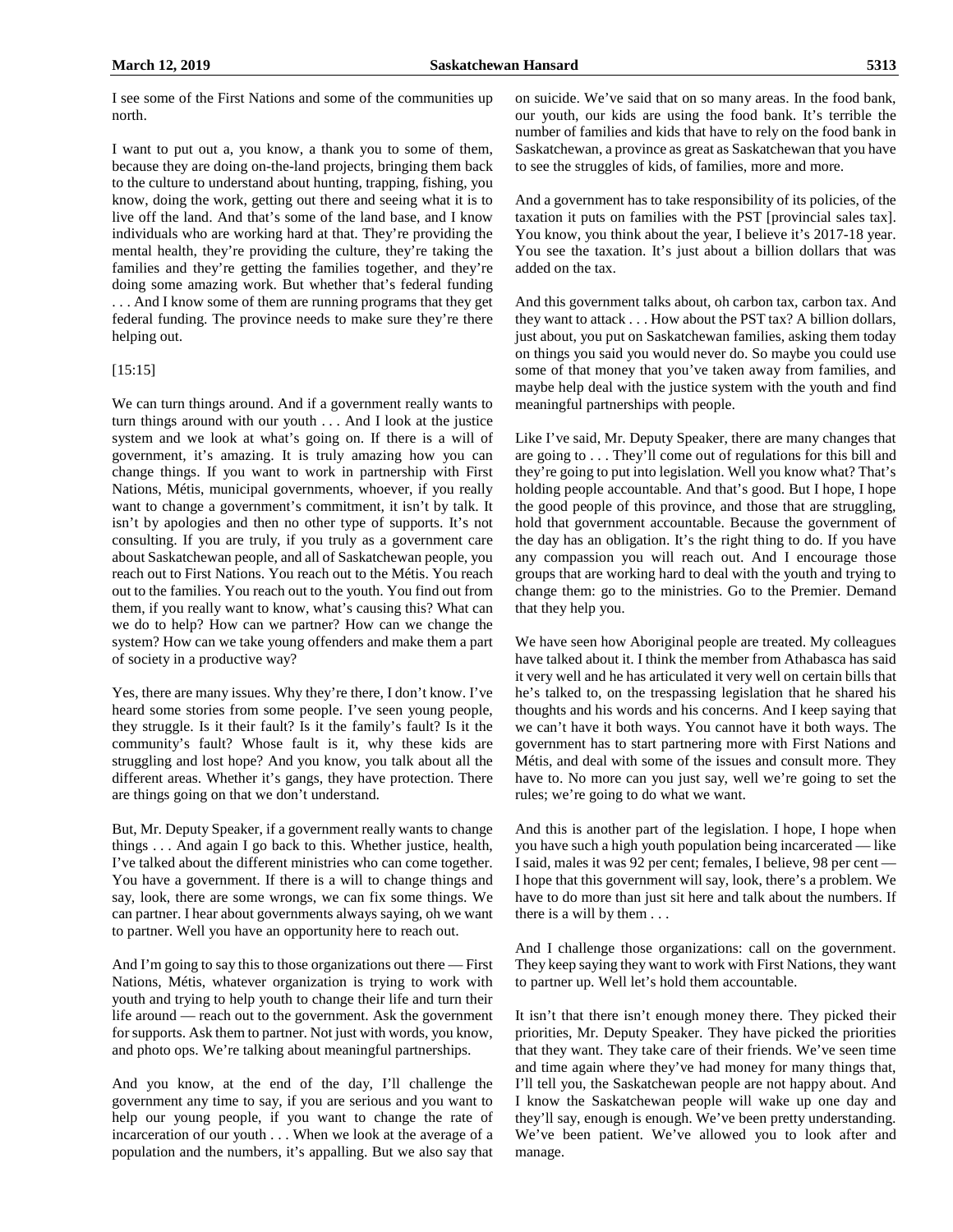I see some of the First Nations and some of the communities up north.

I want to put out a, you know, a thank you to some of them, because they are doing on-the-land projects, bringing them back to the culture to understand about hunting, trapping, fishing, you know, doing the work, getting out there and seeing what it is to live off the land. And that's some of the land base, and I know individuals who are working hard at that. They're providing the mental health, they're providing the culture, they're taking the families and they're getting the families together, and they're doing some amazing work. But whether that's federal funding . . . And I know some of them are running programs that they get federal funding. The province needs to make sure they're there helping out.

[15:15]

We can turn things around. And if a government really wants to turn things around with our youth . . . And I look at the justice system and we look at what's going on. If there is a will of government, it's amazing. It is truly amazing how you can change things. If you want to work in partnership with First Nations, Métis, municipal governments, whoever, if you really want to change a government's commitment, it isn't by talk. It isn't by apologies and then no other type of supports. It's not consulting. If you are truly, if you truly as a government care about Saskatchewan people, and all of Saskatchewan people, you reach out to First Nations. You reach out to the Métis. You reach out to the families. You reach out to the youth. You find out from them, if you really want to know, what's causing this? What can we do to help? How can we partner? How can we change the system? How can we take young offenders and make them a part of society in a productive way?

Yes, there are many issues. Why they're there, I don't know. I've heard some stories from some people. I've seen young people, they struggle. Is it their fault? Is it the family's fault? Is it the community's fault? Whose fault is it, why these kids are struggling and lost hope? And you know, you talk about all the different areas. Whether it's gangs, they have protection. There are things going on that we don't understand.

But, Mr. Deputy Speaker, if a government really wants to change things . . . And again I go back to this. Whether justice, health, I've talked about the different ministries who can come together. You have a government. If there is a will to change things and say, look, there are some wrongs, we can fix some things. We can partner. I hear about governments always saying, oh we want to partner. Well you have an opportunity here to reach out.

And I'm going to say this to those organizations out there — First Nations, Métis, whatever organization is trying to work with youth and trying to help youth to change their life and turn their life around — reach out to the government. Ask the government for supports. Ask them to partner. Not just with words, you know, and photo ops. We're talking about meaningful partnerships.

And you know, at the end of the day, I'll challenge the government any time to say, if you are serious and you want to help our young people, if you want to change the rate of incarceration of our youth . . . When we look at the average of a population and the numbers, it's appalling. But we also say that on suicide. We've said that on so many areas. In the food bank, our youth, our kids are using the food bank. It's terrible the number of families and kids that have to rely on the food bank in Saskatchewan, a province as great as Saskatchewan that you have to see the struggles of kids, of families, more and more.

And a government has to take responsibility of its policies, of the taxation it puts on families with the PST [provincial sales tax]. You know, you think about the year, I believe it's 2017-18 year. You see the taxation. It's just about a billion dollars that was added on the tax.

And this government talks about, oh carbon tax, carbon tax. And they want to attack . . . How about the PST tax? A billion dollars, just about, you put on Saskatchewan families, asking them today on things you said you would never do. So maybe you could use some of that money that you've taken away from families, and maybe help deal with the justice system with the youth and find meaningful partnerships with people.

Like I've said, Mr. Deputy Speaker, there are many changes that are going to . . . They'll come out of regulations for this bill and they're going to put into legislation. Well you know what? That's holding people accountable. And that's good. But I hope, I hope the good people of this province, and those that are struggling, hold that government accountable. Because the government of the day has an obligation. It's the right thing to do. If you have any compassion you will reach out. And I encourage those groups that are working hard to deal with the youth and trying to change them: go to the ministries. Go to the Premier. Demand that they help you.

We have seen how Aboriginal people are treated. My colleagues have talked about it. I think the member from Athabasca has said it very well and he has articulated it very well on certain bills that he's talked to, on the trespassing legislation that he shared his thoughts and his words and his concerns. And I keep saying that we can't have it both ways. You cannot have it both ways. The government has to start partnering more with First Nations and Métis, and deal with some of the issues and consult more. They have to. No more can you just say, well we're going to set the rules; we're going to do what we want.

And this is another part of the legislation. I hope, I hope when you have such a high youth population being incarcerated — like I said, males it was 92 per cent; females, I believe, 98 per cent — I hope that this government will say, look, there's a problem. We have to do more than just sit here and talk about the numbers. If there is a will by them . . .

And I challenge those organizations: call on the government. They keep saying they want to work with First Nations, they want to partner up. Well let's hold them accountable.

It isn't that there isn't enough money there. They picked their priorities, Mr. Deputy Speaker. They have picked the priorities that they want. They take care of their friends. We've seen time and time again where they've had money for many things that, I'll tell you, the Saskatchewan people are not happy about. And I know the Saskatchewan people will wake up one day and they'll say, enough is enough. We've been pretty understanding. We've been patient. We've allowed you to look after and manage.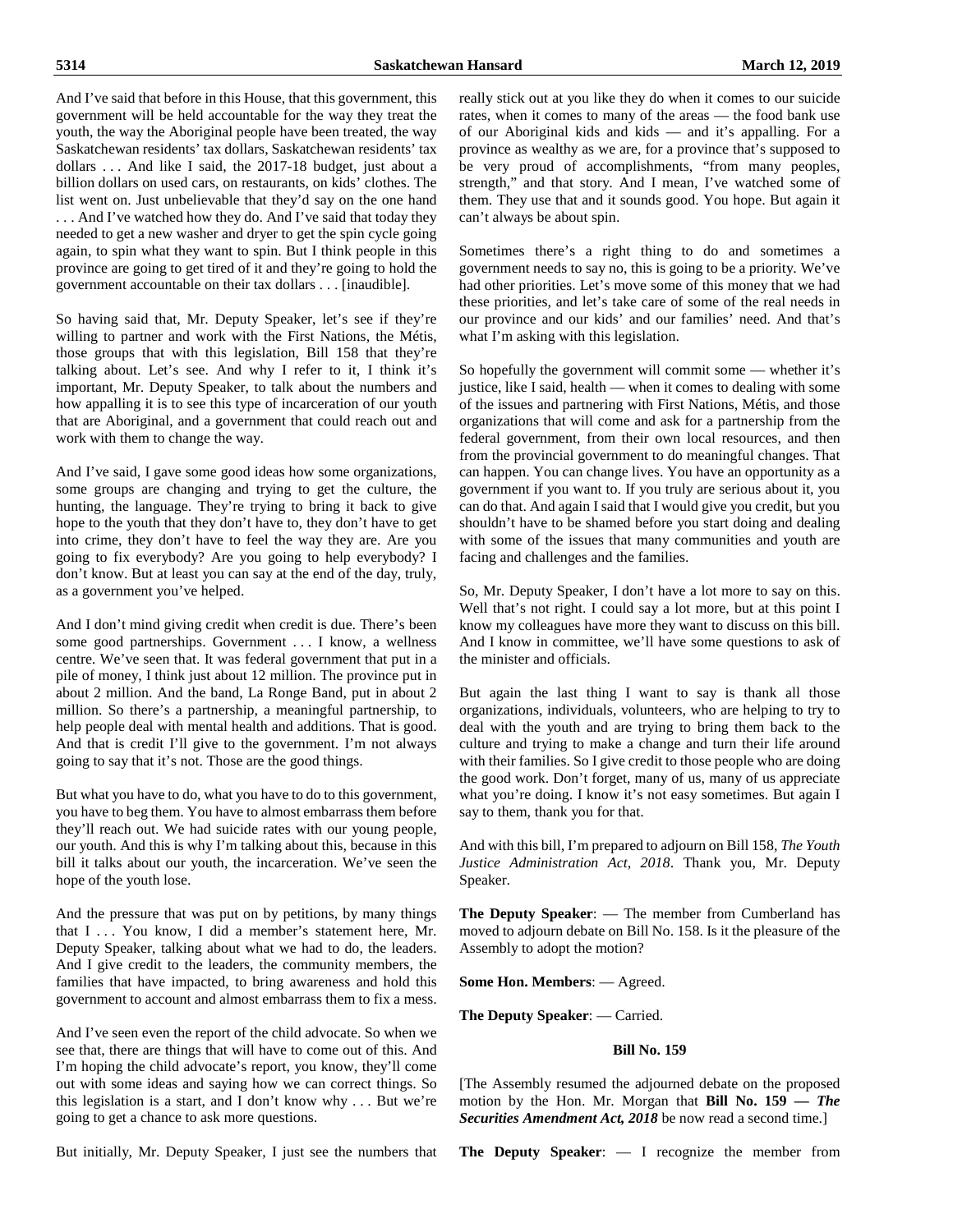And I've said that before in this House, that this government, this government will be held accountable for the way they treat the youth, the way the Aboriginal people have been treated, the way Saskatchewan residents' tax dollars, Saskatchewan residents' tax dollars . . . And like I said, the 2017-18 budget, just about a billion dollars on used cars, on restaurants, on kids' clothes. The list went on. Just unbelievable that they'd say on the one hand . . . And I've watched how they do. And I've said that today they needed to get a new washer and dryer to get the spin cycle going again, to spin what they want to spin. But I think people in this province are going to get tired of it and they're going to hold the government accountable on their tax dollars . . . [inaudible].

So having said that, Mr. Deputy Speaker, let's see if they're willing to partner and work with the First Nations, the Métis, those groups that with this legislation, Bill 158 that they're talking about. Let's see. And why I refer to it, I think it's important, Mr. Deputy Speaker, to talk about the numbers and how appalling it is to see this type of incarceration of our youth that are Aboriginal, and a government that could reach out and work with them to change the way.

And I've said, I gave some good ideas how some organizations, some groups are changing and trying to get the culture, the hunting, the language. They're trying to bring it back to give hope to the youth that they don't have to, they don't have to get into crime, they don't have to feel the way they are. Are you going to fix everybody? Are you going to help everybody? I don't know. But at least you can say at the end of the day, truly, as a government you've helped.

And I don't mind giving credit when credit is due. There's been some good partnerships. Government . . . I know, a wellness centre. We've seen that. It was federal government that put in a pile of money, I think just about 12 million. The province put in about 2 million. And the band, La Ronge Band, put in about 2 million. So there's a partnership, a meaningful partnership, to help people deal with mental health and additions. That is good. And that is credit I'll give to the government. I'm not always going to say that it's not. Those are the good things.

But what you have to do, what you have to do to this government, you have to beg them. You have to almost embarrass them before they'll reach out. We had suicide rates with our young people, our youth. And this is why I'm talking about this, because in this bill it talks about our youth, the incarceration. We've seen the hope of the youth lose.

And the pressure that was put on by petitions, by many things that I . . . You know, I did a member's statement here, Mr. Deputy Speaker, talking about what we had to do, the leaders. And I give credit to the leaders, the community members, the families that have impacted, to bring awareness and hold this government to account and almost embarrass them to fix a mess.

And I've seen even the report of the child advocate. So when we see that, there are things that will have to come out of this. And I'm hoping the child advocate's report, you know, they'll come out with some ideas and saying how we can correct things. So this legislation is a start, and I don't know why . . . But we're going to get a chance to ask more questions.

But initially, Mr. Deputy Speaker, I just see the numbers that really stick out at you like they do when it comes to our suicide rates, when it comes to many of the areas — the food bank use of our Aboriginal kids and kids — and it's appalling. For a province as wealthy as we are, for a province that's supposed to be very proud of accomplishments, "from many peoples, strength," and that story. And I mean, I've watched some of them. They use that and it sounds good. You hope. But again it can't always be about spin.

Sometimes there's a right thing to do and sometimes a government needs to say no, this is going to be a priority. We've had other priorities. Let's move some of this money that we had these priorities, and let's take care of some of the real needs in our province and our kids' and our families' need. And that's what I'm asking with this legislation.

So hopefully the government will commit some — whether it's justice, like I said, health — when it comes to dealing with some of the issues and partnering with First Nations, Métis, and those organizations that will come and ask for a partnership from the federal government, from their own local resources, and then from the provincial government to do meaningful changes. That can happen. You can change lives. You have an opportunity as a government if you want to. If you truly are serious about it, you can do that. And again I said that I would give you credit, but you shouldn't have to be shamed before you start doing and dealing with some of the issues that many communities and youth are facing and challenges and the families.

So, Mr. Deputy Speaker, I don't have a lot more to say on this. Well that's not right. I could say a lot more, but at this point I know my colleagues have more they want to discuss on this bill. And I know in committee, we'll have some questions to ask of the minister and officials.

But again the last thing I want to say is thank all those organizations, individuals, volunteers, who are helping to try to deal with the youth and are trying to bring them back to the culture and trying to make a change and turn their life around with their families. So I give credit to those people who are doing the good work. Don't forget, many of us, many of us appreciate what you're doing. I know it's not easy sometimes. But again I say to them, thank you for that.

And with this bill, I'm prepared to adjourn on Bill 158, *The Youth Justice Administration Act, 2018*. Thank you, Mr. Deputy Speaker.

**The Deputy Speaker**: — The member from Cumberland has moved to adjourn debate on Bill No. 158. Is it the pleasure of the Assembly to adopt the motion?

**Some Hon. Members**: — Agreed.

**The Deputy Speaker**: — Carried.

### Bill No. 159

[The Assembly resumed the adjourned debate on the proposed motion by the Hon. Mr. Morgan that **Bill No. 159 — *The Securities Amendment Act, 2018*** be now read a second time.]

**The Deputy Speaker**: — I recognize the member from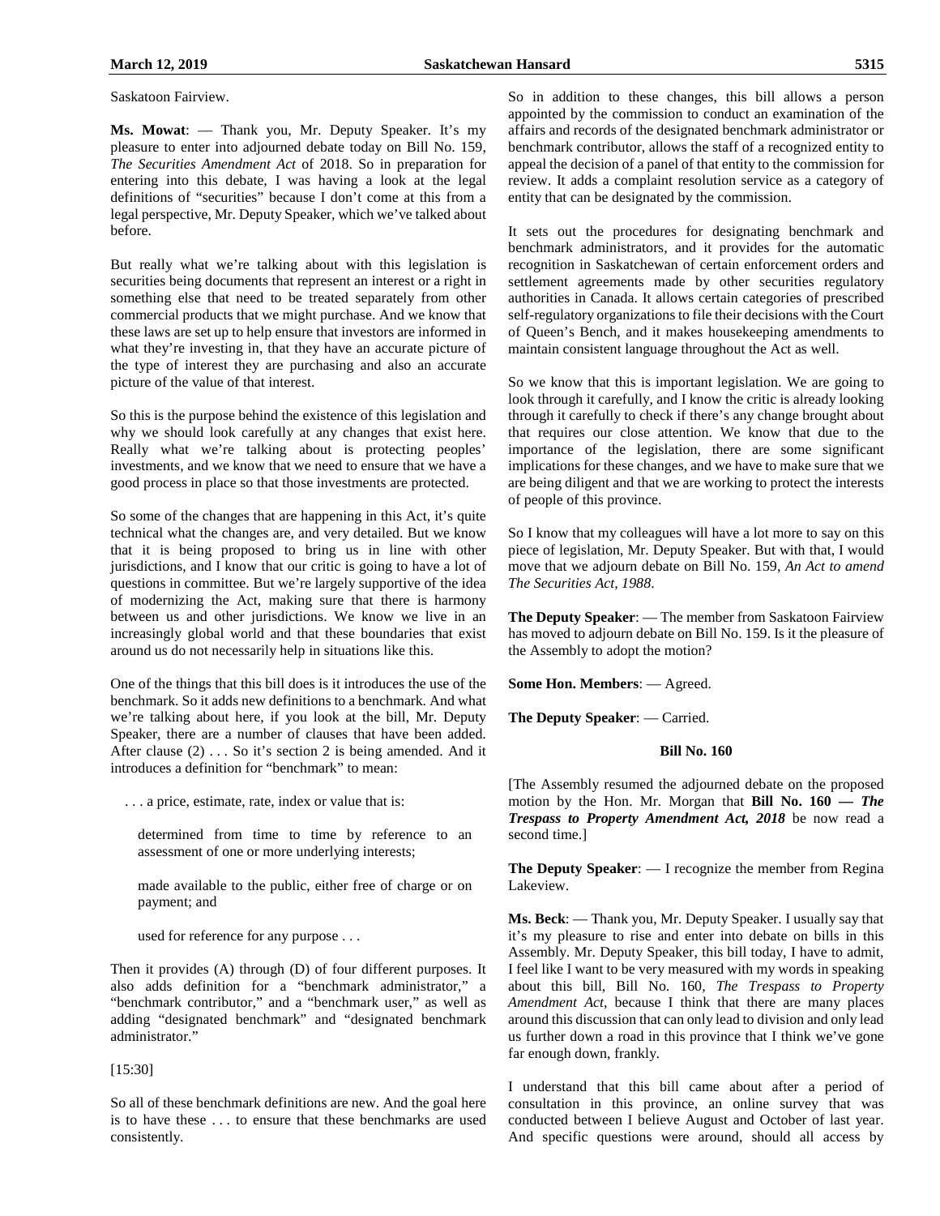Saskatoon Fairview.

**Ms. Mowat**: — Thank you, Mr. Deputy Speaker. It's my pleasure to enter into adjourned debate today on Bill No. 159, *The Securities Amendment Act* of 2018. So in preparation for entering into this debate, I was having a look at the legal definitions of "securities" because I don't come at this from a legal perspective, Mr. Deputy Speaker, which we've talked about before.

But really what we're talking about with this legislation is securities being documents that represent an interest or a right in something else that need to be treated separately from other commercial products that we might purchase. And we know that these laws are set up to help ensure that investors are informed in what they're investing in, that they have an accurate picture of the type of interest they are purchasing and also an accurate picture of the value of that interest.

So this is the purpose behind the existence of this legislation and why we should look carefully at any changes that exist here. Really what we're talking about is protecting peoples' investments, and we know that we need to ensure that we have a good process in place so that those investments are protected.

So some of the changes that are happening in this Act, it's quite technical what the changes are, and very detailed. But we know that it is being proposed to bring us in line with other jurisdictions, and I know that our critic is going to have a lot of questions in committee. But we're largely supportive of the idea of modernizing the Act, making sure that there is harmony between us and other jurisdictions. We know we live in an increasingly global world and that these boundaries that exist around us do not necessarily help in situations like this.

One of the things that this bill does is it introduces the use of the benchmark. So it adds new definitions to a benchmark. And what we're talking about here, if you look at the bill, Mr. Deputy Speaker, there are a number of clauses that have been added. After clause (2) . . . So it's section 2 is being amended. And it introduces a definition for "benchmark" to mean:

> . . . a price, estimate, rate, index or value that is:
>
> determined from time to time by reference to an assessment of one or more underlying interests;
>
> made available to the public, either free of charge or on payment; and
>
> used for reference for any purpose . . .

Then it provides (A) through (D) of four different purposes. It also adds definition for a "benchmark administrator," a "benchmark contributor," and a "benchmark user," as well as adding "designated benchmark" and "designated benchmark administrator."

[15:30]

So all of these benchmark definitions are new. And the goal here is to have these . . . to ensure that these benchmarks are used consistently.

So in addition to these changes, this bill allows a person appointed by the commission to conduct an examination of the affairs and records of the designated benchmark administrator or benchmark contributor, allows the staff of a recognized entity to appeal the decision of a panel of that entity to the commission for review. It adds a complaint resolution service as a category of entity that can be designated by the commission.

It sets out the procedures for designating benchmark and benchmark administrators, and it provides for the automatic recognition in Saskatchewan of certain enforcement orders and settlement agreements made by other securities regulatory authorities in Canada. It allows certain categories of prescribed self-regulatory organizations to file their decisions with the Court of Queen's Bench, and it makes housekeeping amendments to maintain consistent language throughout the Act as well.

So we know that this is important legislation. We are going to look through it carefully, and I know the critic is already looking through it carefully to check if there's any change brought about that requires our close attention. We know that due to the importance of the legislation, there are some significant implications for these changes, and we have to make sure that we are being diligent and that we are working to protect the interests of people of this province.

So I know that my colleagues will have a lot more to say on this piece of legislation, Mr. Deputy Speaker. But with that, I would move that we adjourn debate on Bill No. 159, *An Act to amend The Securities Act, 1988*.

**The Deputy Speaker**: — The member from Saskatoon Fairview has moved to adjourn debate on Bill No. 159. Is it the pleasure of the Assembly to adopt the motion?

**Some Hon. Members**: — Agreed.

**The Deputy Speaker**: — Carried.

### Bill No. 160

[The Assembly resumed the adjourned debate on the proposed motion by the Hon. Mr. Morgan that **Bill No. 160 — *The Trespass to Property Amendment Act, 2018*** be now read a second time.]

**The Deputy Speaker**: — I recognize the member from Regina Lakeview.

**Ms. Beck**: — Thank you, Mr. Deputy Speaker. I usually say that it's my pleasure to rise and enter into debate on bills in this Assembly. Mr. Deputy Speaker, this bill today, I have to admit, I feel like I want to be very measured with my words in speaking about this bill, Bill No. 160, *The Trespass to Property Amendment Act*, because I think that there are many places around this discussion that can only lead to division and only lead us further down a road in this province that I think we've gone far enough down, frankly.

I understand that this bill came about after a period of consultation in this province, an online survey that was conducted between I believe August and October of last year. And specific questions were around, should all access by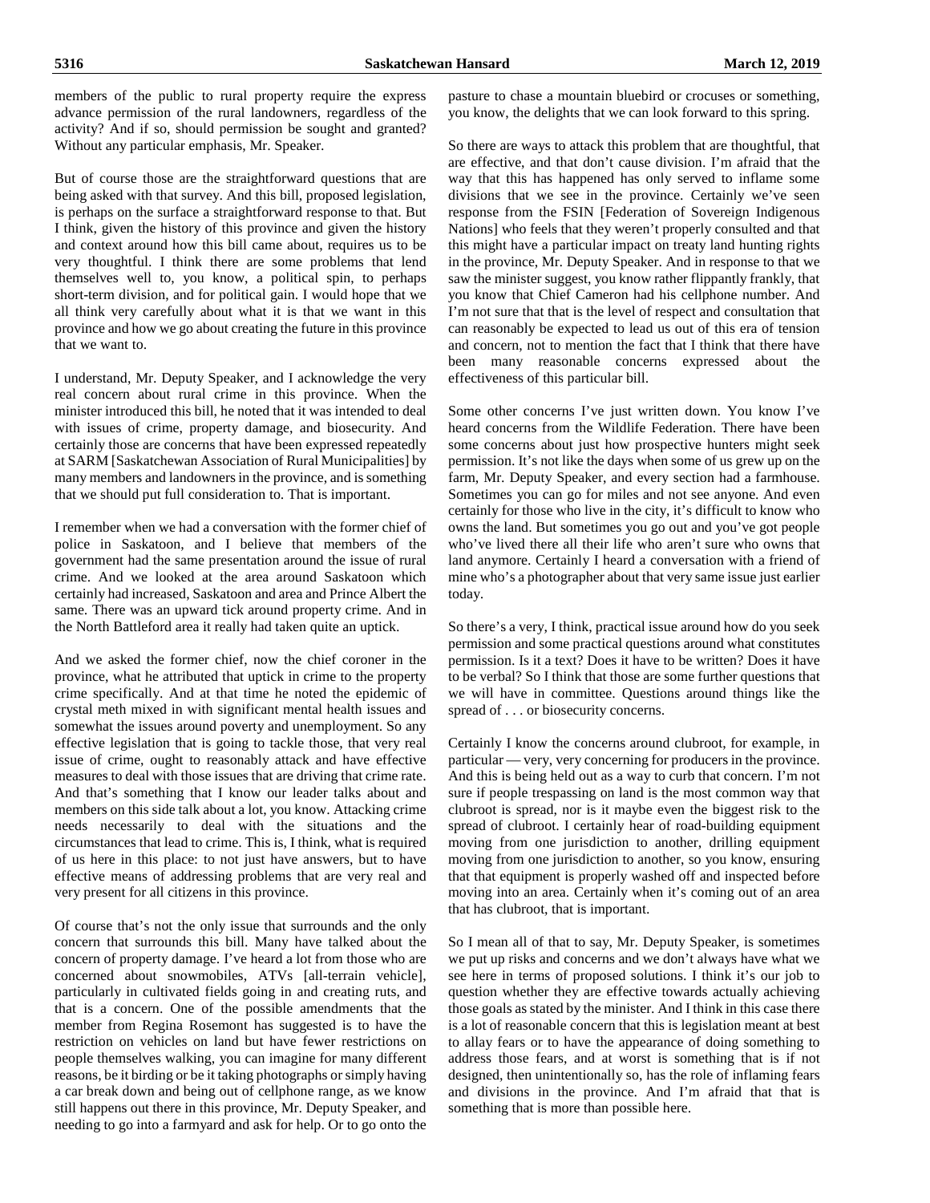members of the public to rural property require the express advance permission of the rural landowners, regardless of the activity? And if so, should permission be sought and granted? Without any particular emphasis, Mr. Speaker.

But of course those are the straightforward questions that are being asked with that survey. And this bill, proposed legislation, is perhaps on the surface a straightforward response to that. But I think, given the history of this province and given the history and context around how this bill came about, requires us to be very thoughtful. I think there are some problems that lend themselves well to, you know, a political spin, to perhaps short-term division, and for political gain. I would hope that we all think very carefully about what it is that we want in this province and how we go about creating the future in this province that we want to.

I understand, Mr. Deputy Speaker, and I acknowledge the very real concern about rural crime in this province. When the minister introduced this bill, he noted that it was intended to deal with issues of crime, property damage, and biosecurity. And certainly those are concerns that have been expressed repeatedly at SARM [Saskatchewan Association of Rural Municipalities] by many members and landowners in the province, and is something that we should put full consideration to. That is important.

I remember when we had a conversation with the former chief of police in Saskatoon, and I believe that members of the government had the same presentation around the issue of rural crime. And we looked at the area around Saskatoon which certainly had increased, Saskatoon and area and Prince Albert the same. There was an upward tick around property crime. And in the North Battleford area it really had taken quite an uptick.

And we asked the former chief, now the chief coroner in the province, what he attributed that uptick in crime to the property crime specifically. And at that time he noted the epidemic of crystal meth mixed in with significant mental health issues and somewhat the issues around poverty and unemployment. So any effective legislation that is going to tackle those, that very real issue of crime, ought to reasonably attack and have effective measures to deal with those issues that are driving that crime rate. And that's something that I know our leader talks about and members on this side talk about a lot, you know. Attacking crime needs necessarily to deal with the situations and the circumstances that lead to crime. This is, I think, what is required of us here in this place: to not just have answers, but to have effective means of addressing problems that are very real and very present for all citizens in this province.

Of course that's not the only issue that surrounds and the only concern that surrounds this bill. Many have talked about the concern of property damage. I've heard a lot from those who are concerned about snowmobiles, ATVs [all-terrain vehicle], particularly in cultivated fields going in and creating ruts, and that is a concern. One of the possible amendments that the member from Regina Rosemont has suggested is to have the restriction on vehicles on land but have fewer restrictions on people themselves walking, you can imagine for many different reasons, be it birding or be it taking photographs or simply having a car break down and being out of cellphone range, as we know still happens out there in this province, Mr. Deputy Speaker, and needing to go into a farmyard and ask for help. Or to go onto the pasture to chase a mountain bluebird or crocuses or something, you know, the delights that we can look forward to this spring.

So there are ways to attack this problem that are thoughtful, that are effective, and that don't cause division. I'm afraid that the way that this has happened has only served to inflame some divisions that we see in the province. Certainly we've seen response from the FSIN [Federation of Sovereign Indigenous Nations] who feels that they weren't properly consulted and that this might have a particular impact on treaty land hunting rights in the province, Mr. Deputy Speaker. And in response to that we saw the minister suggest, you know rather flippantly frankly, that you know that Chief Cameron had his cellphone number. And I'm not sure that that is the level of respect and consultation that can reasonably be expected to lead us out of this era of tension and concern, not to mention the fact that I think that there have been many reasonable concerns expressed about the effectiveness of this particular bill.

Some other concerns I've just written down. You know I've heard concerns from the Wildlife Federation. There have been some concerns about just how prospective hunters might seek permission. It's not like the days when some of us grew up on the farm, Mr. Deputy Speaker, and every section had a farmhouse. Sometimes you can go for miles and not see anyone. And even certainly for those who live in the city, it's difficult to know who owns the land. But sometimes you go out and you've got people who've lived there all their life who aren't sure who owns that land anymore. Certainly I heard a conversation with a friend of mine who's a photographer about that very same issue just earlier today.

So there's a very, I think, practical issue around how do you seek permission and some practical questions around what constitutes permission. Is it a text? Does it have to be written? Does it have to be verbal? So I think that those are some further questions that we will have in committee. Questions around things like the spread of . . . or biosecurity concerns.

Certainly I know the concerns around clubroot, for example, in particular — very, very concerning for producers in the province. And this is being held out as a way to curb that concern. I'm not sure if people trespassing on land is the most common way that clubroot is spread, nor is it maybe even the biggest risk to the spread of clubroot. I certainly hear of road-building equipment moving from one jurisdiction to another, drilling equipment moving from one jurisdiction to another, so you know, ensuring that that equipment is properly washed off and inspected before moving into an area. Certainly when it's coming out of an area that has clubroot, that is important.

So I mean all of that to say, Mr. Deputy Speaker, is sometimes we put up risks and concerns and we don't always have what we see here in terms of proposed solutions. I think it's our job to question whether they are effective towards actually achieving those goals as stated by the minister. And I think in this case there is a lot of reasonable concern that this is legislation meant at best to allay fears or to have the appearance of doing something to address those fears, and at worst is something that is if not designed, then unintentionally so, has the role of inflaming fears and divisions in the province. And I'm afraid that that is something that is more than possible here.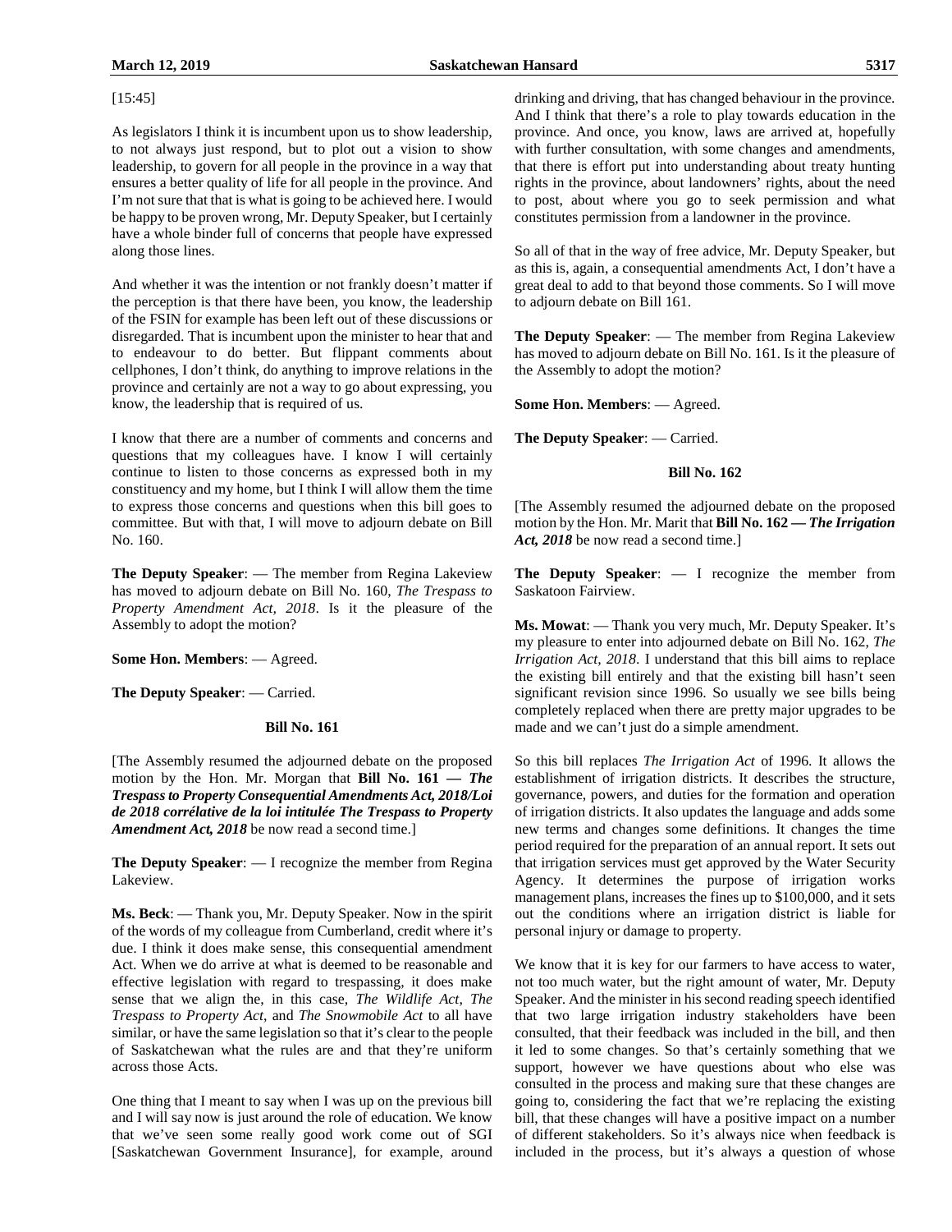[15:45]

As legislators I think it is incumbent upon us to show leadership, to not always just respond, but to plot out a vision to show leadership, to govern for all people in the province in a way that ensures a better quality of life for all people in the province. And I'm not sure that that is what is going to be achieved here. I would be happy to be proven wrong, Mr. Deputy Speaker, but I certainly have a whole binder full of concerns that people have expressed along those lines.

And whether it was the intention or not frankly doesn't matter if the perception is that there have been, you know, the leadership of the FSIN for example has been left out of these discussions or disregarded. That is incumbent upon the minister to hear that and to endeavour to do better. But flippant comments about cellphones, I don't think, do anything to improve relations in the province and certainly are not a way to go about expressing, you know, the leadership that is required of us.

I know that there are a number of comments and concerns and questions that my colleagues have. I know I will certainly continue to listen to those concerns as expressed both in my constituency and my home, but I think I will allow them the time to express those concerns and questions when this bill goes to committee. But with that, I will move to adjourn debate on Bill No. 160.

**The Deputy Speaker**: — The member from Regina Lakeview has moved to adjourn debate on Bill No. 160, *The Trespass to Property Amendment Act, 2018*. Is it the pleasure of the Assembly to adopt the motion?

**Some Hon. Members**: — Agreed.

**The Deputy Speaker**: — Carried.

### Bill No. 161

[The Assembly resumed the adjourned debate on the proposed motion by the Hon. Mr. Morgan that **Bill No. 161 — *The Trespass to Property Consequential Amendments Act, 2018/Loi de 2018 corrélative de la loi intitulée The Trespass to Property Amendment Act, 2018*** be now read a second time.]

**The Deputy Speaker**: — I recognize the member from Regina Lakeview.

**Ms. Beck**: — Thank you, Mr. Deputy Speaker. Now in the spirit of the words of my colleague from Cumberland, credit where it's due. I think it does make sense, this consequential amendment Act. When we do arrive at what is deemed to be reasonable and effective legislation with regard to trespassing, it does make sense that we align the, in this case, *The Wildlife Act*, *The Trespass to Property Act*, and *The Snowmobile Act* to all have similar, or have the same legislation so that it's clear to the people of Saskatchewan what the rules are and that they're uniform across those Acts.

One thing that I meant to say when I was up on the previous bill and I will say now is just around the role of education. We know that we've seen some really good work come out of SGI [Saskatchewan Government Insurance], for example, around drinking and driving, that has changed behaviour in the province. And I think that there's a role to play towards education in the province. And once, you know, laws are arrived at, hopefully with further consultation, with some changes and amendments, that there is effort put into understanding about treaty hunting rights in the province, about landowners' rights, about the need to post, about where you go to seek permission and what constitutes permission from a landowner in the province.

So all of that in the way of free advice, Mr. Deputy Speaker, but as this is, again, a consequential amendments Act, I don't have a great deal to add to that beyond those comments. So I will move to adjourn debate on Bill 161.

**The Deputy Speaker**: — The member from Regina Lakeview has moved to adjourn debate on Bill No. 161. Is it the pleasure of the Assembly to adopt the motion?

**Some Hon. Members**: — Agreed.

**The Deputy Speaker**: — Carried.

### Bill No. 162

[The Assembly resumed the adjourned debate on the proposed motion by the Hon. Mr. Marit that **Bill No. 162 — *The Irrigation Act, 2018*** be now read a second time.]

**The Deputy Speaker**: — I recognize the member from Saskatoon Fairview.

**Ms. Mowat**: — Thank you very much, Mr. Deputy Speaker. It's my pleasure to enter into adjourned debate on Bill No. 162, *The Irrigation Act, 2018*. I understand that this bill aims to replace the existing bill entirely and that the existing bill hasn't seen significant revision since 1996. So usually we see bills being completely replaced when there are pretty major upgrades to be made and we can't just do a simple amendment.

So this bill replaces *The Irrigation Act* of 1996. It allows the establishment of irrigation districts. It describes the structure, governance, powers, and duties for the formation and operation of irrigation districts. It also updates the language and adds some new terms and changes some definitions. It changes the time period required for the preparation of an annual report. It sets out that irrigation services must get approved by the Water Security Agency. It determines the purpose of irrigation works management plans, increases the fines up to $100,000, and it sets out the conditions where an irrigation district is liable for personal injury or damage to property.

We know that it is key for our farmers to have access to water, not too much water, but the right amount of water, Mr. Deputy Speaker. And the minister in his second reading speech identified that two large irrigation industry stakeholders have been consulted, that their feedback was included in the bill, and then it led to some changes. So that's certainly something that we support, however we have questions about who else was consulted in the process and making sure that these changes are going to, considering the fact that we're replacing the existing bill, that these changes will have a positive impact on a number of different stakeholders. So it's always nice when feedback is included in the process, but it's always a question of whose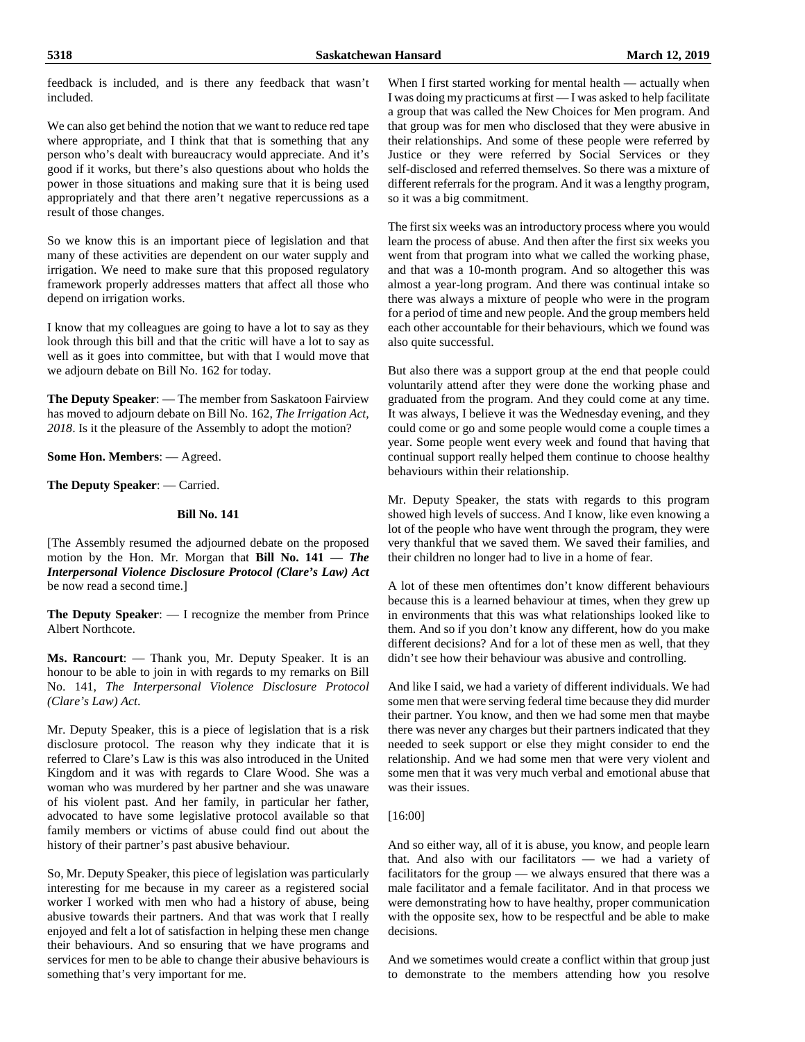feedback is included, and is there any feedback that wasn't included.

We can also get behind the notion that we want to reduce red tape where appropriate, and I think that that is something that any person who's dealt with bureaucracy would appreciate. And it's good if it works, but there's also questions about who holds the power in those situations and making sure that it is being used appropriately and that there aren't negative repercussions as a result of those changes.

So we know this is an important piece of legislation and that many of these activities are dependent on our water supply and irrigation. We need to make sure that this proposed regulatory framework properly addresses matters that affect all those who depend on irrigation works.

I know that my colleagues are going to have a lot to say as they look through this bill and that the critic will have a lot to say as well as it goes into committee, but with that I would move that we adjourn debate on Bill No. 162 for today.

**The Deputy Speaker**: — The member from Saskatoon Fairview has moved to adjourn debate on Bill No. 162, *The Irrigation Act, 2018*. Is it the pleasure of the Assembly to adopt the motion?

**Some Hon. Members**: — Agreed.

**The Deputy Speaker**: — Carried.

**Bill No. 141**

[The Assembly resumed the adjourned debate on the proposed motion by the Hon. Mr. Morgan that **Bill No. 141 — *The Interpersonal Violence Disclosure Protocol (Clare's Law) Act*** be now read a second time.]

**The Deputy Speaker**: — I recognize the member from Prince Albert Northcote.

**Ms. Rancourt**: — Thank you, Mr. Deputy Speaker. It is an honour to be able to join in with regards to my remarks on Bill No. 141, *The Interpersonal Violence Disclosure Protocol (Clare's Law) Act*.

Mr. Deputy Speaker, this is a piece of legislation that is a risk disclosure protocol. The reason why they indicate that it is referred to Clare's Law is this was also introduced in the United Kingdom and it was with regards to Clare Wood. She was a woman who was murdered by her partner and she was unaware of his violent past. And her family, in particular her father, advocated to have some legislative protocol available so that family members or victims of abuse could find out about the history of their partner's past abusive behaviour.

So, Mr. Deputy Speaker, this piece of legislation was particularly interesting for me because in my career as a registered social worker I worked with men who had a history of abuse, being abusive towards their partners. And that was work that I really enjoyed and felt a lot of satisfaction in helping these men change their behaviours. And so ensuring that we have programs and services for men to be able to change their abusive behaviours is something that's very important for me.

When I first started working for mental health — actually when I was doing my practicums at first — I was asked to help facilitate a group that was called the New Choices for Men program. And that group was for men who disclosed that they were abusive in their relationships. And some of these people were referred by Justice or they were referred by Social Services or they self-disclosed and referred themselves. So there was a mixture of different referrals for the program. And it was a lengthy program, so it was a big commitment.

The first six weeks was an introductory process where you would learn the process of abuse. And then after the first six weeks you went from that program into what we called the working phase, and that was a 10-month program. And so altogether this was almost a year-long program. And there was continual intake so there was always a mixture of people who were in the program for a period of time and new people. And the group members held each other accountable for their behaviours, which we found was also quite successful.

But also there was a support group at the end that people could voluntarily attend after they were done the working phase and graduated from the program. And they could come at any time. It was always, I believe it was the Wednesday evening, and they could come or go and some people would come a couple times a year. Some people went every week and found that having that continual support really helped them continue to choose healthy behaviours within their relationship.

Mr. Deputy Speaker, the stats with regards to this program showed high levels of success. And I know, like even knowing a lot of the people who have went through the program, they were very thankful that we saved them. We saved their families, and their children no longer had to live in a home of fear.

A lot of these men oftentimes don't know different behaviours because this is a learned behaviour at times, when they grew up in environments that this was what relationships looked like to them. And so if you don't know any different, how do you make different decisions? And for a lot of these men as well, that they didn't see how their behaviour was abusive and controlling.

And like I said, we had a variety of different individuals. We had some men that were serving federal time because they did murder their partner. You know, and then we had some men that maybe there was never any charges but their partners indicated that they needed to seek support or else they might consider to end the relationship. And we had some men that were very violent and some men that it was very much verbal and emotional abuse that was their issues.

[16:00]

And so either way, all of it is abuse, you know, and people learn that. And also with our facilitators — we had a variety of facilitators for the group — we always ensured that there was a male facilitator and a female facilitator. And in that process we were demonstrating how to have healthy, proper communication with the opposite sex, how to be respectful and be able to make decisions.

And we sometimes would create a conflict within that group just to demonstrate to the members attending how you resolve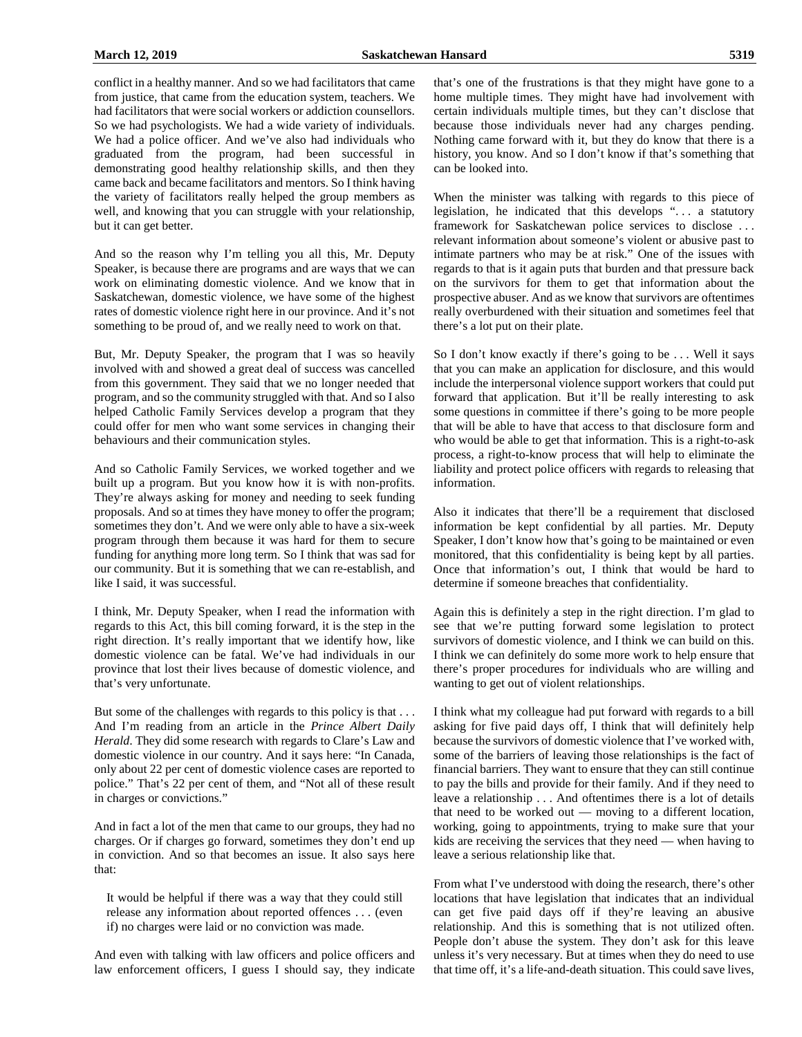conflict in a healthy manner. And so we had facilitators that came from justice, that came from the education system, teachers. We had facilitators that were social workers or addiction counsellors. So we had psychologists. We had a wide variety of individuals. We had a police officer. And we've also had individuals who graduated from the program, had been successful in demonstrating good healthy relationship skills, and then they came back and became facilitators and mentors. So I think having the variety of facilitators really helped the group members as well, and knowing that you can struggle with your relationship, but it can get better.

And so the reason why I'm telling you all this, Mr. Deputy Speaker, is because there are programs and are ways that we can work on eliminating domestic violence. And we know that in Saskatchewan, domestic violence, we have some of the highest rates of domestic violence right here in our province. And it's not something to be proud of, and we really need to work on that.

But, Mr. Deputy Speaker, the program that I was so heavily involved with and showed a great deal of success was cancelled from this government. They said that we no longer needed that program, and so the community struggled with that. And so I also helped Catholic Family Services develop a program that they could offer for men who want some services in changing their behaviours and their communication styles.

And so Catholic Family Services, we worked together and we built up a program. But you know how it is with non-profits. They're always asking for money and needing to seek funding proposals. And so at times they have money to offer the program; sometimes they don't. And we were only able to have a six-week program through them because it was hard for them to secure funding for anything more long term. So I think that was sad for our community. But it is something that we can re-establish, and like I said, it was successful.

I think, Mr. Deputy Speaker, when I read the information with regards to this Act, this bill coming forward, it is the step in the right direction. It's really important that we identify how, like domestic violence can be fatal. We've had individuals in our province that lost their lives because of domestic violence, and that's very unfortunate.

But some of the challenges with regards to this policy is that . . . And I'm reading from an article in the *Prince Albert Daily Herald*. They did some research with regards to Clare's Law and domestic violence in our country. And it says here: "In Canada, only about 22 per cent of domestic violence cases are reported to police." That's 22 per cent of them, and "Not all of these result in charges or convictions."

And in fact a lot of the men that came to our groups, they had no charges. Or if charges go forward, sometimes they don't end up in conviction. And so that becomes an issue. It also says here that:

> It would be helpful if there was a way that they could still release any information about reported offences . . . (even if) no charges were laid or no conviction was made.

And even with talking with law officers and police officers and law enforcement officers, I guess I should say, they indicate that's one of the frustrations is that they might have gone to a home multiple times. They might have had involvement with certain individuals multiple times, but they can't disclose that because those individuals never had any charges pending. Nothing came forward with it, but they do know that there is a history, you know. And so I don't know if that's something that can be looked into.

When the minister was talking with regards to this piece of legislation, he indicated that this develops ". . . a statutory framework for Saskatchewan police services to disclose . . . relevant information about someone's violent or abusive past to intimate partners who may be at risk." One of the issues with regards to that is it again puts that burden and that pressure back on the survivors for them to get that information about the prospective abuser. And as we know that survivors are oftentimes really overburdened with their situation and sometimes feel that there's a lot put on their plate.

So I don't know exactly if there's going to be . . . Well it says that you can make an application for disclosure, and this would include the interpersonal violence support workers that could put forward that application. But it'll be really interesting to ask some questions in committee if there's going to be more people that will be able to have that access to that disclosure form and who would be able to get that information. This is a right-to-ask process, a right-to-know process that will help to eliminate the liability and protect police officers with regards to releasing that information.

Also it indicates that there'll be a requirement that disclosed information be kept confidential by all parties. Mr. Deputy Speaker, I don't know how that's going to be maintained or even monitored, that this confidentiality is being kept by all parties. Once that information's out, I think that would be hard to determine if someone breaches that confidentiality.

Again this is definitely a step in the right direction. I'm glad to see that we're putting forward some legislation to protect survivors of domestic violence, and I think we can build on this. I think we can definitely do some more work to help ensure that there's proper procedures for individuals who are willing and wanting to get out of violent relationships.

I think what my colleague had put forward with regards to a bill asking for five paid days off, I think that will definitely help because the survivors of domestic violence that I've worked with, some of the barriers of leaving those relationships is the fact of financial barriers. They want to ensure that they can still continue to pay the bills and provide for their family. And if they need to leave a relationship . . . And oftentimes there is a lot of details that need to be worked out — moving to a different location, working, going to appointments, trying to make sure that your kids are receiving the services that they need — when having to leave a serious relationship like that.

From what I've understood with doing the research, there's other locations that have legislation that indicates that an individual can get five paid days off if they're leaving an abusive relationship. And this is something that is not utilized often. People don't abuse the system. They don't ask for this leave unless it's very necessary. But at times when they do need to use that time off, it's a life-and-death situation. This could save lives,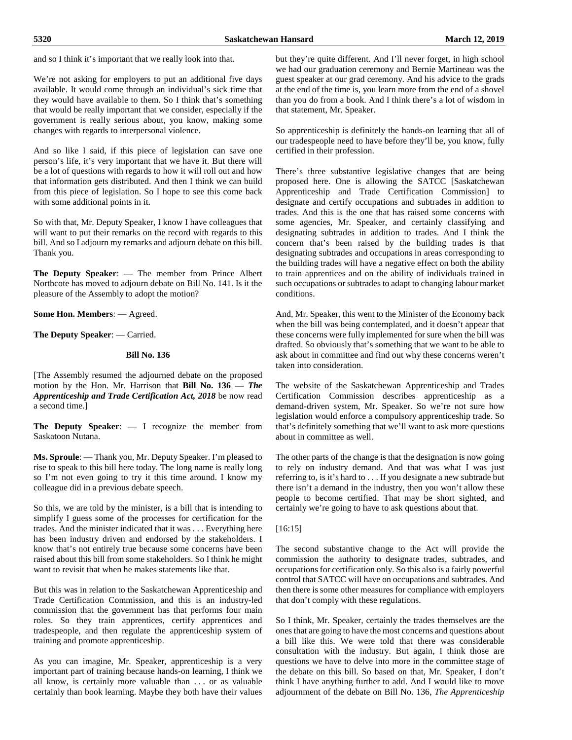and so I think it's important that we really look into that.

We're not asking for employers to put an additional five days available. It would come through an individual's sick time that they would have available to them. So I think that's something that would be really important that we consider, especially if the government is really serious about, you know, making some changes with regards to interpersonal violence.

And so like I said, if this piece of legislation can save one person's life, it's very important that we have it. But there will be a lot of questions with regards to how it will roll out and how that information gets distributed. And then I think we can build from this piece of legislation. So I hope to see this come back with some additional points in it.

So with that, Mr. Deputy Speaker, I know I have colleagues that will want to put their remarks on the record with regards to this bill. And so I adjourn my remarks and adjourn debate on this bill. Thank you.

**The Deputy Speaker**: — The member from Prince Albert Northcote has moved to adjourn debate on Bill No. 141. Is it the pleasure of the Assembly to adopt the motion?

**Some Hon. Members**: — Agreed.

**The Deputy Speaker**: — Carried.

### Bill No. 136

[The Assembly resumed the adjourned debate on the proposed motion by the Hon. Mr. Harrison that **Bill No. 136 — *The Apprenticeship and Trade Certification Act, 2018*** be now read a second time.]

**The Deputy Speaker**: — I recognize the member from Saskatoon Nutana.

**Ms. Sproule**: — Thank you, Mr. Deputy Speaker. I'm pleased to rise to speak to this bill here today. The long name is really long so I'm not even going to try it this time around. I know my colleague did in a previous debate speech.

So this, we are told by the minister, is a bill that is intending to simplify I guess some of the processes for certification for the trades. And the minister indicated that it was . . . Everything here has been industry driven and endorsed by the stakeholders. I know that's not entirely true because some concerns have been raised about this bill from some stakeholders. So I think he might want to revisit that when he makes statements like that.

But this was in relation to the Saskatchewan Apprenticeship and Trade Certification Commission, and this is an industry-led commission that the government has that performs four main roles. So they train apprentices, certify apprentices and tradespeople, and then regulate the apprenticeship system of training and promote apprenticeship.

As you can imagine, Mr. Speaker, apprenticeship is a very important part of training because hands-on learning, I think we all know, is certainly more valuable than . . . or as valuable certainly than book learning. Maybe they both have their values but they're quite different. And I'll never forget, in high school we had our graduation ceremony and Bernie Martineau was the guest speaker at our grad ceremony. And his advice to the grads at the end of the time is, you learn more from the end of a shovel than you do from a book. And I think there's a lot of wisdom in that statement, Mr. Speaker.

So apprenticeship is definitely the hands-on learning that all of our tradespeople need to have before they'll be, you know, fully certified in their profession.

There's three substantive legislative changes that are being proposed here. One is allowing the SATCC [Saskatchewan Apprenticeship and Trade Certification Commission] to designate and certify occupations and subtrades in addition to trades. And this is the one that has raised some concerns with some agencies, Mr. Speaker, and certainly classifying and designating subtrades in addition to trades. And I think the concern that's been raised by the building trades is that designating subtrades and occupations in areas corresponding to the building trades will have a negative effect on both the ability to train apprentices and on the ability of individuals trained in such occupations or subtrades to adapt to changing labour market conditions.

And, Mr. Speaker, this went to the Minister of the Economy back when the bill was being contemplated, and it doesn't appear that these concerns were fully implemented for sure when the bill was drafted. So obviously that's something that we want to be able to ask about in committee and find out why these concerns weren't taken into consideration.

The website of the Saskatchewan Apprenticeship and Trades Certification Commission describes apprenticeship as a demand-driven system, Mr. Speaker. So we're not sure how legislation would enforce a compulsory apprenticeship trade. So that's definitely something that we'll want to ask more questions about in committee as well.

The other parts of the change is that the designation is now going to rely on industry demand. And that was what I was just referring to, is it's hard to . . . If you designate a new subtrade but there isn't a demand in the industry, then you won't allow these people to become certified. That may be short sighted, and certainly we're going to have to ask questions about that.

[16:15]

The second substantive change to the Act will provide the commission the authority to designate trades, subtrades, and occupations for certification only. So this also is a fairly powerful control that SATCC will have on occupations and subtrades. And then there is some other measures for compliance with employers that don't comply with these regulations.

So I think, Mr. Speaker, certainly the trades themselves are the ones that are going to have the most concerns and questions about a bill like this. We were told that there was considerable consultation with the industry. But again, I think those are questions we have to delve into more in the committee stage of the debate on this bill. So based on that, Mr. Speaker, I don't think I have anything further to add. And I would like to move adjournment of the debate on Bill No. 136, *The Apprenticeship*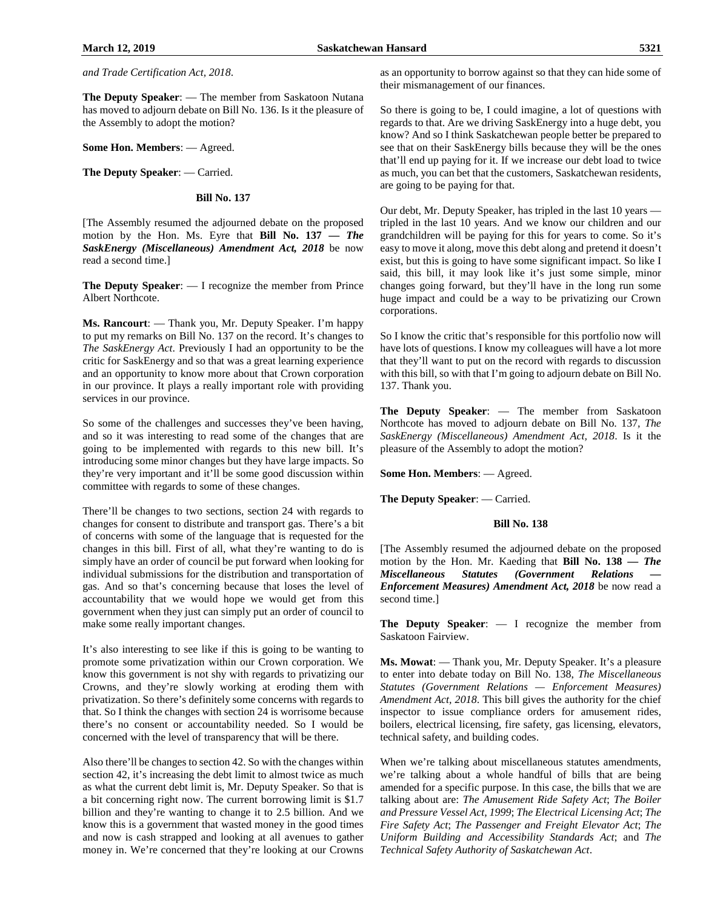*and Trade Certification Act, 2018*.

**The Deputy Speaker**: — The member from Saskatoon Nutana has moved to adjourn debate on Bill No. 136. Is it the pleasure of the Assembly to adopt the motion?

**Some Hon. Members**: — Agreed.

**The Deputy Speaker**: — Carried.

**Bill No. 137**

[The Assembly resumed the adjourned debate on the proposed motion by the Hon. Ms. Eyre that **Bill No. 137 — *The SaskEnergy (Miscellaneous) Amendment Act, 2018*** be now read a second time.]

**The Deputy Speaker**: — I recognize the member from Prince Albert Northcote.

**Ms. Rancourt**: — Thank you, Mr. Deputy Speaker. I'm happy to put my remarks on Bill No. 137 on the record. It's changes to *The SaskEnergy Act*. Previously I had an opportunity to be the critic for SaskEnergy and so that was a great learning experience and an opportunity to know more about that Crown corporation in our province. It plays a really important role with providing services in our province.

So some of the challenges and successes they've been having, and so it was interesting to read some of the changes that are going to be implemented with regards to this new bill. It's introducing some minor changes but they have large impacts. So they're very important and it'll be some good discussion within committee with regards to some of these changes.

There'll be changes to two sections, section 24 with regards to changes for consent to distribute and transport gas. There's a bit of concerns with some of the language that is requested for the changes in this bill. First of all, what they're wanting to do is simply have an order of council be put forward when looking for individual submissions for the distribution and transportation of gas. And so that's concerning because that loses the level of accountability that we would hope we would get from this government when they just can simply put an order of council to make some really important changes.

It's also interesting to see like if this is going to be wanting to promote some privatization within our Crown corporation. We know this government is not shy with regards to privatizing our Crowns, and they're slowly working at eroding them with privatization. So there's definitely some concerns with regards to that. So I think the changes with section 24 is worrisome because there's no consent or accountability needed. So I would be concerned with the level of transparency that will be there.

Also there'll be changes to section 42. So with the changes within section 42, it's increasing the debt limit to almost twice as much as what the current debt limit is, Mr. Deputy Speaker. So that is a bit concerning right now. The current borrowing limit is $1.7 billion and they're wanting to change it to 2.5 billion. And we know this is a government that wasted money in the good times and now is cash strapped and looking at all avenues to gather money in. We're concerned that they're looking at our Crowns as an opportunity to borrow against so that they can hide some of their mismanagement of our finances.

So there is going to be, I could imagine, a lot of questions with regards to that. Are we driving SaskEnergy into a huge debt, you know? And so I think Saskatchewan people better be prepared to see that on their SaskEnergy bills because they will be the ones that'll end up paying for it. If we increase our debt load to twice as much, you can bet that the customers, Saskatchewan residents, are going to be paying for that.

Our debt, Mr. Deputy Speaker, has tripled in the last 10 years — tripled in the last 10 years. And we know our children and our grandchildren will be paying for this for years to come. So it's easy to move it along, move this debt along and pretend it doesn't exist, but this is going to have some significant impact. So like I said, this bill, it may look like it's just some simple, minor changes going forward, but they'll have in the long run some huge impact and could be a way to be privatizing our Crown corporations.

So I know the critic that's responsible for this portfolio now will have lots of questions. I know my colleagues will have a lot more that they'll want to put on the record with regards to discussion with this bill, so with that I'm going to adjourn debate on Bill No. 137. Thank you.

**The Deputy Speaker**: — The member from Saskatoon Northcote has moved to adjourn debate on Bill No. 137, *The SaskEnergy (Miscellaneous) Amendment Act, 2018*. Is it the pleasure of the Assembly to adopt the motion?

**Some Hon. Members**: — Agreed.

**The Deputy Speaker**: — Carried.

**Bill No. 138**

[The Assembly resumed the adjourned debate on the proposed motion by the Hon. Mr. Kaeding that **Bill No. 138 — *The Miscellaneous Statutes (Government Relations — Enforcement Measures) Amendment Act, 2018*** be now read a second time.]

**The Deputy Speaker**: — I recognize the member from Saskatoon Fairview.

**Ms. Mowat**: — Thank you, Mr. Deputy Speaker. It's a pleasure to enter into debate today on Bill No. 138, *The Miscellaneous Statutes (Government Relations — Enforcement Measures) Amendment Act, 2018*. This bill gives the authority for the chief inspector to issue compliance orders for amusement rides, boilers, electrical licensing, fire safety, gas licensing, elevators, technical safety, and building codes.

When we're talking about miscellaneous statutes amendments, we're talking about a whole handful of bills that are being amended for a specific purpose. In this case, the bills that we are talking about are: *The Amusement Ride Safety Act*; *The Boiler and Pressure Vessel Act, 1999*; *The Electrical Licensing Act*; *The Fire Safety Act*; *The Passenger and Freight Elevator Act*; *The Uniform Building and Accessibility Standards Act*; and *The Technical Safety Authority of Saskatchewan Act*.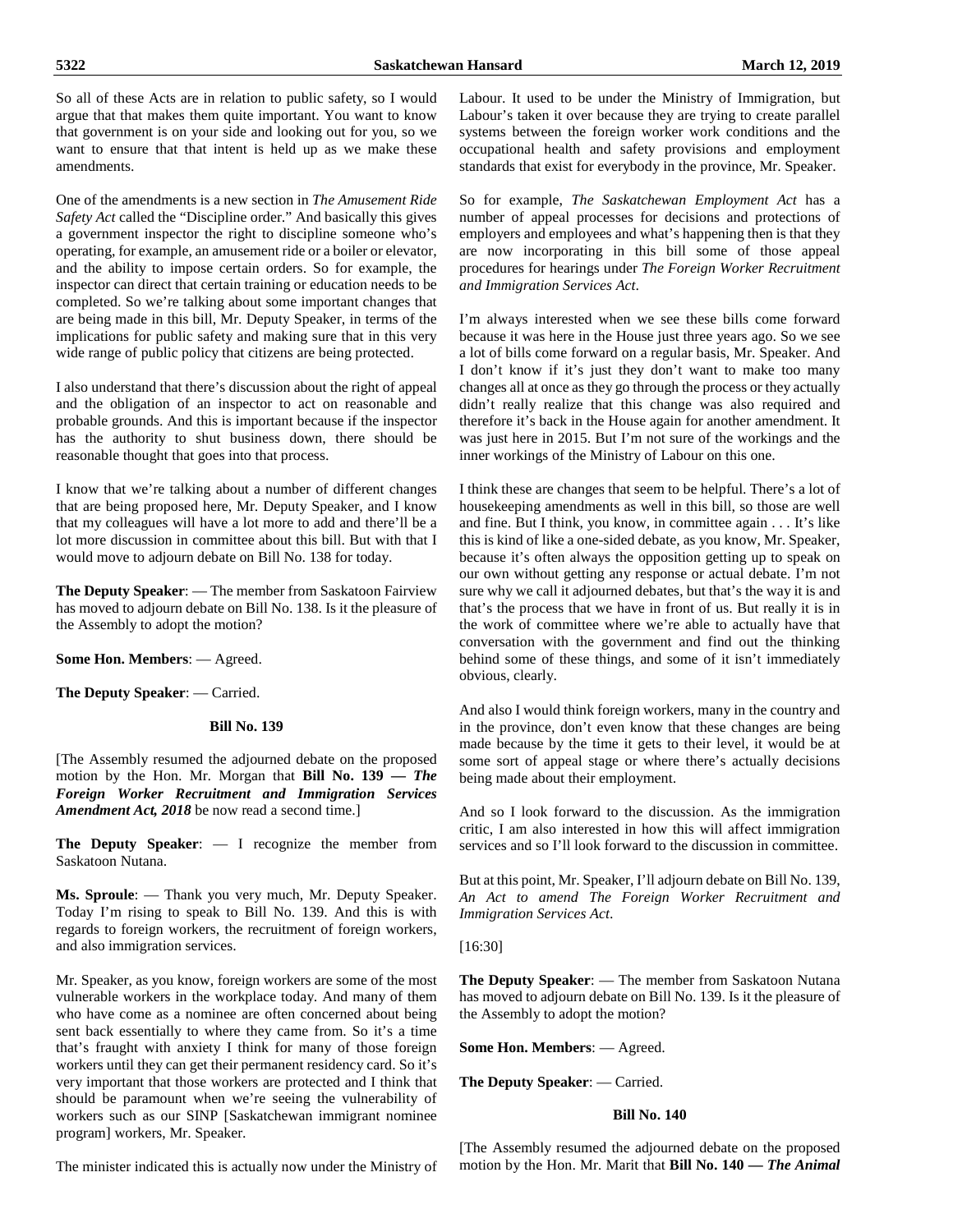So all of these Acts are in relation to public safety, so I would argue that that makes them quite important. You want to know that government is on your side and looking out for you, so we want to ensure that that intent is held up as we make these amendments.

One of the amendments is a new section in *The Amusement Ride Safety Act* called the "Discipline order." And basically this gives a government inspector the right to discipline someone who's operating, for example, an amusement ride or a boiler or elevator, and the ability to impose certain orders. So for example, the inspector can direct that certain training or education needs to be completed. So we're talking about some important changes that are being made in this bill, Mr. Deputy Speaker, in terms of the implications for public safety and making sure that in this very wide range of public policy that citizens are being protected.

I also understand that there's discussion about the right of appeal and the obligation of an inspector to act on reasonable and probable grounds. And this is important because if the inspector has the authority to shut business down, there should be reasonable thought that goes into that process.

I know that we're talking about a number of different changes that are being proposed here, Mr. Deputy Speaker, and I know that my colleagues will have a lot more to add and there'll be a lot more discussion in committee about this bill. But with that I would move to adjourn debate on Bill No. 138 for today.

**The Deputy Speaker**: — The member from Saskatoon Fairview has moved to adjourn debate on Bill No. 138. Is it the pleasure of the Assembly to adopt the motion?

**Some Hon. Members**: — Agreed.

**The Deputy Speaker**: — Carried.

### Bill No. 139

[The Assembly resumed the adjourned debate on the proposed motion by the Hon. Mr. Morgan that **Bill No. 139 — *The Foreign Worker Recruitment and Immigration Services Amendment Act, 2018*** be now read a second time.]

**The Deputy Speaker**: — I recognize the member from Saskatoon Nutana.

**Ms. Sproule**: — Thank you very much, Mr. Deputy Speaker. Today I'm rising to speak to Bill No. 139. And this is with regards to foreign workers, the recruitment of foreign workers, and also immigration services.

Mr. Speaker, as you know, foreign workers are some of the most vulnerable workers in the workplace today. And many of them who have come as a nominee are often concerned about being sent back essentially to where they came from. So it's a time that's fraught with anxiety I think for many of those foreign workers until they can get their permanent residency card. So it's very important that those workers are protected and I think that should be paramount when we're seeing the vulnerability of workers such as our SINP [Saskatchewan immigrant nominee program] workers, Mr. Speaker.

The minister indicated this is actually now under the Ministry of Labour. It used to be under the Ministry of Immigration, but Labour's taken it over because they are trying to create parallel systems between the foreign worker work conditions and the occupational health and safety provisions and employment standards that exist for everybody in the province, Mr. Speaker.

So for example, *The Saskatchewan Employment Act* has a number of appeal processes for decisions and protections of employers and employees and what's happening then is that they are now incorporating in this bill some of those appeal procedures for hearings under *The Foreign Worker Recruitment and Immigration Services Act*.

I'm always interested when we see these bills come forward because it was here in the House just three years ago. So we see a lot of bills come forward on a regular basis, Mr. Speaker. And I don't know if it's just they don't want to make too many changes all at once as they go through the process or they actually didn't really realize that this change was also required and therefore it's back in the House again for another amendment. It was just here in 2015. But I'm not sure of the workings and the inner workings of the Ministry of Labour on this one.

I think these are changes that seem to be helpful. There's a lot of housekeeping amendments as well in this bill, so those are well and fine. But I think, you know, in committee again . . . It's like this is kind of like a one-sided debate, as you know, Mr. Speaker, because it's often always the opposition getting up to speak on our own without getting any response or actual debate. I'm not sure why we call it adjourned debates, but that's the way it is and that's the process that we have in front of us. But really it is in the work of committee where we're able to actually have that conversation with the government and find out the thinking behind some of these things, and some of it isn't immediately obvious, clearly.

And also I would think foreign workers, many in the country and in the province, don't even know that these changes are being made because by the time it gets to their level, it would be at some sort of appeal stage or where there's actually decisions being made about their employment.

And so I look forward to the discussion. As the immigration critic, I am also interested in how this will affect immigration services and so I'll look forward to the discussion in committee.

But at this point, Mr. Speaker, I'll adjourn debate on Bill No. 139, *An Act to amend The Foreign Worker Recruitment and Immigration Services Act*.

[16:30]

**The Deputy Speaker**: — The member from Saskatoon Nutana has moved to adjourn debate on Bill No. 139. Is it the pleasure of the Assembly to adopt the motion?

**Some Hon. Members**: — Agreed.

**The Deputy Speaker**: — Carried.

### Bill No. 140

[The Assembly resumed the adjourned debate on the proposed motion by the Hon. Mr. Marit that **Bill No. 140 — *The Animal***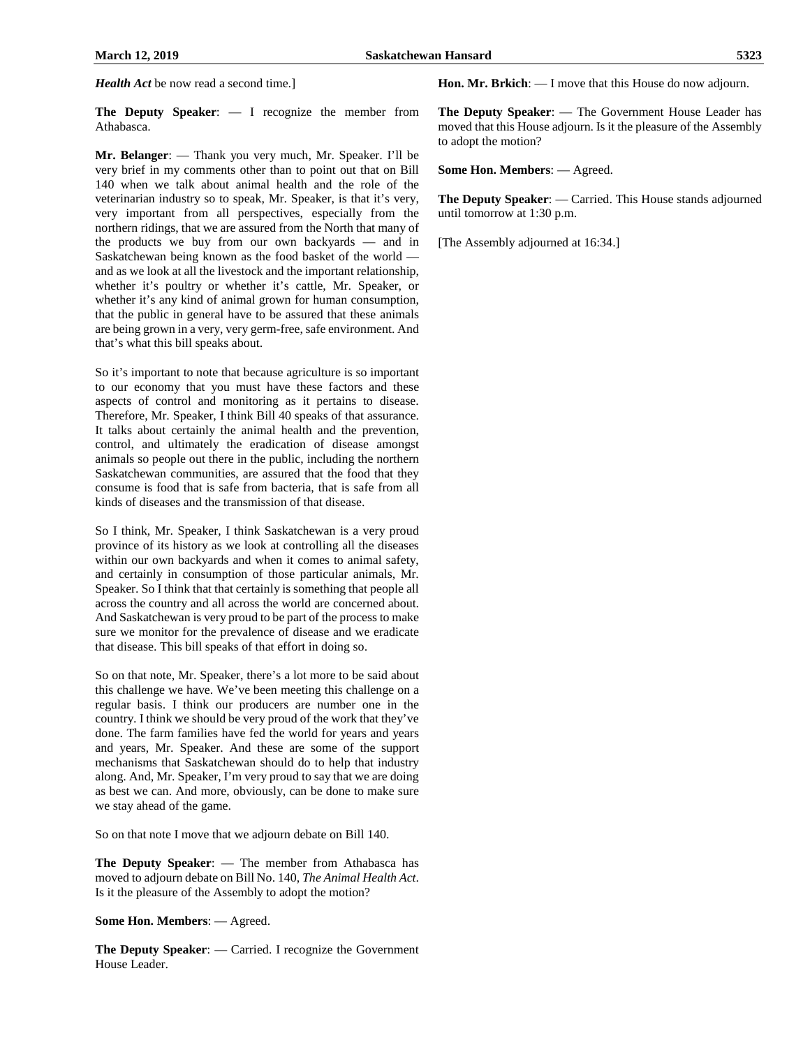*Health Act* be now read a second time.]

**The Deputy Speaker**: — I recognize the member from Athabasca.

**Mr. Belanger**: — Thank you very much, Mr. Speaker. I'll be very brief in my comments other than to point out that on Bill 140 when we talk about animal health and the role of the veterinarian industry so to speak, Mr. Speaker, is that it's very, very important from all perspectives, especially from the northern ridings, that we are assured from the North that many of the products we buy from our own backyards — and in Saskatchewan being known as the food basket of the world — and as we look at all the livestock and the important relationship, whether it's poultry or whether it's cattle, Mr. Speaker, or whether it's any kind of animal grown for human consumption, that the public in general have to be assured that these animals are being grown in a very, very germ-free, safe environment. And that's what this bill speaks about.

So it's important to note that because agriculture is so important to our economy that you must have these factors and these aspects of control and monitoring as it pertains to disease. Therefore, Mr. Speaker, I think Bill 40 speaks of that assurance. It talks about certainly the animal health and the prevention, control, and ultimately the eradication of disease amongst animals so people out there in the public, including the northern Saskatchewan communities, are assured that the food that they consume is food that is safe from bacteria, that is safe from all kinds of diseases and the transmission of that disease.

So I think, Mr. Speaker, I think Saskatchewan is a very proud province of its history as we look at controlling all the diseases within our own backyards and when it comes to animal safety, and certainly in consumption of those particular animals, Mr. Speaker. So I think that that certainly is something that people all across the country and all across the world are concerned about. And Saskatchewan is very proud to be part of the process to make sure we monitor for the prevalence of disease and we eradicate that disease. This bill speaks of that effort in doing so.

So on that note, Mr. Speaker, there's a lot more to be said about this challenge we have. We've been meeting this challenge on a regular basis. I think our producers are number one in the country. I think we should be very proud of the work that they've done. The farm families have fed the world for years and years and years, Mr. Speaker. And these are some of the support mechanisms that Saskatchewan should do to help that industry along. And, Mr. Speaker, I'm very proud to say that we are doing as best we can. And more, obviously, can be done to make sure we stay ahead of the game.

So on that note I move that we adjourn debate on Bill 140.

**The Deputy Speaker**: — The member from Athabasca has moved to adjourn debate on Bill No. 140, *The Animal Health Act*. Is it the pleasure of the Assembly to adopt the motion?

**Some Hon. Members**: — Agreed.

**The Deputy Speaker**: — Carried. I recognize the Government House Leader.

**Hon. Mr. Brkich**: — I move that this House do now adjourn.

**The Deputy Speaker**: — The Government House Leader has moved that this House adjourn. Is it the pleasure of the Assembly to adopt the motion?

**Some Hon. Members**: — Agreed.

**The Deputy Speaker**: — Carried. This House stands adjourned until tomorrow at 1:30 p.m.

[The Assembly adjourned at 16:34.]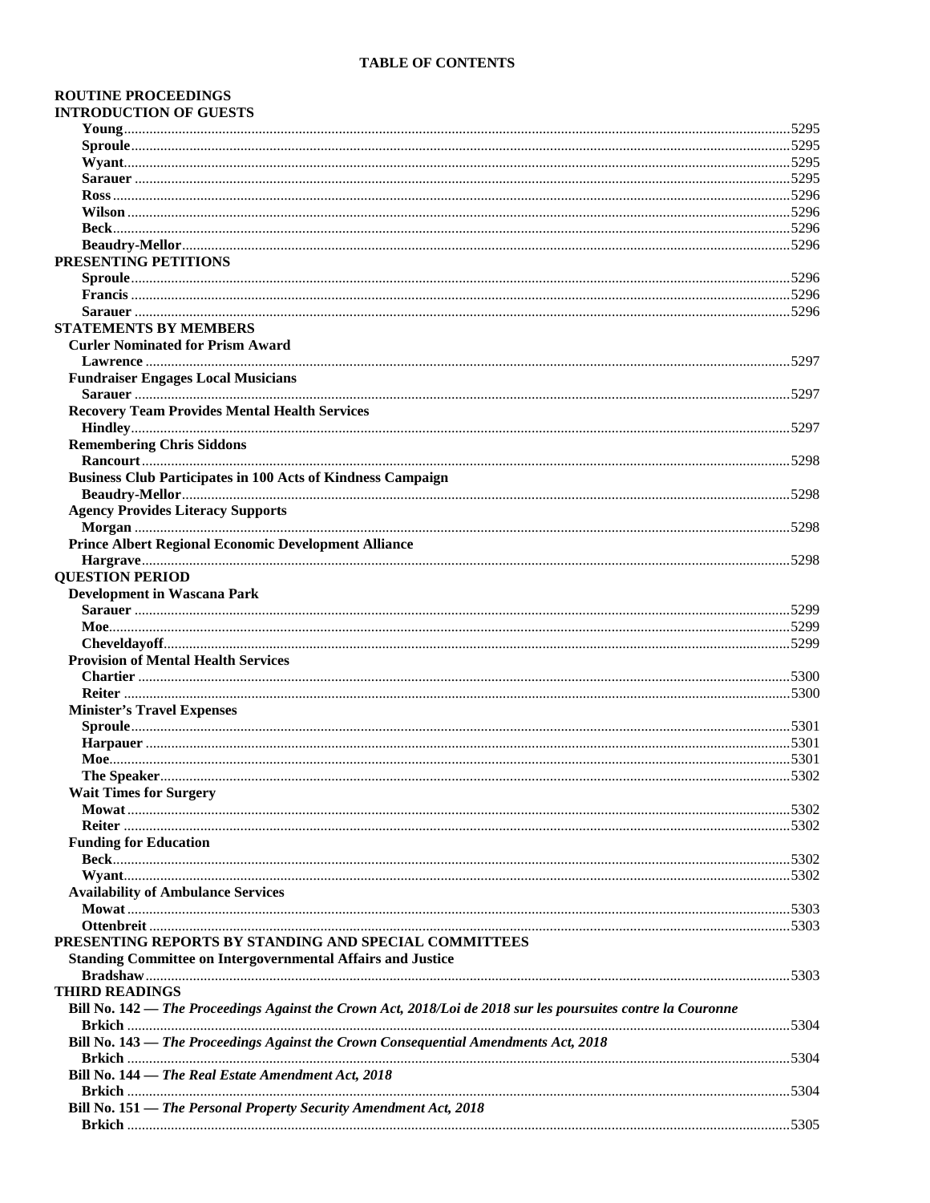## TABLE OF CONTENTS

### ROUTINE PROCEEDINGS

#### INTRODUCTION OF GUESTS

**Young** ... 5295
**Sproule** ... 5295
**Wyant** ... 5295
**Sarauer** ... 5295
**Ross** ... 5296
**Wilson** ... 5296
**Beck** ... 5296
**Beaudry-Mellor** ... 5296

#### PRESENTING PETITIONS

**Sproule** ... 5296
**Francis** ... 5296
**Sarauer** ... 5296

#### STATEMENTS BY MEMBERS

**Curler Nominated for Prism Award**
**Lawrence** ... 5297

**Fundraiser Engages Local Musicians**
**Sarauer** ... 5297

**Recovery Team Provides Mental Health Services**
**Hindley** ... 5297

**Remembering Chris Siddons**
**Rancourt** ... 5298

**Business Club Participates in 100 Acts of Kindness Campaign**
**Beaudry-Mellor** ... 5298

**Agency Provides Literacy Supports**
**Morgan** ... 5298

**Prince Albert Regional Economic Development Alliance**
**Hargrave** ... 5298

#### QUESTION PERIOD

**Development in Wascana Park**
**Sarauer** ... 5299
**Moe** ... 5299
**Cheveldayoff** ... 5299

**Provision of Mental Health Services**
**Chartier** ... 5300
**Reiter** ... 5300

**Minister's Travel Expenses**
**Sproule** ... 5301
**Harpauer** ... 5301
**Moe** ... 5301
**The Speaker** ... 5302

**Wait Times for Surgery**
**Mowat** ... 5302
**Reiter** ... 5302

**Funding for Education**
**Beck** ... 5302
**Wyant** ... 5302

**Availability of Ambulance Services**
**Mowat** ... 5303
**Ottenbreit** ... 5303

#### PRESENTING REPORTS BY STANDING AND SPECIAL COMMITTEES

**Standing Committee on Intergovernmental Affairs and Justice**
**Bradshaw** ... 5303

#### THIRD READINGS

**Bill No. 142 — *The Proceedings Against the Crown Act, 2018/Loi de 2018 sur les poursuites contre la Couronne***
**Brkich** ... 5304

**Bill No. 143 — *The Proceedings Against the Crown Consequential Amendments Act, 2018***
**Brkich** ... 5304

**Bill No. 144 — *The Real Estate Amendment Act, 2018***
**Brkich** ... 5304

**Bill No. 151 — *The Personal Property Security Amendment Act, 2018***
**Brkich** ... 5305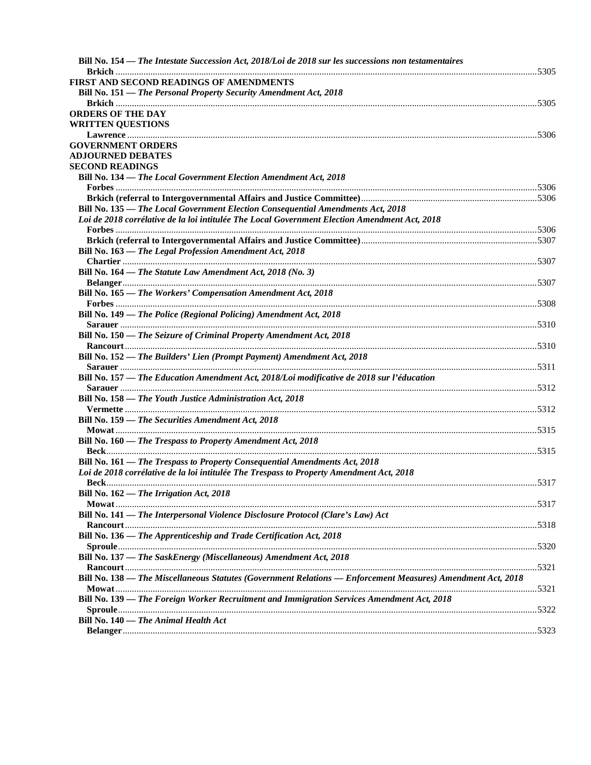**Bill No. 154 — *The Intestate Succession Act, 2018/Loi de 2018 sur les successions non testamentaires***

**Brkich** ..................................................................................................................................5305

**FIRST AND SECOND READINGS OF AMENDMENTS**

**Bill No. 151 — *The Personal Property Security Amendment Act, 2018***

**Brkich** ..................................................................................................................................5305

**ORDERS OF THE DAY**

**WRITTEN QUESTIONS**

**Lawrence** ..............................................................................................................................5306

**GOVERNMENT ORDERS**

**ADJOURNED DEBATES**

**SECOND READINGS**

**Bill No. 134 — *The Local Government Election Amendment Act, 2018***

**Forbes** ..................................................................................................................................5306

**Brkich (referral to Intergovernmental Affairs and Justice Committee)**..........................................5306

**Bill No. 135 — *The Local Government Election Consequential Amendments Act, 2018***

***Loi de 2018 corrélative de la loi intitulée The Local Government Election Amendment Act, 2018***

**Forbes** ..................................................................................................................................5306

**Brkich (referral to Intergovernmental Affairs and Justice Committee)**..........................................5307

**Bill No. 163 — *The Legal Profession Amendment Act, 2018***

**Chartier** ................................................................................................................................5307

**Bill No. 164 — *The Statute Law Amendment Act, 2018 (No. 3)***

**Belanger**................................................................................................................................5307

**Bill No. 165 — *The Workers' Compensation Amendment Act, 2018***

**Forbes** ..................................................................................................................................5308

**Bill No. 149 — *The Police (Regional Policing) Amendment Act, 2018***

**Sarauer** ................................................................................................................................5310

**Bill No. 150 — *The Seizure of Criminal Property Amendment Act, 2018***

**Rancourt**...............................................................................................................................5310

**Bill No. 152 — *The Builders' Lien (Prompt Payment) Amendment Act, 2018***

**Sarauer** ................................................................................................................................5311

**Bill No. 157 — *The Education Amendment Act, 2018/Loi modificative de 2018 sur l'éducation***

**Sarauer** ................................................................................................................................5312

**Bill No. 158 — *The Youth Justice Administration Act, 2018***

**Vermette** ...............................................................................................................................5312

**Bill No. 159 — *The Securities Amendment Act, 2018***

**Mowat**..................................................................................................................................5315

**Bill No. 160 — *The Trespass to Property Amendment Act, 2018***

**Beck**.....................................................................................................................................5315

**Bill No. 161 — *The Trespass to Property Consequential Amendments Act, 2018***

***Loi de 2018 corrélative de la loi intitulée The Trespass to Property Amendment Act, 2018***

**Beck**.....................................................................................................................................5317

**Bill No. 162 — *The Irrigation Act, 2018***

**Mowat**..................................................................................................................................5317

**Bill No. 141 — *The Interpersonal Violence Disclosure Protocol (Clare's Law) Act***

**Rancourt**...............................................................................................................................5318

**Bill No. 136 — *The Apprenticeship and Trade Certification Act, 2018***

**Sproule**.................................................................................................................................5320

**Bill No. 137 — *The SaskEnergy (Miscellaneous) Amendment Act, 2018***

**Rancourt**...............................................................................................................................5321

**Bill No. 138 — *The Miscellaneous Statutes (Government Relations — Enforcement Measures) Amendment Act, 2018***

**Mowat**..................................................................................................................................5321

**Bill No. 139 — *The Foreign Worker Recruitment and Immigration Services Amendment Act, 2018***

**Sproule**.................................................................................................................................5322

**Bill No. 140 — *The Animal Health Act***

**Belanger**................................................................................................................................5323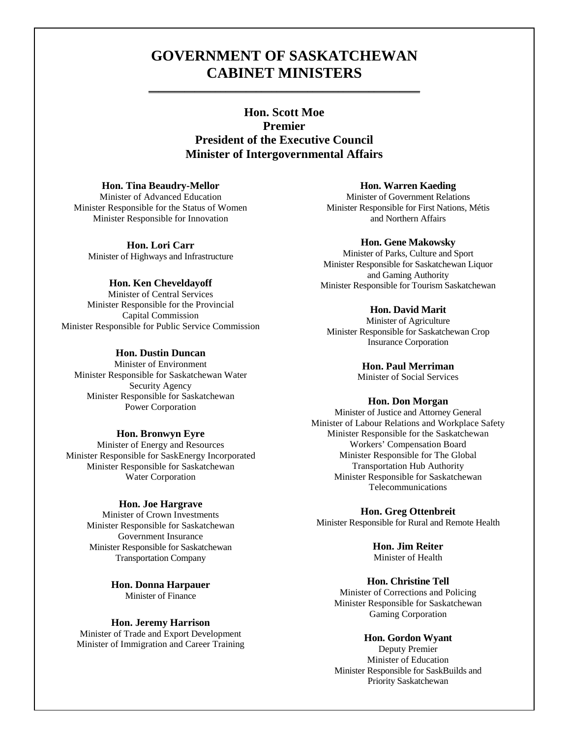# GOVERNMENT OF SASKATCHEWAN CABINET MINISTERS

**Hon. Scott Moe**
**Premier**
**President of the Executive Council**
**Minister of Intergovernmental Affairs**

**Hon. Tina Beaudry-Mellor**
Minister of Advanced Education
Minister Responsible for the Status of Women
Minister Responsible for Innovation

**Hon. Lori Carr**
Minister of Highways and Infrastructure

**Hon. Ken Cheveldayoff**
Minister of Central Services
Minister Responsible for the Provincial Capital Commission
Minister Responsible for Public Service Commission

**Hon. Dustin Duncan**
Minister of Environment
Minister Responsible for Saskatchewan Water Security Agency
Minister Responsible for Saskatchewan Power Corporation

**Hon. Bronwyn Eyre**
Minister of Energy and Resources
Minister Responsible for SaskEnergy Incorporated
Minister Responsible for Saskatchewan Water Corporation

**Hon. Joe Hargrave**
Minister of Crown Investments
Minister Responsible for Saskatchewan Government Insurance
Minister Responsible for Saskatchewan Transportation Company

**Hon. Donna Harpauer**
Minister of Finance

**Hon. Jeremy Harrison**
Minister of Trade and Export Development
Minister of Immigration and Career Training

**Hon. Warren Kaeding**
Minister of Government Relations
Minister Responsible for First Nations, Métis and Northern Affairs

**Hon. Gene Makowsky**
Minister of Parks, Culture and Sport
Minister Responsible for Saskatchewan Liquor and Gaming Authority
Minister Responsible for Tourism Saskatchewan

**Hon. David Marit**
Minister of Agriculture
Minister Responsible for Saskatchewan Crop Insurance Corporation

**Hon. Paul Merriman**
Minister of Social Services

**Hon. Don Morgan**
Minister of Justice and Attorney General
Minister of Labour Relations and Workplace Safety
Minister Responsible for the Saskatchewan Workers' Compensation Board
Minister Responsible for The Global Transportation Hub Authority
Minister Responsible for Saskatchewan Telecommunications

**Hon. Greg Ottenbreit**
Minister Responsible for Rural and Remote Health

**Hon. Jim Reiter**
Minister of Health

**Hon. Christine Tell**
Minister of Corrections and Policing
Minister Responsible for Saskatchewan Gaming Corporation

**Hon. Gordon Wyant**
Deputy Premier
Minister of Education
Minister Responsible for SaskBuilds and Priority Saskatchewan